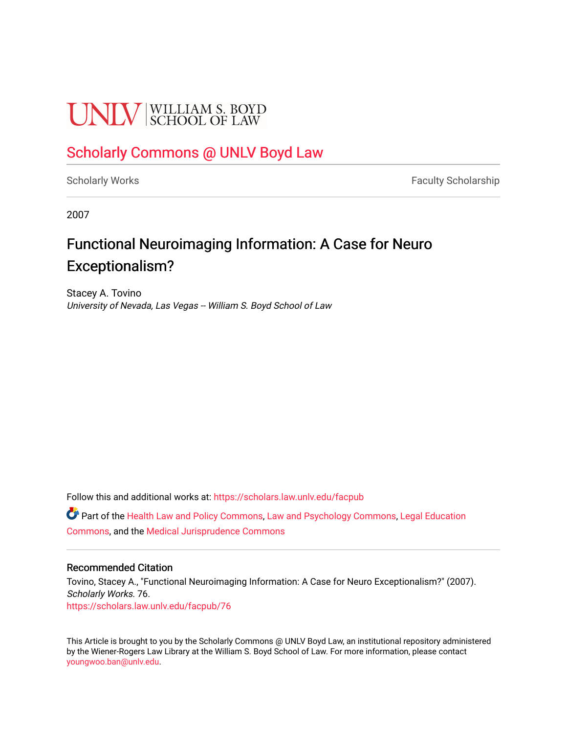UNLV | WILLIAM S. BOYD SCHOOL OF LAW

# Scholarly Commons @ UNLV Boyd Law

Scholarly Works | Faculty Scholarship

2007

## Functional Neuroimaging Information: A Case for Neuro Exceptionalism?

Stacey A. Tovino
*University of Nevada, Las Vegas -- William S. Boyd School of Law*

Follow this and additional works at: https://scholars.law.unlv.edu/facpub

Part of the Health Law and Policy Commons, Law and Psychology Commons, Legal Education Commons, and the Medical Jurisprudence Commons

### Recommended Citation

Tovino, Stacey A., "Functional Neuroimaging Information: A Case for Neuro Exceptionalism?" (2007). *Scholarly Works*. 76.
https://scholars.law.unlv.edu/facpub/76

This Article is brought to you by the Scholarly Commons @ UNLV Boyd Law, an institutional repository administered by the Wiener-Rogers Law Library at the William S. Boyd School of Law. For more information, please contact youngwoo.ban@unlv.edu.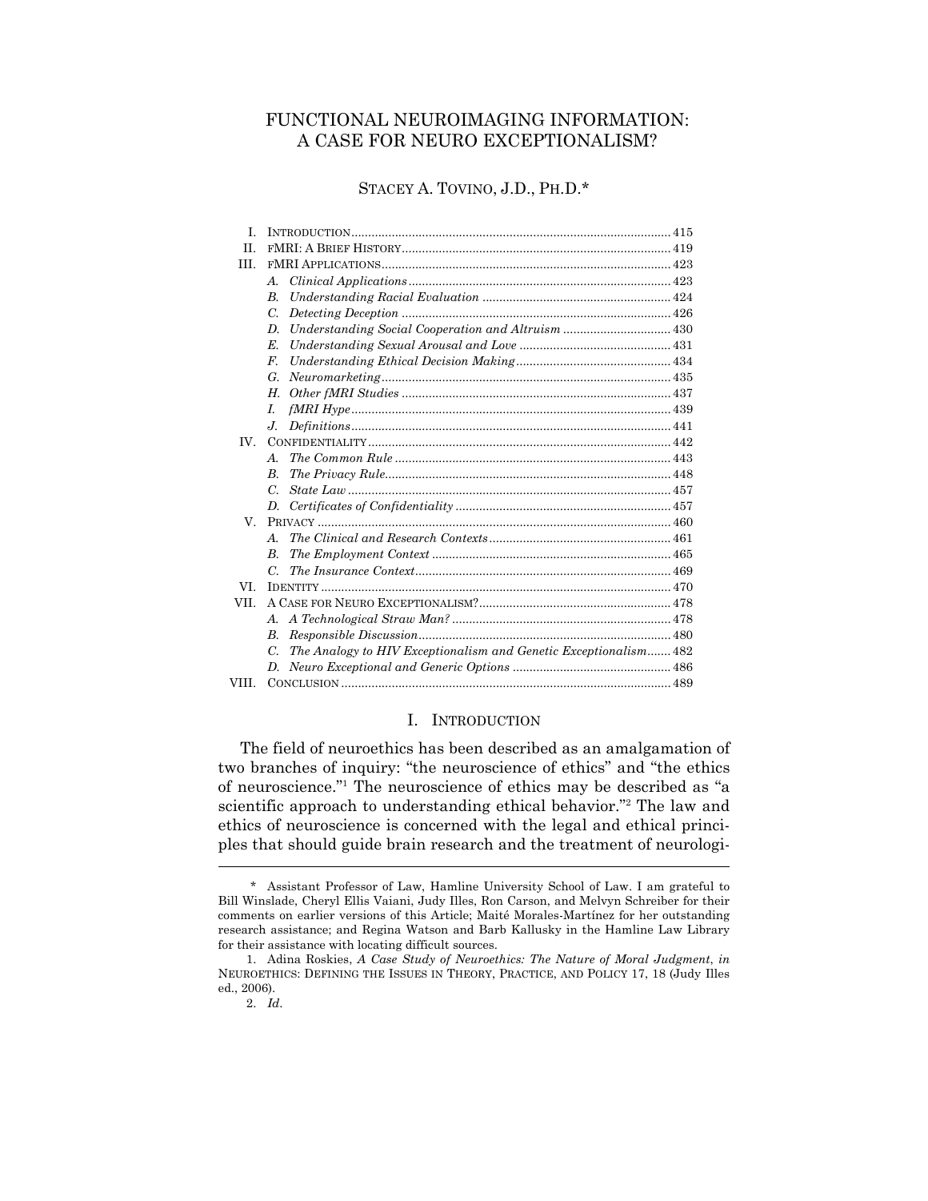# FUNCTIONAL NEUROIMAGING INFORMATION: A CASE FOR NEURO EXCEPTIONALISM?

STACEY A. TOVINO, J.D., PH.D.*

| | | |
|---|---|---|
| I. | INTRODUCTION | 415 |
| II. | fMRI: A BRIEF HISTORY | 419 |
| III. | fMRI APPLICATIONS | 423 |
| | *A. Clinical Applications* | 423 |
| | *B. Understanding Racial Evaluation* | 424 |
| | *C. Detecting Deception* | 426 |
| | *D. Understanding Social Cooperation and Altruism* | 430 |
| | *E. Understanding Sexual Arousal and Love* | 431 |
| | *F. Understanding Ethical Decision Making* | 434 |
| | *G. Neuromarketing* | 435 |
| | *H. Other fMRI Studies* | 437 |
| | *I. fMRI Hype* | 439 |
| | *J. Definitions* | 441 |
| IV. | CONFIDENTIALITY | 442 |
| | *A. The Common Rule* | 443 |
| | *B. The Privacy Rule* | 448 |
| | *C. State Law* | 457 |
| | *D. Certificates of Confidentiality* | 457 |
| V. | PRIVACY | 460 |
| | *A. The Clinical and Research Contexts* | 461 |
| | *B. The Employment Context* | 465 |
| | *C. The Insurance Context* | 469 |
| VI. | IDENTITY | 470 |
| VII. | A CASE FOR NEURO EXCEPTIONALISM? | 478 |
| | *A. A Technological Straw Man?* | 478 |
| | *B. Responsible Discussion* | 480 |
| | *C. The Analogy to HIV Exceptionalism and Genetic Exceptionalism* | 482 |
| | *D. Neuro Exceptional and Generic Options* | 486 |
| VIII. | CONCLUSION | 489 |

## I. INTRODUCTION

The field of neuroethics has been described as an amalgamation of two branches of inquiry: "the neuroscience of ethics" and "the ethics of neuroscience."[1] The neuroscience of ethics may be described as "a scientific approach to understanding ethical behavior."[2] The law and ethics of neuroscience is concerned with the legal and ethical principles that should guide brain research and the treatment of neurologi-

---

\* Assistant Professor of Law, Hamline University School of Law. I am grateful to Bill Winslade, Cheryl Ellis Vaiani, Judy Illes, Ron Carson, and Melvyn Schreiber for their comments on earlier versions of this Article; Maité Morales-Martínez for her outstanding research assistance; and Regina Watson and Barb Kallusky in the Hamline Law Library for their assistance with locating difficult sources.

1. Adina Roskies, *A Case Study of Neuroethics: The Nature of Moral Judgment*, *in* NEUROETHICS: DEFINING THE ISSUES IN THEORY, PRACTICE, AND POLICY 17, 18 (Judy Illes ed., 2006).

2. *Id.*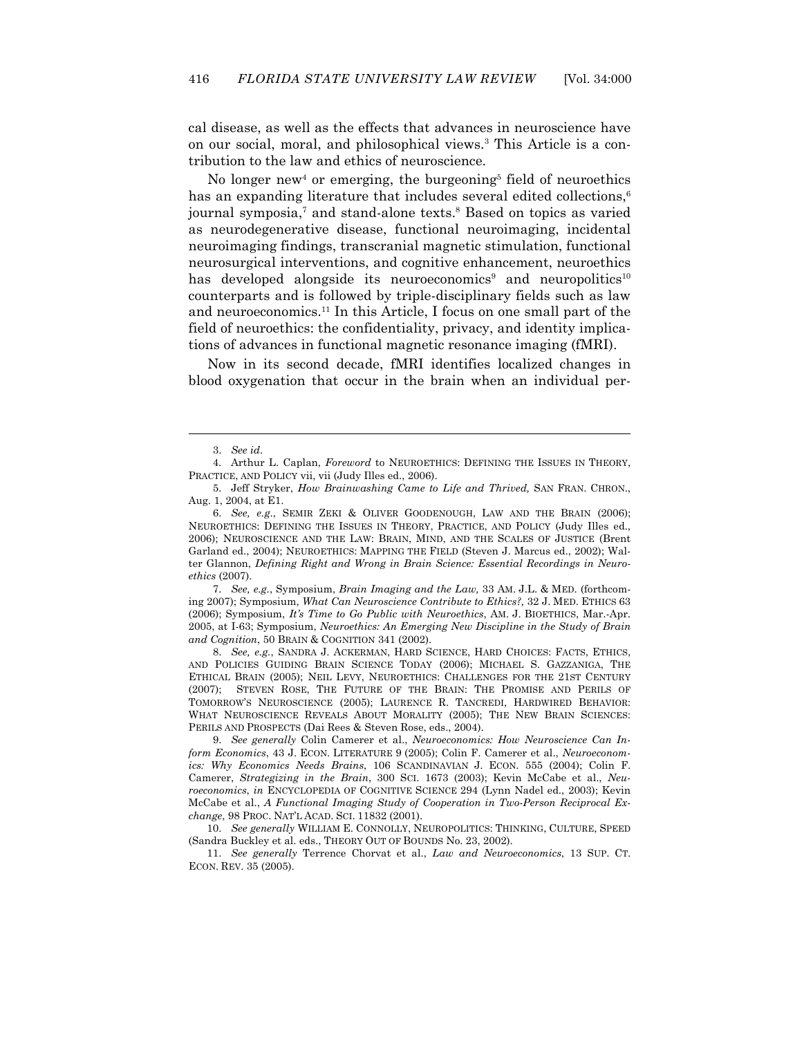cal disease, as well as the effects that advances in neuroscience have on our social, moral, and philosophical views.[3] This Article is a contribution to the law and ethics of neuroscience.

No longer new[4] or emerging, the burgeoning[5] field of neuroethics has an expanding literature that includes several edited collections,[6] journal symposia,[7] and stand-alone texts.[8] Based on topics as varied as neurodegenerative disease, functional neuroimaging, incidental neuroimaging findings, transcranial magnetic stimulation, functional neurosurgical interventions, and cognitive enhancement, neuroethics has developed alongside its neuroeconomics[9] and neuropolitics[10] counterparts and is followed by triple-disciplinary fields such as law and neuroeconomics.[11] In this Article, I focus on one small part of the field of neuroethics: the confidentiality, privacy, and identity implications of advances in functional magnetic resonance imaging (fMRI).

Now in its second decade, fMRI identifies localized changes in blood oxygenation that occur in the brain when an individual per-

---

3. *See id*.

4. Arthur L. Caplan, *Foreword* to NEUROETHICS: DEFINING THE ISSUES IN THEORY, PRACTICE, AND POLICY vii, vii (Judy Illes ed., 2006).

5. Jeff Stryker, *How Brainwashing Came to Life and Thrived,* SAN FRAN. CHRON., Aug. 1, 2004, at E1.

6. *See, e.g*., SEMIR ZEKI & OLIVER GOODENOUGH, LAW AND THE BRAIN (2006); NEUROETHICS: DEFINING THE ISSUES IN THEORY, PRACTICE, AND POLICY (Judy Illes ed., 2006); NEUROSCIENCE AND THE LAW: BRAIN, MIND, AND THE SCALES OF JUSTICE (Brent Garland ed., 2004); NEUROETHICS: MAPPING THE FIELD (Steven J. Marcus ed., 2002); Walter Glannon, *Defining Right and Wrong in Brain Science: Essential Recordings in Neuroethics* (2007).

7. *See, e.g.*, Symposium, *Brain Imaging and the Law,* 33 AM. J.L. & MED. (forthcoming 2007); Symposium, *What Can Neuroscience Contribute to Ethics?,* 32 J. MED. ETHICS 63 (2006); Symposium, *It's Time to Go Public with Neuroethics*, AM. J. BIOETHICS, Mar.-Apr. 2005, at I-63; Symposium, *Neuroethics: An Emerging New Discipline in the Study of Brain and Cognition*, 50 BRAIN & COGNITION 341 (2002).

8. *See, e.g.*, SANDRA J. ACKERMAN, HARD SCIENCE, HARD CHOICES: FACTS, ETHICS, AND POLICIES GUIDING BRAIN SCIENCE TODAY (2006); MICHAEL S. GAZZANIGA, THE ETHICAL BRAIN (2005); NEIL LEVY, NEUROETHICS: CHALLENGES FOR THE 21ST CENTURY (2007); STEVEN ROSE, THE FUTURE OF THE BRAIN: THE PROMISE AND PERILS OF TOMORROW'S NEUROSCIENCE (2005); LAURENCE R. TANCREDI, HARDWIRED BEHAVIOR: WHAT NEUROSCIENCE REVEALS ABOUT MORALITY (2005); THE NEW BRAIN SCIENCES: PERILS AND PROSPECTS (Dai Rees & Steven Rose, eds., 2004).

9. *See generally* Colin Camerer et al., *Neuroeconomics: How Neuroscience Can Inform Economics*, 43 J. ECON. LITERATURE 9 (2005); Colin F. Camerer et al., *Neuroeconomics: Why Economics Needs Brains*, 106 SCANDINAVIAN J. ECON. 555 (2004); Colin F. Camerer, *Strategizing in the Brain*, 300 SCI. 1673 (2003); Kevin McCabe et al., *Neuroeconomics*, *in* ENCYCLOPEDIA OF COGNITIVE SCIENCE 294 (Lynn Nadel ed., 2003); Kevin McCabe et al., *A Functional Imaging Study of Cooperation in Two-Person Reciprocal Exchange*, 98 PROC. NAT'L ACAD. SCI. 11832 (2001).

10. *See generally* WILLIAM E. CONNOLLY, NEUROPOLITICS: THINKING, CULTURE, SPEED (Sandra Buckley et al. eds., THEORY OUT OF BOUNDS No. 23, 2002).

11. *See generally* Terrence Chorvat et al., *Law and Neuroeconomics*, 13 SUP. CT. ECON. REV. 35 (2005).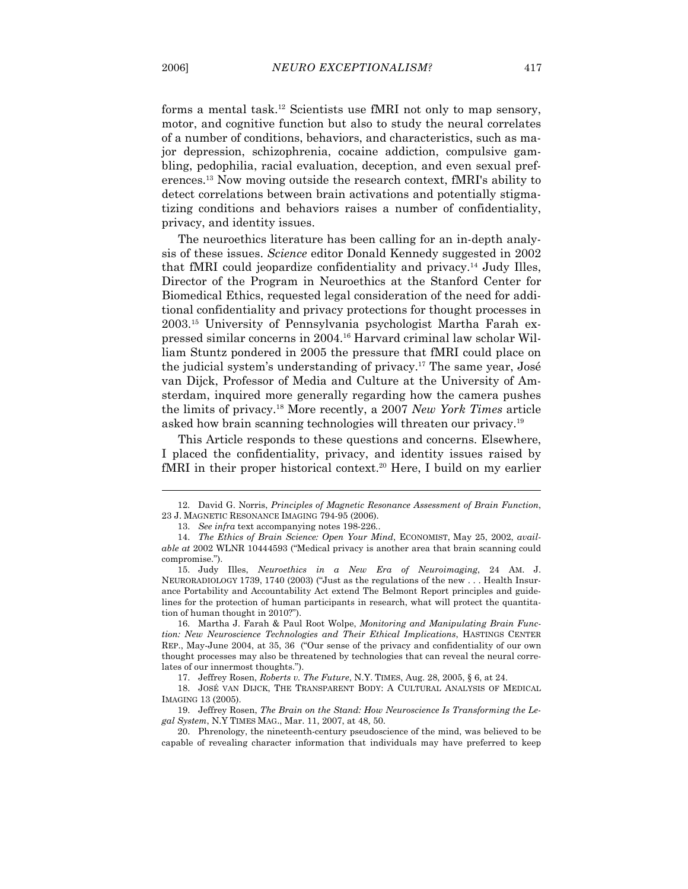forms a mental task.[12] Scientists use fMRI not only to map sensory, motor, and cognitive function but also to study the neural correlates of a number of conditions, behaviors, and characteristics, such as major depression, schizophrenia, cocaine addiction, compulsive gambling, pedophilia, racial evaluation, deception, and even sexual preferences.[13] Now moving outside the research context, fMRI's ability to detect correlations between brain activations and potentially stigmatizing conditions and behaviors raises a number of confidentiality, privacy, and identity issues.

The neuroethics literature has been calling for an in-depth analysis of these issues. *Science* editor Donald Kennedy suggested in 2002 that fMRI could jeopardize confidentiality and privacy.[14] Judy Illes, Director of the Program in Neuroethics at the Stanford Center for Biomedical Ethics, requested legal consideration of the need for additional confidentiality and privacy protections for thought processes in 2003.[15] University of Pennsylvania psychologist Martha Farah expressed similar concerns in 2004.[16] Harvard criminal law scholar William Stuntz pondered in 2005 the pressure that fMRI could place on the judicial system's understanding of privacy.[17] The same year, José van Dijck, Professor of Media and Culture at the University of Amsterdam, inquired more generally regarding how the camera pushes the limits of privacy.[18] More recently, a 2007 *New York Times* article asked how brain scanning technologies will threaten our privacy.[19]

This Article responds to these questions and concerns. Elsewhere, I placed the confidentiality, privacy, and identity issues raised by fMRI in their proper historical context.[20] Here, I build on my earlier

---

12. David G. Norris, *Principles of Magnetic Resonance Assessment of Brain Function*, 23 J. MAGNETIC RESONANCE IMAGING 794-95 (2006).

13. *See infra* text accompanying notes 198-226..

14. *The Ethics of Brain Science: Open Your Mind*, ECONOMIST, May 25, 2002, *available at* 2002 WLNR 10444593 ("Medical privacy is another area that brain scanning could compromise.").

15. Judy Illes, *Neuroethics in a New Era of Neuroimaging*, 24 AM. J. NEURORADIOLOGY 1739, 1740 (2003) ("Just as the regulations of the new . . . Health Insurance Portability and Accountability Act extend The Belmont Report principles and guidelines for the protection of human participants in research, what will protect the quantitation of human thought in 2010?").

16. Martha J. Farah & Paul Root Wolpe, *Monitoring and Manipulating Brain Function: New Neuroscience Technologies and Their Ethical Implications*, HASTINGS CENTER REP., May-June 2004, at 35, 36 ("Our sense of the privacy and confidentiality of our own thought processes may also be threatened by technologies that can reveal the neural correlates of our innermost thoughts.").

17. Jeffrey Rosen, *Roberts v. The Future*, N.Y. TIMES, Aug. 28, 2005, § 6, at 24.

18. JOSÉ VAN DIJCK, THE TRANSPARENT BODY: A CULTURAL ANALYSIS OF MEDICAL IMAGING 13 (2005).

19. Jeffrey Rosen, *The Brain on the Stand: How Neuroscience Is Transforming the Legal System*, N.Y TIMES MAG., Mar. 11, 2007, at 48, 50.

20. Phrenology, the nineteenth-century pseudoscience of the mind, was believed to be capable of revealing character information that individuals may have preferred to keep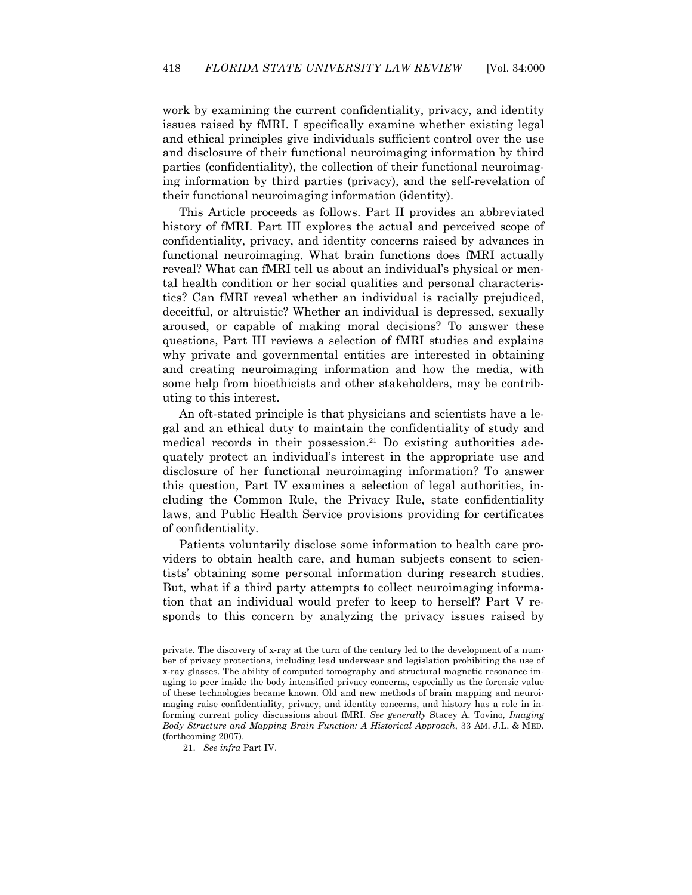work by examining the current confidentiality, privacy, and identity issues raised by fMRI. I specifically examine whether existing legal and ethical principles give individuals sufficient control over the use and disclosure of their functional neuroimaging information by third parties (confidentiality), the collection of their functional neuroimaging information by third parties (privacy), and the self-revelation of their functional neuroimaging information (identity).

This Article proceeds as follows. Part II provides an abbreviated history of fMRI. Part III explores the actual and perceived scope of confidentiality, privacy, and identity concerns raised by advances in functional neuroimaging. What brain functions does fMRI actually reveal? What can fMRI tell us about an individual's physical or mental health condition or her social qualities and personal characteristics? Can fMRI reveal whether an individual is racially prejudiced, deceitful, or altruistic? Whether an individual is depressed, sexually aroused, or capable of making moral decisions? To answer these questions, Part III reviews a selection of fMRI studies and explains why private and governmental entities are interested in obtaining and creating neuroimaging information and how the media, with some help from bioethicists and other stakeholders, may be contributing to this interest.

An oft-stated principle is that physicians and scientists have a legal and an ethical duty to maintain the confidentiality of study and medical records in their possession.[21] Do existing authorities adequately protect an individual's interest in the appropriate use and disclosure of her functional neuroimaging information? To answer this question, Part IV examines a selection of legal authorities, including the Common Rule, the Privacy Rule, state confidentiality laws, and Public Health Service provisions providing for certificates of confidentiality.

Patients voluntarily disclose some information to health care providers to obtain health care, and human subjects consent to scientists' obtaining some personal information during research studies. But, what if a third party attempts to collect neuroimaging information that an individual would prefer to keep to herself? Part V responds to this concern by analyzing the privacy issues raised by

---

private. The discovery of x-ray at the turn of the century led to the development of a number of privacy protections, including lead underwear and legislation prohibiting the use of x-ray glasses. The ability of computed tomography and structural magnetic resonance imaging to peer inside the body intensified privacy concerns, especially as the forensic value of these technologies became known. Old and new methods of brain mapping and neuroimaging raise confidentiality, privacy, and identity concerns, and history has a role in informing current policy discussions about fMRI. *See generally* Stacey A. Tovino, *Imaging Body Structure and Mapping Brain Function: A Historical Approach*, 33 AM. J.L. & MED. (forthcoming 2007).

21. *See infra* Part IV.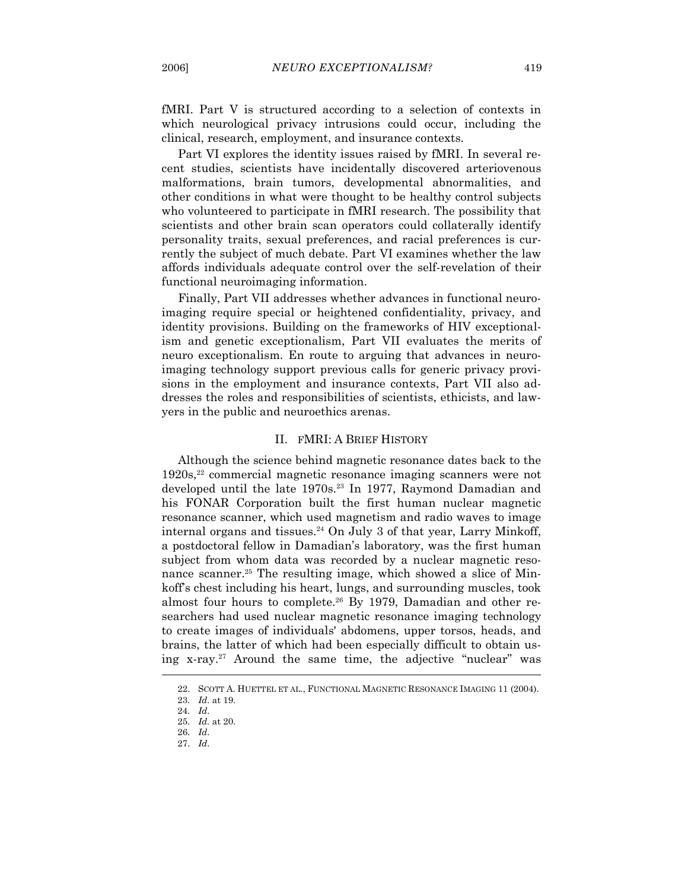fMRI. Part V is structured according to a selection of contexts in which neurological privacy intrusions could occur, including the clinical, research, employment, and insurance contexts.

Part VI explores the identity issues raised by fMRI. In several recent studies, scientists have incidentally discovered arteriovenous malformations, brain tumors, developmental abnormalities, and other conditions in what were thought to be healthy control subjects who volunteered to participate in fMRI research. The possibility that scientists and other brain scan operators could collaterally identify personality traits, sexual preferences, and racial preferences is currently the subject of much debate. Part VI examines whether the law affords individuals adequate control over the self-revelation of their functional neuroimaging information.

Finally, Part VII addresses whether advances in functional neuroimaging require special or heightened confidentiality, privacy, and identity provisions. Building on the frameworks of HIV exceptionalism and genetic exceptionalism, Part VII evaluates the merits of neuro exceptionalism. En route to arguing that advances in neuroimaging technology support previous calls for generic privacy provisions in the employment and insurance contexts, Part VII also addresses the roles and responsibilities of scientists, ethicists, and lawyers in the public and neuroethics arenas.

## II. FMRI: A BRIEF HISTORY

Although the science behind magnetic resonance dates back to the 1920s,[22] commercial magnetic resonance imaging scanners were not developed until the late 1970s.[23] In 1977, Raymond Damadian and his FONAR Corporation built the first human nuclear magnetic resonance scanner, which used magnetism and radio waves to image internal organs and tissues.[24] On July 3 of that year, Larry Minkoff, a postdoctoral fellow in Damadian's laboratory, was the first human subject from whom data was recorded by a nuclear magnetic resonance scanner.[25] The resulting image, which showed a slice of Minkoff's chest including his heart, lungs, and surrounding muscles, took almost four hours to complete.[26] By 1979, Damadian and other researchers had used nuclear magnetic resonance imaging technology to create images of individuals' abdomens, upper torsos, heads, and brains, the latter of which had been especially difficult to obtain using x-ray.[27] Around the same time, the adjective "nuclear" was

---

22. SCOTT A. HUETTEL ET AL., FUNCTIONAL MAGNETIC RESONANCE IMAGING 11 (2004).

23. *Id.* at 19.

24. *Id.*

25. *Id.* at 20.

26. *Id.*

27. *Id.*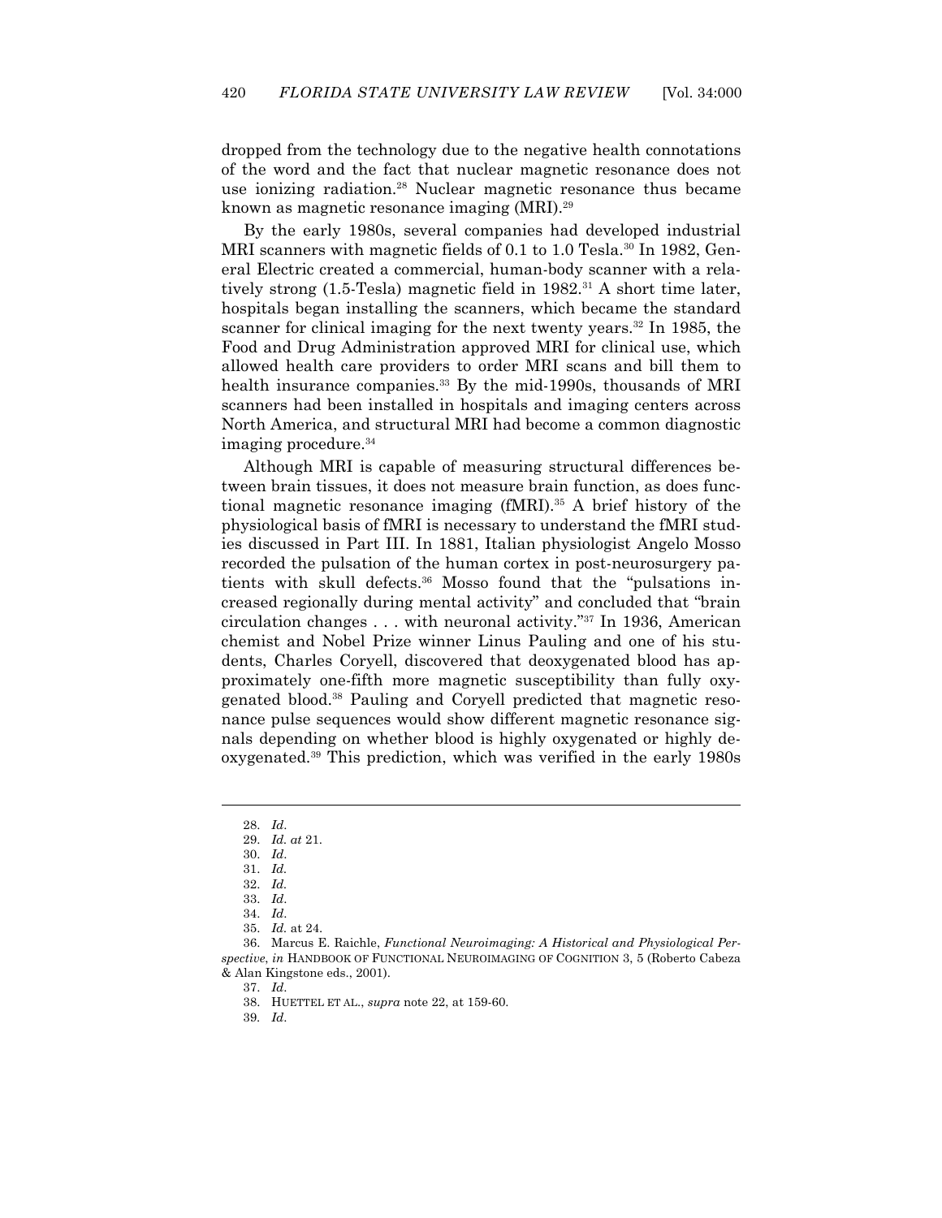dropped from the technology due to the negative health connotations of the word and the fact that nuclear magnetic resonance does not use ionizing radiation.[28] Nuclear magnetic resonance thus became known as magnetic resonance imaging (MRI).[29]

By the early 1980s, several companies had developed industrial MRI scanners with magnetic fields of 0.1 to 1.0 Tesla.[30] In 1982, General Electric created a commercial, human-body scanner with a relatively strong (1.5-Tesla) magnetic field in 1982.[31] A short time later, hospitals began installing the scanners, which became the standard scanner for clinical imaging for the next twenty years.[32] In 1985, the Food and Drug Administration approved MRI for clinical use, which allowed health care providers to order MRI scans and bill them to health insurance companies.[33] By the mid-1990s, thousands of MRI scanners had been installed in hospitals and imaging centers across North America, and structural MRI had become a common diagnostic imaging procedure.[34]

Although MRI is capable of measuring structural differences between brain tissues, it does not measure brain function, as does functional magnetic resonance imaging (fMRI).[35] A brief history of the physiological basis of fMRI is necessary to understand the fMRI studies discussed in Part III. In 1881, Italian physiologist Angelo Mosso recorded the pulsation of the human cortex in post-neurosurgery patients with skull defects.[36] Mosso found that the "pulsations increased regionally during mental activity" and concluded that "brain circulation changes . . . with neuronal activity."[37] In 1936, American chemist and Nobel Prize winner Linus Pauling and one of his students, Charles Coryell, discovered that deoxygenated blood has approximately one-fifth more magnetic susceptibility than fully oxygenated blood.[38] Pauling and Coryell predicted that magnetic resonance pulse sequences would show different magnetic resonance signals depending on whether blood is highly oxygenated or highly deoxygenated.[39] This prediction, which was verified in the early 1980s

---

28. *Id*.
29. *Id. at* 21.
30. *Id*.
31. *Id.*
32. *Id.*
33. *Id*.
34. *Id*.
35. *Id.* at 24.
36. Marcus E. Raichle, *Functional Neuroimaging: A Historical and Physiological Perspective*, *in* HANDBOOK OF FUNCTIONAL NEUROIMAGING OF COGNITION 3, 5 (Roberto Cabeza & Alan Kingstone eds., 2001).
37. *Id*.
38. HUETTEL ET AL., *supra* note 22, at 159-60.
39. *Id*.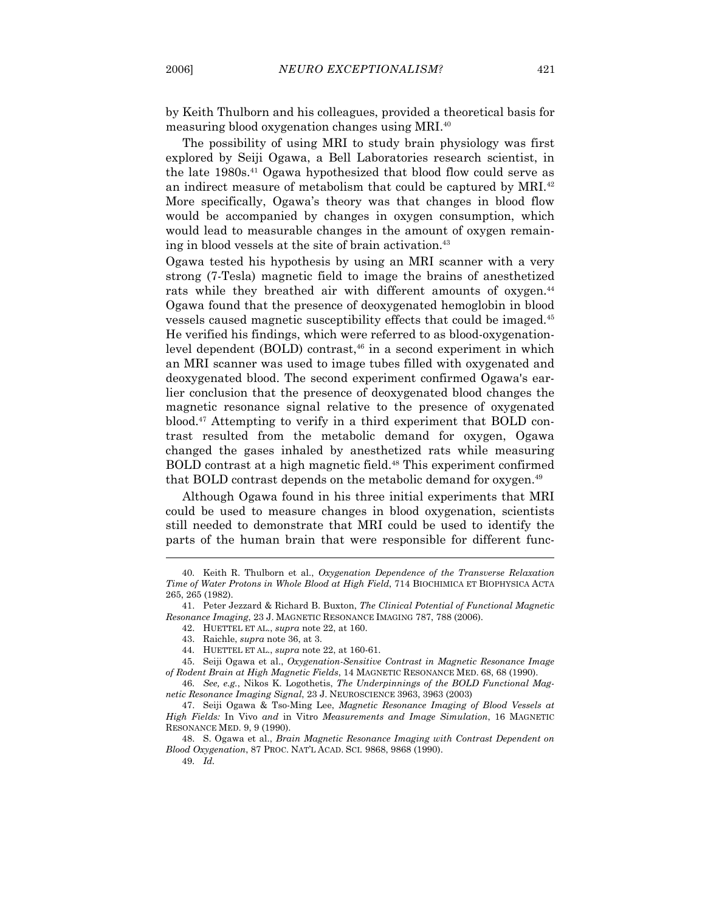by Keith Thulborn and his colleagues, provided a theoretical basis for measuring blood oxygenation changes using MRI.[40]

The possibility of using MRI to study brain physiology was first explored by Seiji Ogawa, a Bell Laboratories research scientist, in the late 1980s.[41] Ogawa hypothesized that blood flow could serve as an indirect measure of metabolism that could be captured by MRI.[42] More specifically, Ogawa's theory was that changes in blood flow would be accompanied by changes in oxygen consumption, which would lead to measurable changes in the amount of oxygen remaining in blood vessels at the site of brain activation.[43]

Ogawa tested his hypothesis by using an MRI scanner with a very strong (7-Tesla) magnetic field to image the brains of anesthetized rats while they breathed air with different amounts of oxygen.[44] Ogawa found that the presence of deoxygenated hemoglobin in blood vessels caused magnetic susceptibility effects that could be imaged.[45] He verified his findings, which were referred to as blood-oxygenation-level dependent (BOLD) contrast,[46] in a second experiment in which an MRI scanner was used to image tubes filled with oxygenated and deoxygenated blood. The second experiment confirmed Ogawa's earlier conclusion that the presence of deoxygenated blood changes the magnetic resonance signal relative to the presence of oxygenated blood.[47] Attempting to verify in a third experiment that BOLD contrast resulted from the metabolic demand for oxygen, Ogawa changed the gases inhaled by anesthetized rats while measuring BOLD contrast at a high magnetic field.[48] This experiment confirmed that BOLD contrast depends on the metabolic demand for oxygen.[49]

Although Ogawa found in his three initial experiments that MRI could be used to measure changes in blood oxygenation, scientists still needed to demonstrate that MRI could be used to identify the parts of the human brain that were responsible for different func-

---

40. Keith R. Thulborn et al., *Oxygenation Dependence of the Transverse Relaxation Time of Water Protons in Whole Blood at High Field*, 714 BIOCHIMICA ET BIOPHYSICA ACTA 265, 265 (1982).

41. Peter Jezzard & Richard B. Buxton, *The Clinical Potential of Functional Magnetic Resonance Imaging*, 23 J. MAGNETIC RESONANCE IMAGING 787, 788 (2006).

42. HUETTEL ET AL., *supra* note 22, at 160.

43. Raichle, *supra* note 36, at 3.

44. HUETTEL ET AL., *supra* note 22, at 160-61.

45. Seiji Ogawa et al., *Oxygenation-Sensitive Contrast in Magnetic Resonance Image of Rodent Brain at High Magnetic Fields*, 14 MAGNETIC RESONANCE MED. 68, 68 (1990).

46. *See, e.g.*, Nikos K. Logothetis, *The Underpinnings of the BOLD Functional Magnetic Resonance Imaging Signal*, 23 J. NEUROSCIENCE 3963, 3963 (2003)

47. Seiji Ogawa & Tso-Ming Lee, *Magnetic Resonance Imaging of Blood Vessels at High Fields:* In Vivo *and* in Vitro *Measurements and Image Simulation*, 16 MAGNETIC RESONANCE MED. 9, 9 (1990).

48. S. Ogawa et al., *Brain Magnetic Resonance Imaging with Contrast Dependent on Blood Oxygenation*, 87 PROC. NAT'L ACAD. SCI. 9868, 9868 (1990).

49. *Id.*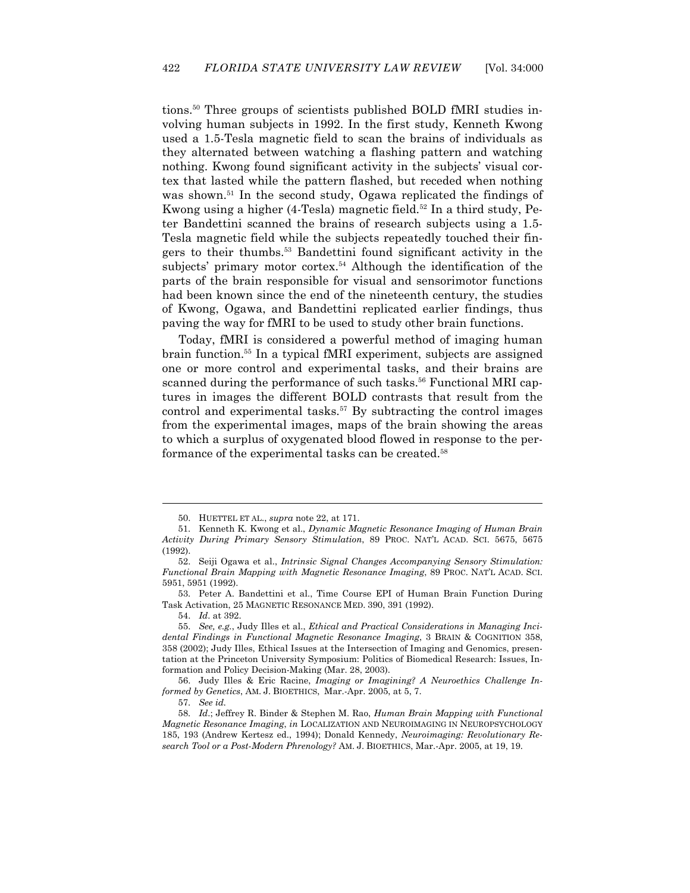tions.[50] Three groups of scientists published BOLD fMRI studies involving human subjects in 1992. In the first study, Kenneth Kwong used a 1.5-Tesla magnetic field to scan the brains of individuals as they alternated between watching a flashing pattern and watching nothing. Kwong found significant activity in the subjects' visual cortex that lasted while the pattern flashed, but receded when nothing was shown.[51] In the second study, Ogawa replicated the findings of Kwong using a higher (4-Tesla) magnetic field.[52] In a third study, Peter Bandettini scanned the brains of research subjects using a 1.5-Tesla magnetic field while the subjects repeatedly touched their fingers to their thumbs.[53] Bandettini found significant activity in the subjects' primary motor cortex.[54] Although the identification of the parts of the brain responsible for visual and sensorimotor functions had been known since the end of the nineteenth century, the studies of Kwong, Ogawa, and Bandettini replicated earlier findings, thus paving the way for fMRI to be used to study other brain functions.

Today, fMRI is considered a powerful method of imaging human brain function.[55] In a typical fMRI experiment, subjects are assigned one or more control and experimental tasks, and their brains are scanned during the performance of such tasks.[56] Functional MRI captures in images the different BOLD contrasts that result from the control and experimental tasks.[57] By subtracting the control images from the experimental images, maps of the brain showing the areas to which a surplus of oxygenated blood flowed in response to the performance of the experimental tasks can be created.[58]

---

50. HUETTEL ET AL., *supra* note 22, at 171.

51. Kenneth K. Kwong et al., *Dynamic Magnetic Resonance Imaging of Human Brain Activity During Primary Sensory Stimulation*, 89 PROC. NAT'L ACAD. SCI. 5675, 5675 (1992).

52. Seiji Ogawa et al., *Intrinsic Signal Changes Accompanying Sensory Stimulation: Functional Brain Mapping with Magnetic Resonance Imaging*, 89 PROC. NAT'L ACAD. SCI. 5951, 5951 (1992).

53. Peter A. Bandettini et al., Time Course EPI of Human Brain Function During Task Activation, 25 MAGNETIC RESONANCE MED. 390, 391 (1992).

54. *Id*. at 392.

55. *See, e.g.*, Judy Illes et al., *Ethical and Practical Considerations in Managing Incidental Findings in Functional Magnetic Resonance Imaging*, 3 BRAIN & COGNITION 358, 358 (2002); Judy Illes, Ethical Issues at the Intersection of Imaging and Genomics, presentation at the Princeton University Symposium: Politics of Biomedical Research: Issues, Information and Policy Decision-Making (Mar. 28, 2003).

56. Judy Illes & Eric Racine, *Imaging or Imagining? A Neuroethics Challenge Informed by Genetics*, AM. J. BIOETHICS, Mar.-Apr. 2005, at 5, 7.

57. *See id.*

58. *Id.*; Jeffrey R. Binder & Stephen M. Rao, *Human Brain Mapping with Functional Magnetic Resonance Imaging*, *in* LOCALIZATION AND NEUROIMAGING IN NEUROPSYCHOLOGY 185, 193 (Andrew Kertesz ed., 1994); Donald Kennedy, *Neuroimaging: Revolutionary Research Tool or a Post-Modern Phrenology?* AM. J. BIOETHICS, Mar.-Apr. 2005, at 19, 19.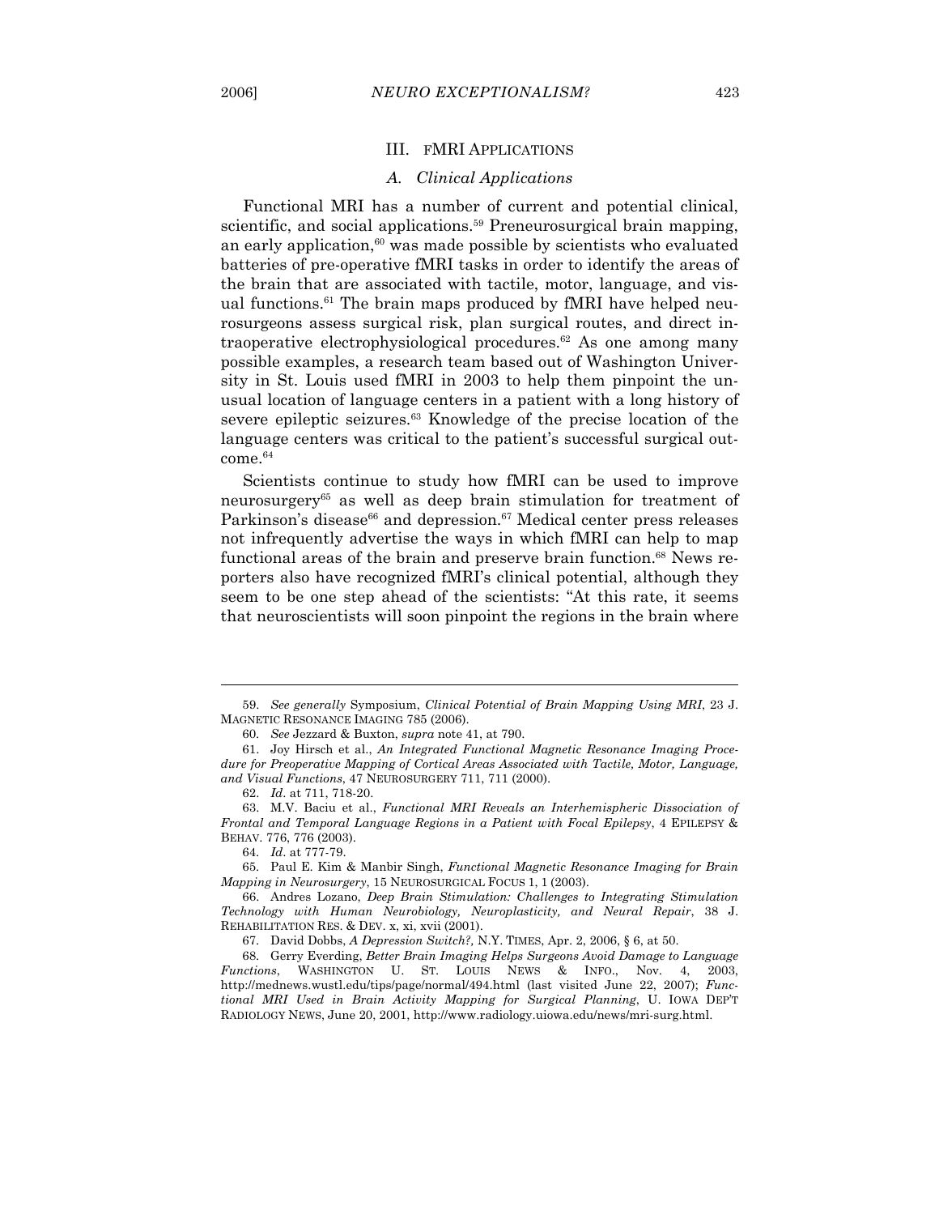## III. fMRI Applications

### A. Clinical Applications

Functional MRI has a number of current and potential clinical, scientific, and social applications.[59] Preneurosurgical brain mapping, an early application,[60] was made possible by scientists who evaluated batteries of pre-operative fMRI tasks in order to identify the areas of the brain that are associated with tactile, motor, language, and visual functions.[61] The brain maps produced by fMRI have helped neurosurgeons assess surgical risk, plan surgical routes, and direct intraoperative electrophysiological procedures.[62] As one among many possible examples, a research team based out of Washington University in St. Louis used fMRI in 2003 to help them pinpoint the unusual location of language centers in a patient with a long history of severe epileptic seizures.[63] Knowledge of the precise location of the language centers was critical to the patient's successful surgical outcome.[64]

Scientists continue to study how fMRI can be used to improve neurosurgery[65] as well as deep brain stimulation for treatment of Parkinson's disease[66] and depression.[67] Medical center press releases not infrequently advertise the ways in which fMRI can help to map functional areas of the brain and preserve brain function.[68] News reporters also have recognized fMRI's clinical potential, although they seem to be one step ahead of the scientists: "At this rate, it seems that neuroscientists will soon pinpoint the regions in the brain where

---

59. *See generally* Symposium, *Clinical Potential of Brain Mapping Using MRI*, 23 J. MAGNETIC RESONANCE IMAGING 785 (2006).

60. *See* Jezzard & Buxton, *supra* note 41, at 790.

61. Joy Hirsch et al., *An Integrated Functional Magnetic Resonance Imaging Procedure for Preoperative Mapping of Cortical Areas Associated with Tactile, Motor, Language, and Visual Functions*, 47 NEUROSURGERY 711, 711 (2000).

62. *Id.* at 711, 718-20.

63. M.V. Baciu et al., *Functional MRI Reveals an Interhemispheric Dissociation of Frontal and Temporal Language Regions in a Patient with Focal Epilepsy*, 4 EPILEPSY & BEHAV. 776, 776 (2003).

64. *Id.* at 777-79.

65. Paul E. Kim & Manbir Singh, *Functional Magnetic Resonance Imaging for Brain Mapping in Neurosurgery*, 15 NEUROSURGICAL FOCUS 1, 1 (2003).

66. Andres Lozano, *Deep Brain Stimulation: Challenges to Integrating Stimulation Technology with Human Neurobiology, Neuroplasticity, and Neural Repair*, 38 J. REHABILITATION RES. & DEV. x, xi, xvii (2001).

67. David Dobbs, *A Depression Switch?*, N.Y. TIMES, Apr. 2, 2006, § 6, at 50.

68. Gerry Everding, *Better Brain Imaging Helps Surgeons Avoid Damage to Language Functions*, WASHINGTON U. ST. LOUIS NEWS & INFO., Nov. 4, 2003, http://mednews.wustl.edu/tips/page/normal/494.html (last visited June 22, 2007); *Functional MRI Used in Brain Activity Mapping for Surgical Planning*, U. IOWA DEP'T RADIOLOGY NEWS, June 20, 2001, http://www.radiology.uiowa.edu/news/mri-surg.html.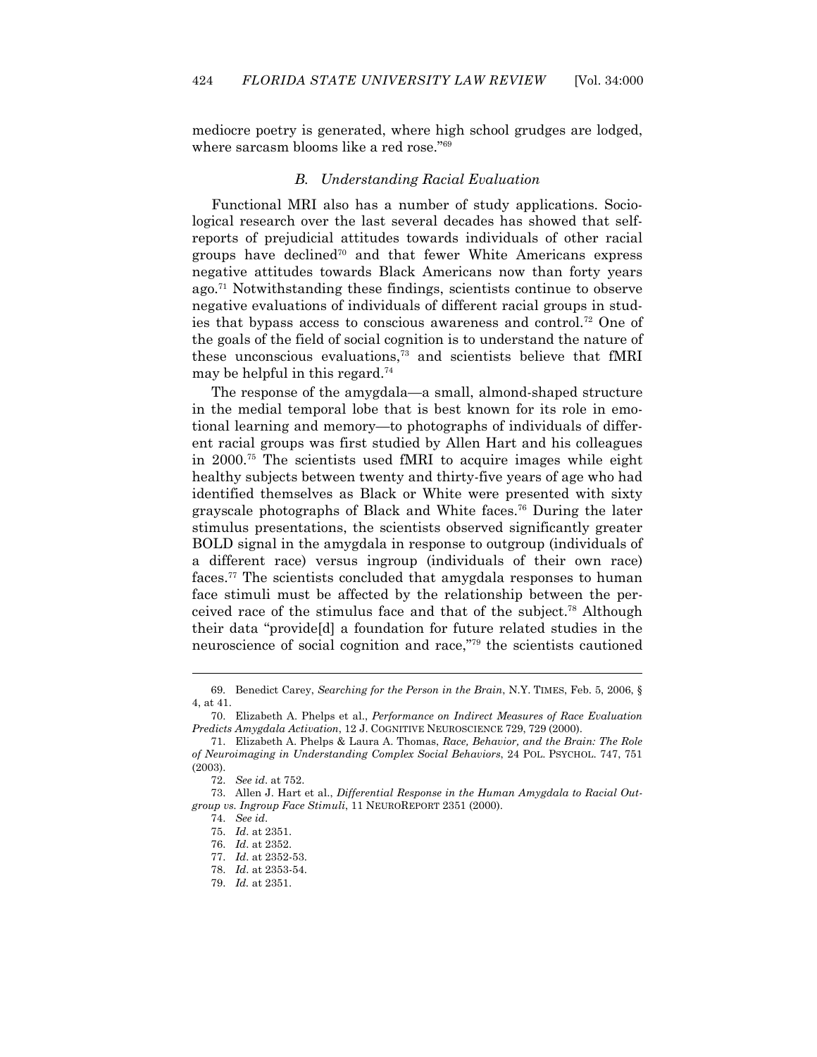mediocre poetry is generated, where high school grudges are lodged, where sarcasm blooms like a red rose."[69]

### *B. Understanding Racial Evaluation*

Functional MRI also has a number of study applications. Sociological research over the last several decades has showed that self-reports of prejudicial attitudes towards individuals of other racial groups have declined[70] and that fewer White Americans express negative attitudes towards Black Americans now than forty years ago.[71] Notwithstanding these findings, scientists continue to observe negative evaluations of individuals of different racial groups in studies that bypass access to conscious awareness and control.[72] One of the goals of the field of social cognition is to understand the nature of these unconscious evaluations,[73] and scientists believe that fMRI may be helpful in this regard.[74]

The response of the amygdala—a small, almond-shaped structure in the medial temporal lobe that is best known for its role in emotional learning and memory—to photographs of individuals of different racial groups was first studied by Allen Hart and his colleagues in 2000.[75] The scientists used fMRI to acquire images while eight healthy subjects between twenty and thirty-five years of age who had identified themselves as Black or White were presented with sixty grayscale photographs of Black and White faces.[76] During the later stimulus presentations, the scientists observed significantly greater BOLD signal in the amygdala in response to outgroup (individuals of a different race) versus ingroup (individuals of their own race) faces.[77] The scientists concluded that amygdala responses to human face stimuli must be affected by the relationship between the perceived race of the stimulus face and that of the subject.[78] Although their data "provide[d] a foundation for future related studies in the neuroscience of social cognition and race,"[79] the scientists cautioned

---

69. Benedict Carey, *Searching for the Person in the Brain*, N.Y. TIMES, Feb. 5, 2006, § 4, at 41.

70. Elizabeth A. Phelps et al., *Performance on Indirect Measures of Race Evaluation Predicts Amygdala Activation*, 12 J. COGNITIVE NEUROSCIENCE 729, 729 (2000).

71. Elizabeth A. Phelps & Laura A. Thomas, *Race, Behavior, and the Brain: The Role of Neuroimaging in Understanding Complex Social Behaviors*, 24 POL. PSYCHOL. 747, 751 (2003).

72. *See id*. at 752.

73. Allen J. Hart et al., *Differential Response in the Human Amygdala to Racial Outgroup vs. Ingroup Face Stimuli*, 11 NEUROREPORT 2351 (2000).

74. *See id*.

75. *Id*. at 2351.

76. *Id*. at 2352.

77. *Id*. at 2352-53.

78. *Id*. at 2353-54.

79. *Id.* at 2351.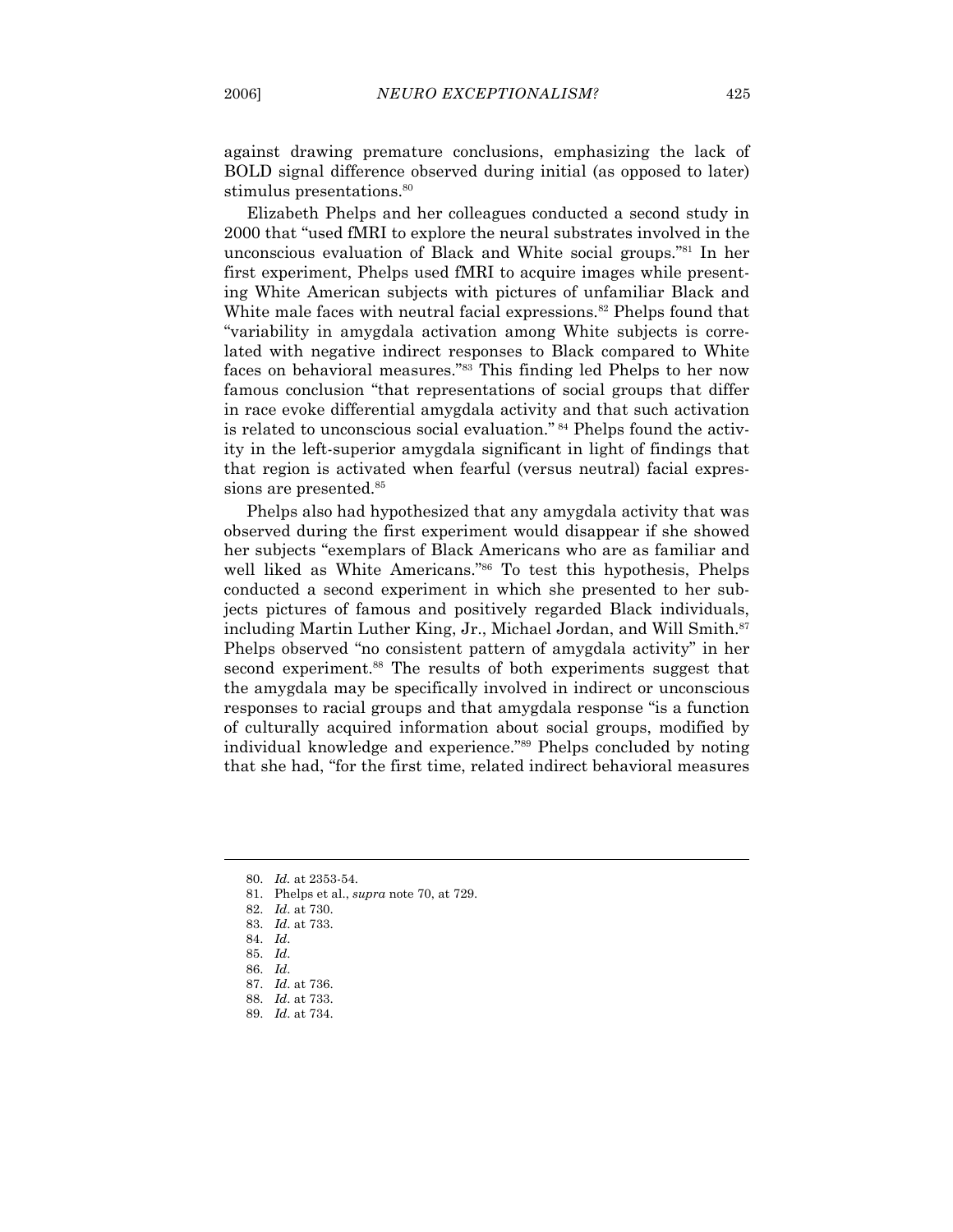against drawing premature conclusions, emphasizing the lack of BOLD signal difference observed during initial (as opposed to later) stimulus presentations.[80]

Elizabeth Phelps and her colleagues conducted a second study in 2000 that "used fMRI to explore the neural substrates involved in the unconscious evaluation of Black and White social groups."[81] In her first experiment, Phelps used fMRI to acquire images while presenting White American subjects with pictures of unfamiliar Black and White male faces with neutral facial expressions.[82] Phelps found that "variability in amygdala activation among White subjects is correlated with negative indirect responses to Black compared to White faces on behavioral measures."[83] This finding led Phelps to her now famous conclusion "that representations of social groups that differ in race evoke differential amygdala activity and that such activation is related to unconscious social evaluation."[84] Phelps found the activity in the left-superior amygdala significant in light of findings that that region is activated when fearful (versus neutral) facial expressions are presented.[85]

Phelps also had hypothesized that any amygdala activity that was observed during the first experiment would disappear if she showed her subjects "exemplars of Black Americans who are as familiar and well liked as White Americans."[86] To test this hypothesis, Phelps conducted a second experiment in which she presented to her subjects pictures of famous and positively regarded Black individuals, including Martin Luther King, Jr., Michael Jordan, and Will Smith.[87] Phelps observed "no consistent pattern of amygdala activity" in her second experiment.[88] The results of both experiments suggest that the amygdala may be specifically involved in indirect or unconscious responses to racial groups and that amygdala response "is a function of culturally acquired information about social groups, modified by individual knowledge and experience."[89] Phelps concluded by noting that she had, "for the first time, related indirect behavioral measures

---

80. *Id.* at 2353-54.
81. Phelps et al., *supra* note 70, at 729.
82. *Id*. at 730.
83. *Id*. at 733.
84. *Id*.
85. *Id*.
86. *Id*.
87. *Id*. at 736.
88. *Id*. at 733.
89. *Id*. at 734.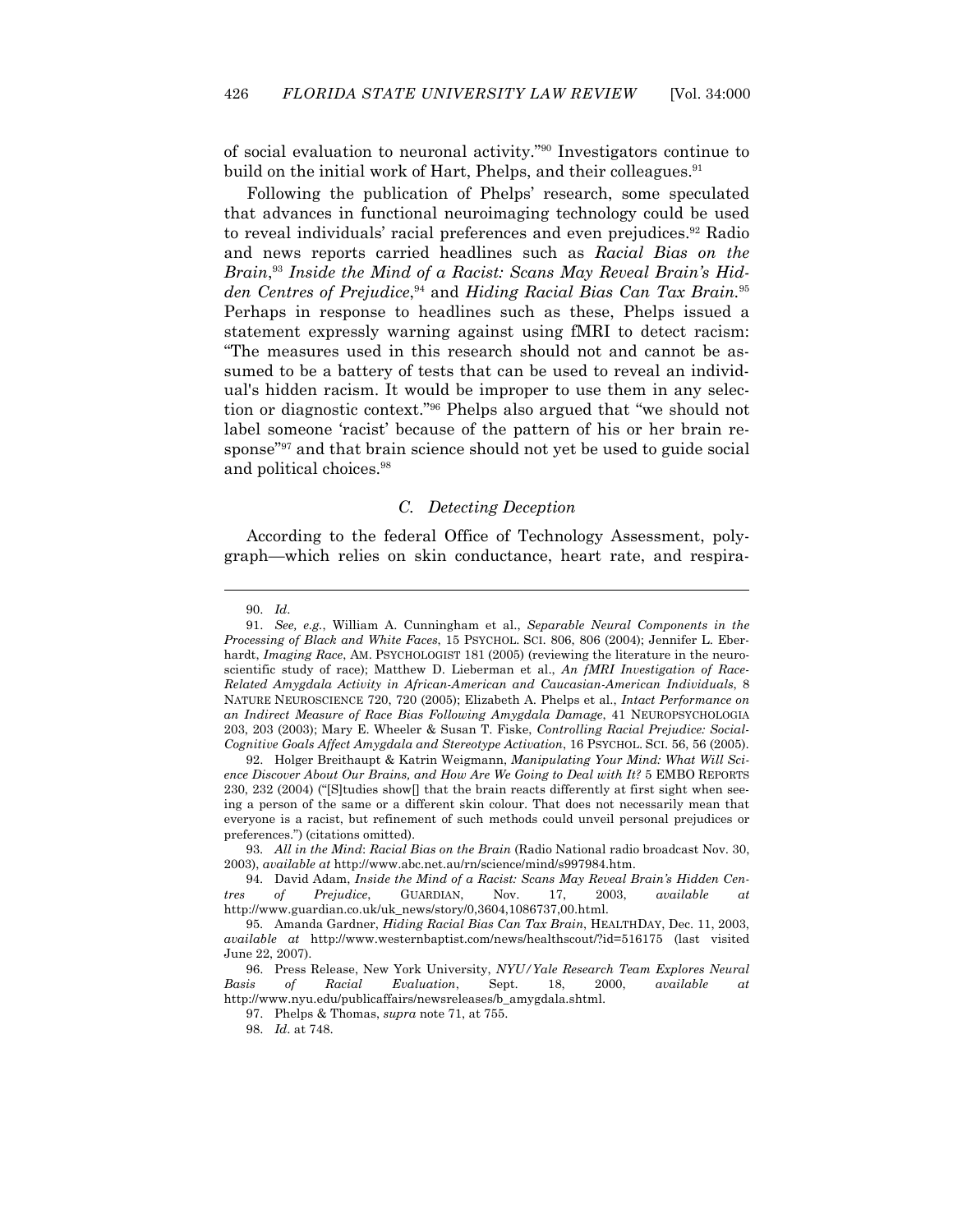of social evaluation to neuronal activity."[90] Investigators continue to build on the initial work of Hart, Phelps, and their colleagues.[91]

Following the publication of Phelps' research, some speculated that advances in functional neuroimaging technology could be used to reveal individuals' racial preferences and even prejudices.[92] Radio and news reports carried headlines such as *Racial Bias on the Brain*,[93] *Inside the Mind of a Racist: Scans May Reveal Brain's Hidden Centres of Prejudice*,[94] and *Hiding Racial Bias Can Tax Brain*.[95] Perhaps in response to headlines such as these, Phelps issued a statement expressly warning against using fMRI to detect racism: "The measures used in this research should not and cannot be assumed to be a battery of tests that can be used to reveal an individual's hidden racism. It would be improper to use them in any selection or diagnostic context."[96] Phelps also argued that "we should not label someone 'racist' because of the pattern of his or her brain response"[97] and that brain science should not yet be used to guide social and political choices.[98]

### *C. Detecting Deception*

According to the federal Office of Technology Assessment, polygraph—which relies on skin conductance, heart rate, and respira-

---

90. *Id.*

91. *See, e.g.*, William A. Cunningham et al., *Separable Neural Components in the Processing of Black and White Faces*, 15 PSYCHOL. SCI. 806, 806 (2004); Jennifer L. Eberhardt, *Imaging Race*, AM. PSYCHOLOGIST 181 (2005) (reviewing the literature in the neuroscientific study of race); Matthew D. Lieberman et al., *An fMRI Investigation of Race-Related Amygdala Activity in African-American and Caucasian-American Individuals*, 8 NATURE NEUROSCIENCE 720, 720 (2005); Elizabeth A. Phelps et al., *Intact Performance on an Indirect Measure of Race Bias Following Amygdala Damage*, 41 NEUROPSYCHOLOGIA 203, 203 (2003); Mary E. Wheeler & Susan T. Fiske, *Controlling Racial Prejudice: Social-Cognitive Goals Affect Amygdala and Stereotype Activation*, 16 PSYCHOL. SCI. 56, 56 (2005).

92. Holger Breithaupt & Katrin Weigmann, *Manipulating Your Mind: What Will Science Discover About Our Brains, and How Are We Going to Deal with It?* 5 EMBO REPORTS 230, 232 (2004) ("[S]tudies show[] that the brain reacts differently at first sight when seeing a person of the same or a different skin colour. That does not necessarily mean that everyone is a racist, but refinement of such methods could unveil personal prejudices or preferences.") (citations omitted).

93. *All in the Mind*: *Racial Bias on the Brain* (Radio National radio broadcast Nov. 30, 2003), *available at* http://www.abc.net.au/rn/science/mind/s997984.htm.

94. David Adam, *Inside the Mind of a Racist: Scans May Reveal Brain's Hidden Centres of Prejudice*, GUARDIAN, Nov. 17, 2003, *available at* http://www.guardian.co.uk/uk_news/story/0,3604,1086737,00.html.

95. Amanda Gardner, *Hiding Racial Bias Can Tax Brain*, HEALTHDAY, Dec. 11, 2003, *available at* http://www.westernbaptist.com/news/healthscout/?id=516175 (last visited June 22, 2007).

96. Press Release, New York University, *NYU/Yale Research Team Explores Neural Basis of Racial Evaluation*, Sept. 18, 2000, *available at* http://www.nyu.edu/publicaffairs/newsreleases/b_amygdala.shtml.

97. Phelps & Thomas, *supra* note 71, at 755.

98. *Id.* at 748.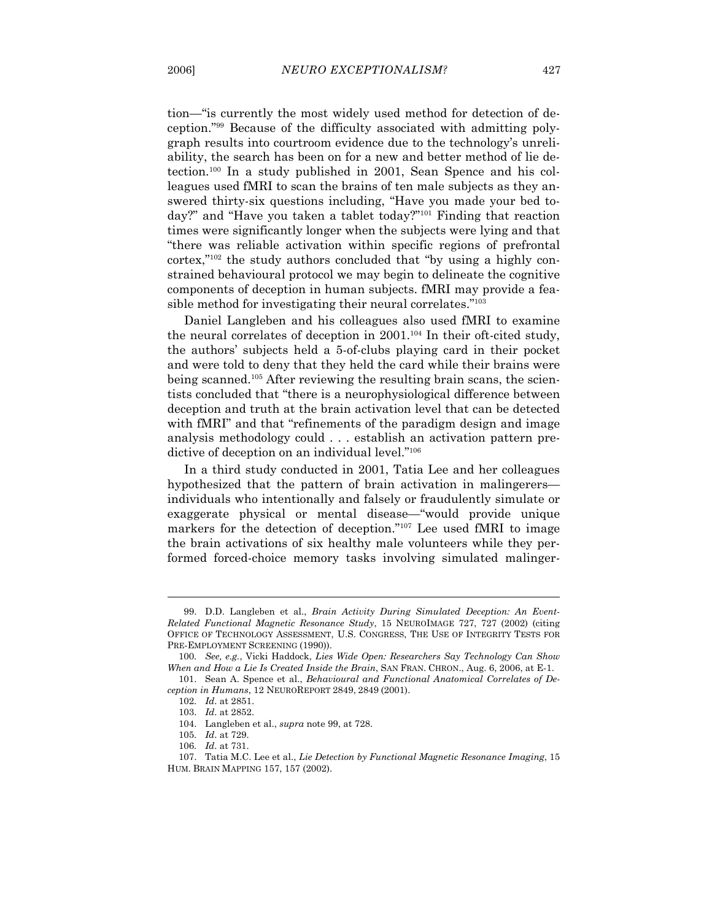tion—"is currently the most widely used method for detection of deception."[99] Because of the difficulty associated with admitting polygraph results into courtroom evidence due to the technology's unreliability, the search has been on for a new and better method of lie detection.[100] In a study published in 2001, Sean Spence and his colleagues used fMRI to scan the brains of ten male subjects as they answered thirty-six questions including, "Have you made your bed today?" and "Have you taken a tablet today?"[101] Finding that reaction times were significantly longer when the subjects were lying and that "there was reliable activation within specific regions of prefrontal cortex,"[102] the study authors concluded that "by using a highly constrained behavioural protocol we may begin to delineate the cognitive components of deception in human subjects. fMRI may provide a feasible method for investigating their neural correlates."[103]

Daniel Langleben and his colleagues also used fMRI to examine the neural correlates of deception in 2001.[104] In their oft-cited study, the authors' subjects held a 5-of-clubs playing card in their pocket and were told to deny that they held the card while their brains were being scanned.[105] After reviewing the resulting brain scans, the scientists concluded that "there is a neurophysiological difference between deception and truth at the brain activation level that can be detected with fMRI" and that "refinements of the paradigm design and image analysis methodology could . . . establish an activation pattern predictive of deception on an individual level."[106]

In a third study conducted in 2001, Tatia Lee and her colleagues hypothesized that the pattern of brain activation in malingerers—individuals who intentionally and falsely or fraudulently simulate or exaggerate physical or mental disease—"would provide unique markers for the detection of deception."[107] Lee used fMRI to image the brain activations of six healthy male volunteers while they performed forced-choice memory tasks involving simulated malinger-

---

99. D.D. Langleben et al., *Brain Activity During Simulated Deception: An Event-Related Functional Magnetic Resonance Study*, 15 NEUROIMAGE 727, 727 (2002) (citing OFFICE OF TECHNOLOGY ASSESSMENT, U.S. CONGRESS, THE USE OF INTEGRITY TESTS FOR PRE-EMPLOYMENT SCREENING (1990)).

100. *See, e.g.*, Vicki Haddock, *Lies Wide Open: Researchers Say Technology Can Show When and How a Lie Is Created Inside the Brain*, SAN FRAN. CHRON., Aug. 6, 2006, at E-1.

101. Sean A. Spence et al., *Behavioural and Functional Anatomical Correlates of Deception in Humans*, 12 NEUROREPORT 2849, 2849 (2001).

102. *Id.* at 2851.

103. *Id.* at 2852.

104. Langleben et al., *supra* note 99, at 728.

105. *Id.* at 729.

106. *Id.* at 731.

107. Tatia M.C. Lee et al., *Lie Detection by Functional Magnetic Resonance Imaging*, 15 HUM. BRAIN MAPPING 157, 157 (2002).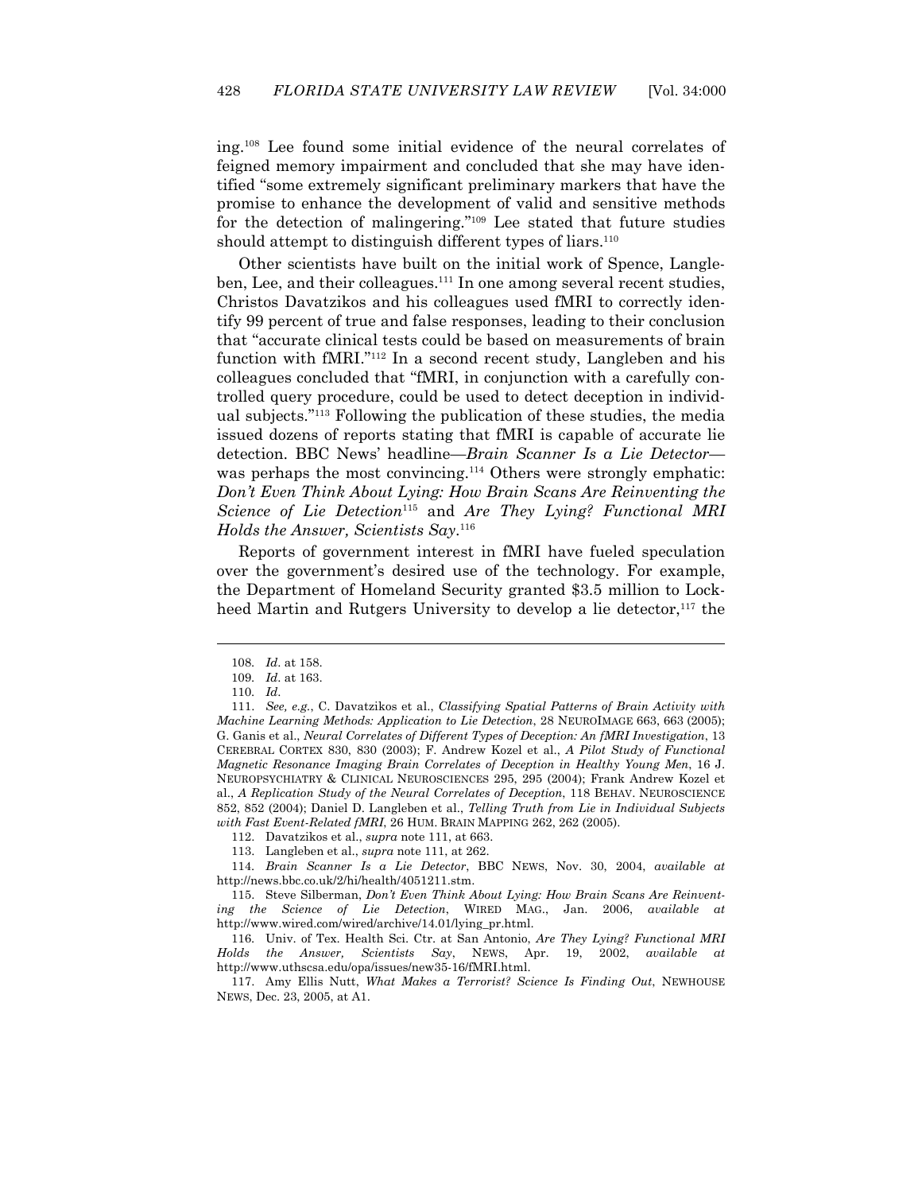ing.[108] Lee found some initial evidence of the neural correlates of feigned memory impairment and concluded that she may have identified "some extremely significant preliminary markers that have the promise to enhance the development of valid and sensitive methods for the detection of malingering."[109] Lee stated that future studies should attempt to distinguish different types of liars.[110]

Other scientists have built on the initial work of Spence, Langleben, Lee, and their colleagues.[111] In one among several recent studies, Christos Davatzikos and his colleagues used fMRI to correctly identify 99 percent of true and false responses, leading to their conclusion that "accurate clinical tests could be based on measurements of brain function with fMRI."[112] In a second recent study, Langleben and his colleagues concluded that "fMRI, in conjunction with a carefully controlled query procedure, could be used to detect deception in individual subjects."[113] Following the publication of these studies, the media issued dozens of reports stating that fMRI is capable of accurate lie detection. BBC News' headline—*Brain Scanner Is a Lie Detector*—was perhaps the most convincing.[114] Others were strongly emphatic: *Don't Even Think About Lying: How Brain Scans Are Reinventing the Science of Lie Detection*[115] and *Are They Lying? Functional MRI Holds the Answer, Scientists Say*.[116]

Reports of government interest in fMRI have fueled speculation over the government's desired use of the technology. For example, the Department of Homeland Security granted $3.5 million to Lockheed Martin and Rutgers University to develop a lie detector,[117] the

---

108. *Id*. at 158.

109. *Id*. at 163.

110. *Id*.

111. *See, e.g.*, C. Davatzikos et al., *Classifying Spatial Patterns of Brain Activity with Machine Learning Methods: Application to Lie Detection*, 28 NEUROIMAGE 663, 663 (2005); G. Ganis et al., *Neural Correlates of Different Types of Deception: An fMRI Investigation*, 13 CEREBRAL CORTEX 830, 830 (2003); F. Andrew Kozel et al., *A Pilot Study of Functional Magnetic Resonance Imaging Brain Correlates of Deception in Healthy Young Men*, 16 J. NEUROPSYCHIATRY & CLINICAL NEUROSCIENCES 295, 295 (2004); Frank Andrew Kozel et al., *A Replication Study of the Neural Correlates of Deception*, 118 BEHAV. NEUROSCIENCE 852, 852 (2004); Daniel D. Langleben et al., *Telling Truth from Lie in Individual Subjects with Fast Event-Related fMRI*, 26 HUM. BRAIN MAPPING 262, 262 (2005).

112. Davatzikos et al., *supra* note 111, at 663.

113. Langleben et al., *supra* note 111, at 262.

114. *Brain Scanner Is a Lie Detector*, BBC NEWS, Nov. 30, 2004, *available at* http://news.bbc.co.uk/2/hi/health/4051211.stm.

115. Steve Silberman, *Don't Even Think About Lying: How Brain Scans Are Reinventing the Science of Lie Detection*, WIRED MAG., Jan. 2006, *available at* http://www.wired.com/wired/archive/14.01/lying_pr.html.

116. Univ. of Tex. Health Sci. Ctr. at San Antonio, *Are They Lying? Functional MRI Holds the Answer, Scientists Say*, NEWS, Apr. 19, 2002, *available at* http://www.uthscsa.edu/opa/issues/new35-16/fMRI.html.

117. Amy Ellis Nutt, *What Makes a Terrorist? Science Is Finding Out*, NEWHOUSE NEWS, Dec. 23, 2005, at A1.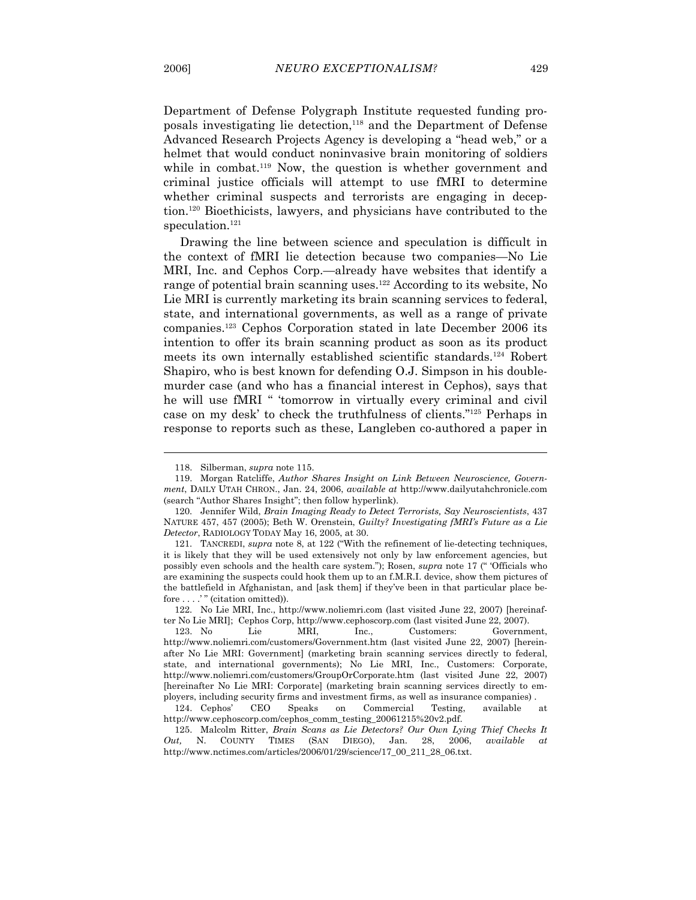Department of Defense Polygraph Institute requested funding proposals investigating lie detection,[118] and the Department of Defense Advanced Research Projects Agency is developing a "head web," or a helmet that would conduct noninvasive brain monitoring of soldiers while in combat.[119] Now, the question is whether government and criminal justice officials will attempt to use fMRI to determine whether criminal suspects and terrorists are engaging in deception.[120] Bioethicists, lawyers, and physicians have contributed to the speculation.[121]

Drawing the line between science and speculation is difficult in the context of fMRI lie detection because two companies—No Lie MRI, Inc. and Cephos Corp.—already have websites that identify a range of potential brain scanning uses.[122] According to its website, No Lie MRI is currently marketing its brain scanning services to federal, state, and international governments, as well as a range of private companies.[123] Cephos Corporation stated in late December 2006 its intention to offer its brain scanning product as soon as its product meets its own internally established scientific standards.[124] Robert Shapiro, who is best known for defending O.J. Simpson in his double-murder case (and who has a financial interest in Cephos), says that he will use fMRI " 'tomorrow in virtually every criminal and civil case on my desk' to check the truthfulness of clients."[125] Perhaps in response to reports such as these, Langleben co-authored a paper in

---

118. Silberman, *supra* note 115.

119. Morgan Ratcliffe, *Author Shares Insight on Link Between Neuroscience, Government*, DAILY UTAH CHRON., Jan. 24, 2006, *available at* http://www.dailyutahchronicle.com (search "Author Shares Insight"; then follow hyperlink).

120. Jennifer Wild, *Brain Imaging Ready to Detect Terrorists, Say Neuroscientists*, 437 NATURE 457, 457 (2005); Beth W. Orenstein, *Guilty? Investigating fMRI's Future as a Lie Detector*, RADIOLOGY TODAY May 16, 2005, at 30.

121. TANCREDI, *supra* note 8, at 122 ("With the refinement of lie-detecting techniques, it is likely that they will be used extensively not only by law enforcement agencies, but possibly even schools and the health care system."); Rosen, *supra* note 17 (" 'Officials who are examining the suspects could hook them up to an f.M.R.I. device, show them pictures of the battlefield in Afghanistan, and [ask them] if they've been in that particular place before . . . .' " (citation omitted)).

122. No Lie MRI, Inc., http://www.noliemri.com (last visited June 22, 2007) [hereinafter No Lie MRI]; Cephos Corp, http://www.cephoscorp.com (last visited June 22, 2007).

123. No Lie MRI, Inc., Customers: Government, http://www.noliemri.com/customers/Government.htm (last visited June 22, 2007) [hereinafter No Lie MRI: Government] (marketing brain scanning services directly to federal, state, and international governments); No Lie MRI, Inc., Customers: Corporate, http://www.noliemri.com/customers/GroupOrCorporate.htm (last visited June 22, 2007) [hereinafter No Lie MRI: Corporate] (marketing brain scanning services directly to employers, including security firms and investment firms, as well as insurance companies) .

124. Cephos' CEO Speaks on Commercial Testing, available at http://www.cephoscorp.com/cephos_comm_testing_20061215%20v2.pdf.

125. Malcolm Ritter, *Brain Scans as Lie Detectors? Our Own Lying Thief Checks It Out,* N. COUNTY TIMES (SAN DIEGO), Jan. 28, 2006, *available at* http://www.nctimes.com/articles/2006/01/29/science/17_00_211_28_06.txt.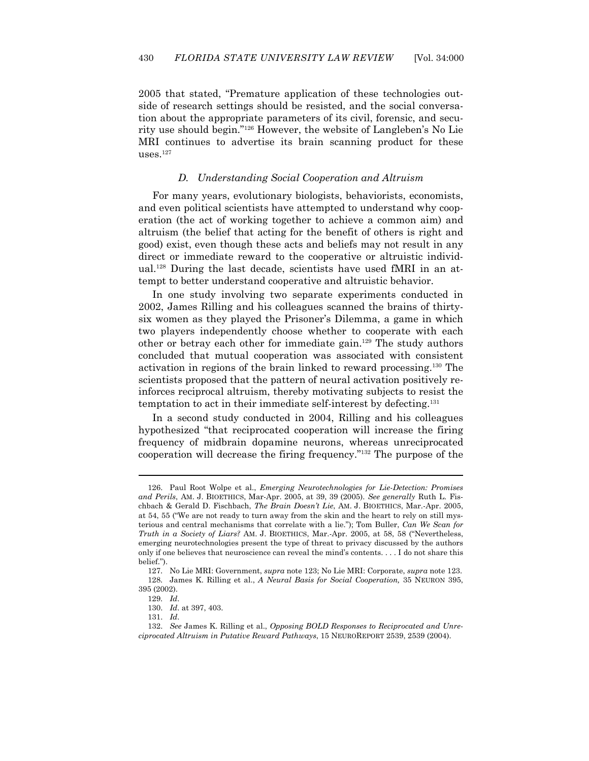2005 that stated, "Premature application of these technologies outside of research settings should be resisted, and the social conversation about the appropriate parameters of its civil, forensic, and security use should begin."[126] However, the website of Langleben's No Lie MRI continues to advertise its brain scanning product for these uses.[127]

### *D. Understanding Social Cooperation and Altruism*

For many years, evolutionary biologists, behaviorists, economists, and even political scientists have attempted to understand why cooperation (the act of working together to achieve a common aim) and altruism (the belief that acting for the benefit of others is right and good) exist, even though these acts and beliefs may not result in any direct or immediate reward to the cooperative or altruistic individual.[128] During the last decade, scientists have used fMRI in an attempt to better understand cooperative and altruistic behavior.

In one study involving two separate experiments conducted in 2002, James Rilling and his colleagues scanned the brains of thirty-six women as they played the Prisoner's Dilemma, a game in which two players independently choose whether to cooperate with each other or betray each other for immediate gain.[129] The study authors concluded that mutual cooperation was associated with consistent activation in regions of the brain linked to reward processing.[130] The scientists proposed that the pattern of neural activation positively reinforces reciprocal altruism, thereby motivating subjects to resist the temptation to act in their immediate self-interest by defecting.[131]

In a second study conducted in 2004, Rilling and his colleagues hypothesized "that reciprocated cooperation will increase the firing frequency of midbrain dopamine neurons, whereas unreciprocated cooperation will decrease the firing frequency."[132] The purpose of the

---

126. Paul Root Wolpe et al., *Emerging Neurotechnologies for Lie-Detection: Promises and Perils*, AM. J. BIOETHICS, Mar-Apr. 2005, at 39, 39 (2005). *See generally* Ruth L. Fischbach & Gerald D. Fischbach, *The Brain Doesn't Lie*, AM. J. BIOETHICS, Mar.-Apr. 2005, at 54, 55 ("We are not ready to turn away from the skin and the heart to rely on still mysterious and central mechanisms that correlate with a lie."); Tom Buller, *Can We Scan for Truth in a Society of Liars?* AM. J. BIOETHICS, Mar.-Apr. 2005, at 58, 58 ("Nevertheless, emerging neurotechnologies present the type of threat to privacy discussed by the authors only if one believes that neuroscience can reveal the mind's contents. . . . I do not share this belief.").

127. No Lie MRI: Government, *supra* note 123; No Lie MRI: Corporate, *supra* note 123.

128. James K. Rilling et al., *A Neural Basis for Social Cooperation,* 35 NEURON 395, 395 (2002).

129. *Id*.

130. *Id*. at 397, 403.

131. *Id*.

132. *See* James K. Rilling et al., *Opposing BOLD Responses to Reciprocated and Unreciprocated Altruism in Putative Reward Pathways*, 15 NEUROREPORT 2539, 2539 (2004).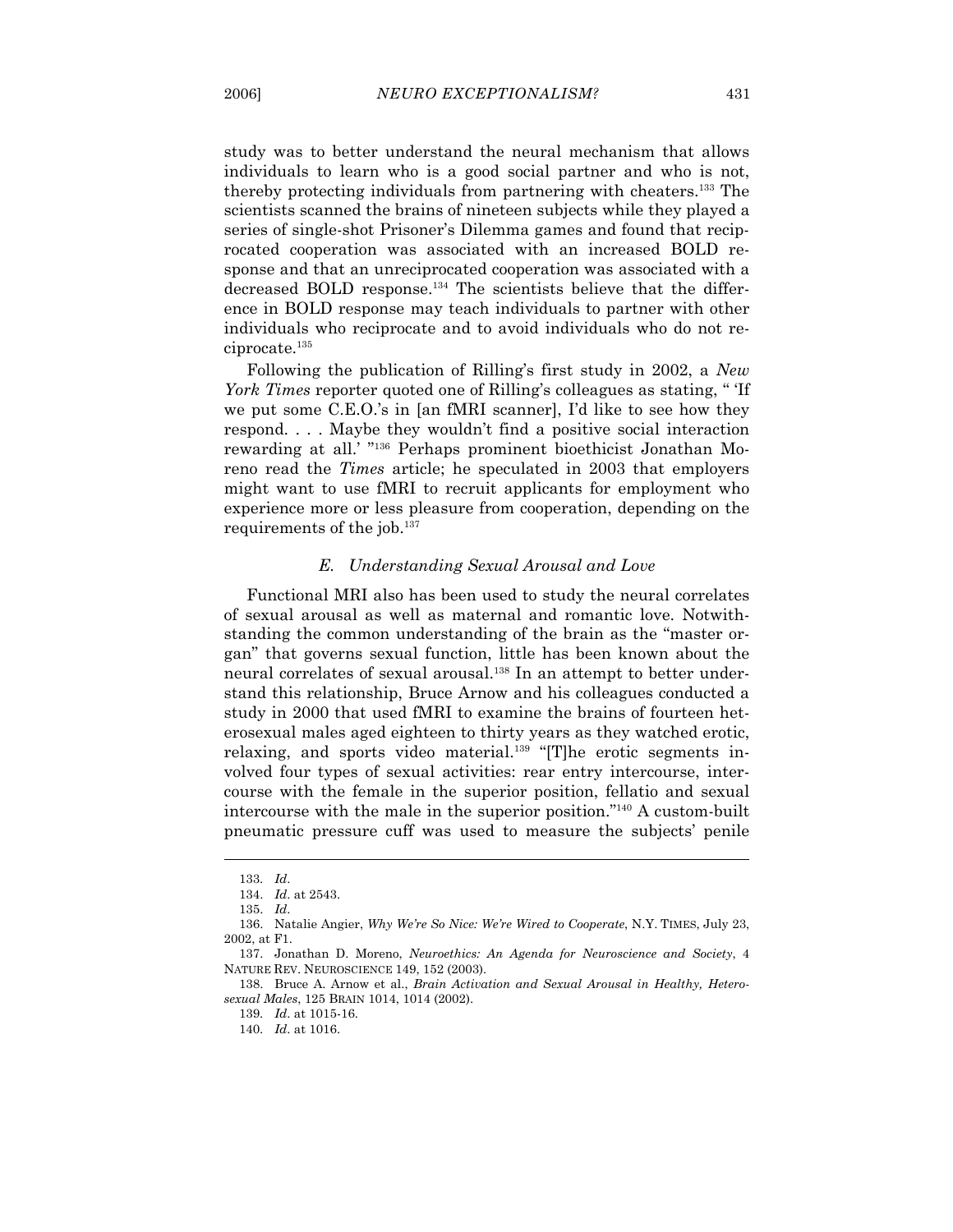study was to better understand the neural mechanism that allows individuals to learn who is a good social partner and who is not, thereby protecting individuals from partnering with cheaters.[133] The scientists scanned the brains of nineteen subjects while they played a series of single-shot Prisoner's Dilemma games and found that reciprocated cooperation was associated with an increased BOLD response and that an unreciprocated cooperation was associated with a decreased BOLD response.[134] The scientists believe that the difference in BOLD response may teach individuals to partner with other individuals who reciprocate and to avoid individuals who do not reciprocate.[135]

Following the publication of Rilling's first study in 2002, a *New York Times* reporter quoted one of Rilling's colleagues as stating, " 'If we put some C.E.O.'s in [an fMRI scanner], I'd like to see how they respond. . . . Maybe they wouldn't find a positive social interaction rewarding at all.' "[136] Perhaps prominent bioethicist Jonathan Moreno read the *Times* article; he speculated in 2003 that employers might want to use fMRI to recruit applicants for employment who experience more or less pleasure from cooperation, depending on the requirements of the job.[137]

### *E. Understanding Sexual Arousal and Love*

Functional MRI also has been used to study the neural correlates of sexual arousal as well as maternal and romantic love. Notwithstanding the common understanding of the brain as the "master organ" that governs sexual function, little has been known about the neural correlates of sexual arousal.[138] In an attempt to better understand this relationship, Bruce Arnow and his colleagues conducted a study in 2000 that used fMRI to examine the brains of fourteen heterosexual males aged eighteen to thirty years as they watched erotic, relaxing, and sports video material.[139] "[T]he erotic segments involved four types of sexual activities: rear entry intercourse, intercourse with the female in the superior position, fellatio and sexual intercourse with the male in the superior position."[140] A custom-built pneumatic pressure cuff was used to measure the subjects' penile

---

133. *Id*.

134. *Id*. at 2543.

135. *Id*.

136. Natalie Angier, *Why We're So Nice: We're Wired to Cooperate*, N.Y. TIMES, July 23, 2002, at F1.

137. Jonathan D. Moreno, *Neuroethics: An Agenda for Neuroscience and Society*, 4 NATURE REV. NEUROSCIENCE 149, 152 (2003).

138. Bruce A. Arnow et al., *Brain Activation and Sexual Arousal in Healthy, Heterosexual Males*, 125 BRAIN 1014, 1014 (2002).

139. *Id*. at 1015-16.

140. *Id*. at 1016.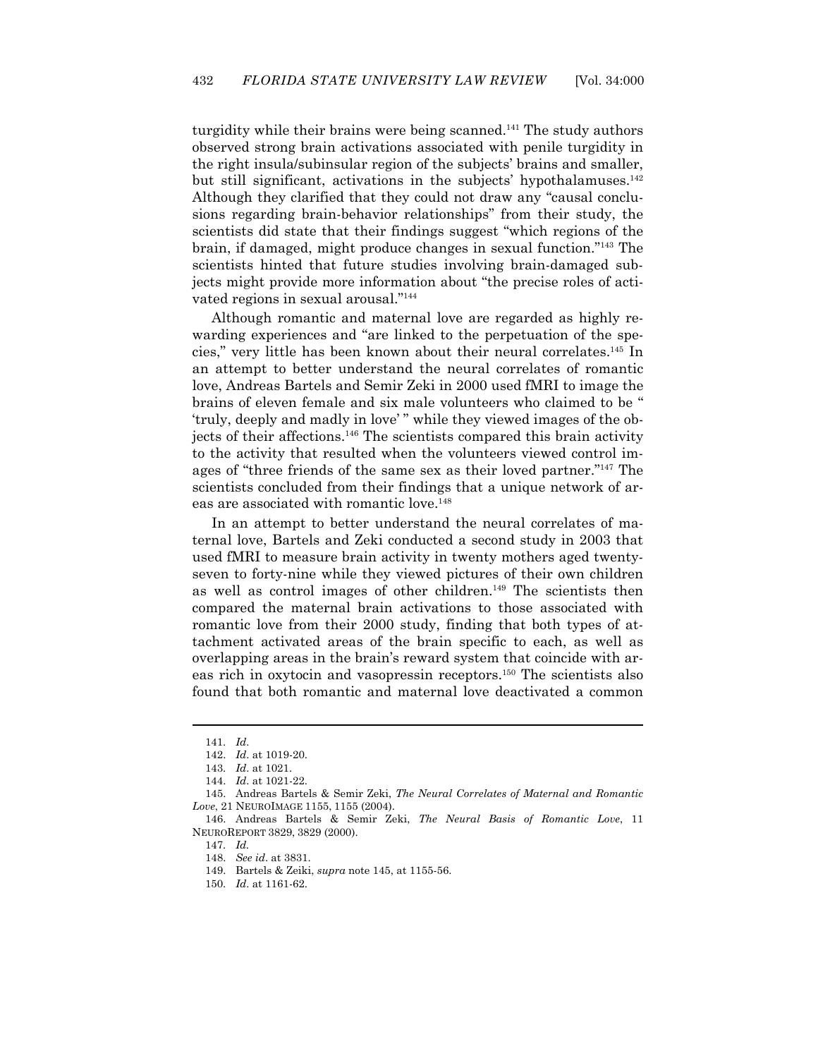turgidity while their brains were being scanned.[141] The study authors observed strong brain activations associated with penile turgidity in the right insula/subinsular region of the subjects' brains and smaller, but still significant, activations in the subjects' hypothalamuses.[142] Although they clarified that they could not draw any "causal conclusions regarding brain-behavior relationships" from their study, the scientists did state that their findings suggest "which regions of the brain, if damaged, might produce changes in sexual function."[143] The scientists hinted that future studies involving brain-damaged subjects might provide more information about "the precise roles of activated regions in sexual arousal."[144]

Although romantic and maternal love are regarded as highly rewarding experiences and "are linked to the perpetuation of the species," very little has been known about their neural correlates.[145] In an attempt to better understand the neural correlates of romantic love, Andreas Bartels and Semir Zeki in 2000 used fMRI to image the brains of eleven female and six male volunteers who claimed to be " 'truly, deeply and madly in love' " while they viewed images of the objects of their affections.[146] The scientists compared this brain activity to the activity that resulted when the volunteers viewed control images of "three friends of the same sex as their loved partner."[147] The scientists concluded from their findings that a unique network of areas are associated with romantic love.[148]

In an attempt to better understand the neural correlates of maternal love, Bartels and Zeki conducted a second study in 2003 that used fMRI to measure brain activity in twenty mothers aged twenty-seven to forty-nine while they viewed pictures of their own children as well as control images of other children.[149] The scientists then compared the maternal brain activations to those associated with romantic love from their 2000 study, finding that both types of attachment activated areas of the brain specific to each, as well as overlapping areas in the brain's reward system that coincide with areas rich in oxytocin and vasopressin receptors.[150] The scientists also found that both romantic and maternal love deactivated a common

---

141. *Id*.

142. *Id*. at 1019-20.

143. *Id*. at 1021.

144. *Id*. at 1021-22.

145. Andreas Bartels & Semir Zeki, *The Neural Correlates of Maternal and Romantic Love*, 21 NEUROIMAGE 1155, 1155 (2004).

146. Andreas Bartels & Semir Zeki, *The Neural Basis of Romantic Love*, 11 NEUROREPORT 3829, 3829 (2000).

147. *Id.*

148. *See id*. at 3831.

149. Bartels & Zeiki, *supra* note 145, at 1155-56.

150. *Id*. at 1161-62.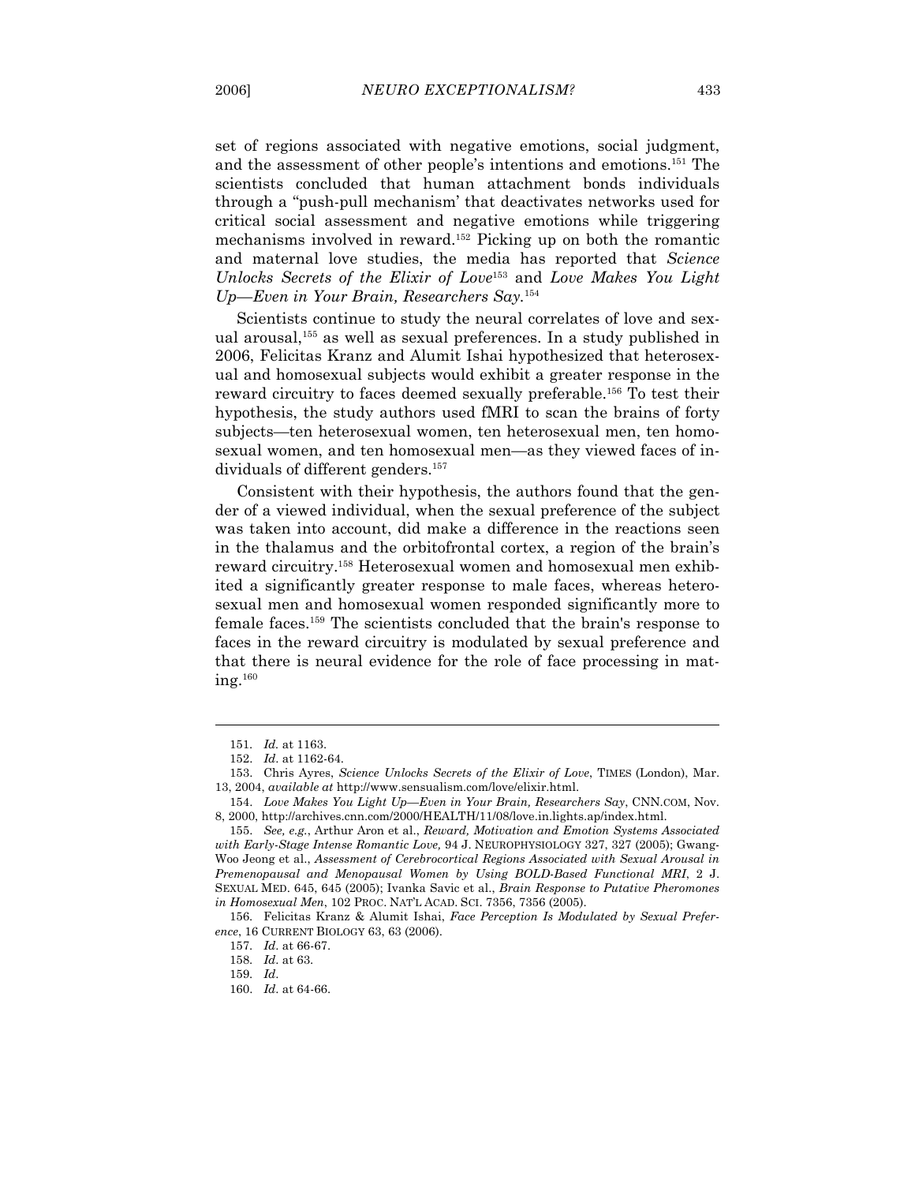set of regions associated with negative emotions, social judgment, and the assessment of other people's intentions and emotions.[151] The scientists concluded that human attachment bonds individuals through a "push-pull mechanism' that deactivates networks used for critical social assessment and negative emotions while triggering mechanisms involved in reward.[152] Picking up on both the romantic and maternal love studies, the media has reported that *Science Unlocks Secrets of the Elixir of Love*[153] and *Love Makes You Light Up—Even in Your Brain, Researchers Say.*[154]

Scientists continue to study the neural correlates of love and sexual arousal,[155] as well as sexual preferences. In a study published in 2006, Felicitas Kranz and Alumit Ishai hypothesized that heterosexual and homosexual subjects would exhibit a greater response in the reward circuitry to faces deemed sexually preferable.[156] To test their hypothesis, the study authors used fMRI to scan the brains of forty subjects—ten heterosexual women, ten heterosexual men, ten homosexual women, and ten homosexual men—as they viewed faces of individuals of different genders.[157]

Consistent with their hypothesis, the authors found that the gender of a viewed individual, when the sexual preference of the subject was taken into account, did make a difference in the reactions seen in the thalamus and the orbitofrontal cortex, a region of the brain's reward circuitry.[158] Heterosexual women and homosexual men exhibited a significantly greater response to male faces, whereas heterosexual men and homosexual women responded significantly more to female faces.[159] The scientists concluded that the brain's response to faces in the reward circuitry is modulated by sexual preference and that there is neural evidence for the role of face processing in mating.[160]

---

151. *Id.* at 1163.

152. *Id.* at 1162-64.

153. Chris Ayres, *Science Unlocks Secrets of the Elixir of Love*, TIMES (London), Mar. 13, 2004, *available at* http://www.sensualism.com/love/elixir.html.

154. *Love Makes You Light Up—Even in Your Brain, Researchers Say*, CNN.COM, Nov. 8, 2000, http://archives.cnn.com/2000/HEALTH/11/08/love.in.lights.ap/index.html.

155. *See, e.g.*, Arthur Aron et al., *Reward, Motivation and Emotion Systems Associated with Early-Stage Intense Romantic Love,* 94 J. NEUROPHYSIOLOGY 327, 327 (2005); Gwang-Woo Jeong et al., *Assessment of Cerebrocortical Regions Associated with Sexual Arousal in Premenopausal and Menopausal Women by Using BOLD-Based Functional MRI*, 2 J. SEXUAL MED. 645, 645 (2005); Ivanka Savic et al., *Brain Response to Putative Pheromones in Homosexual Men*, 102 PROC. NAT'L ACAD. SCI. 7356, 7356 (2005).

156. Felicitas Kranz & Alumit Ishai, *Face Perception Is Modulated by Sexual Preference*, 16 CURRENT BIOLOGY 63, 63 (2006).

157. *Id.* at 66-67.

158. *Id.* at 63.

159. *Id.*

160. *Id.* at 64-66.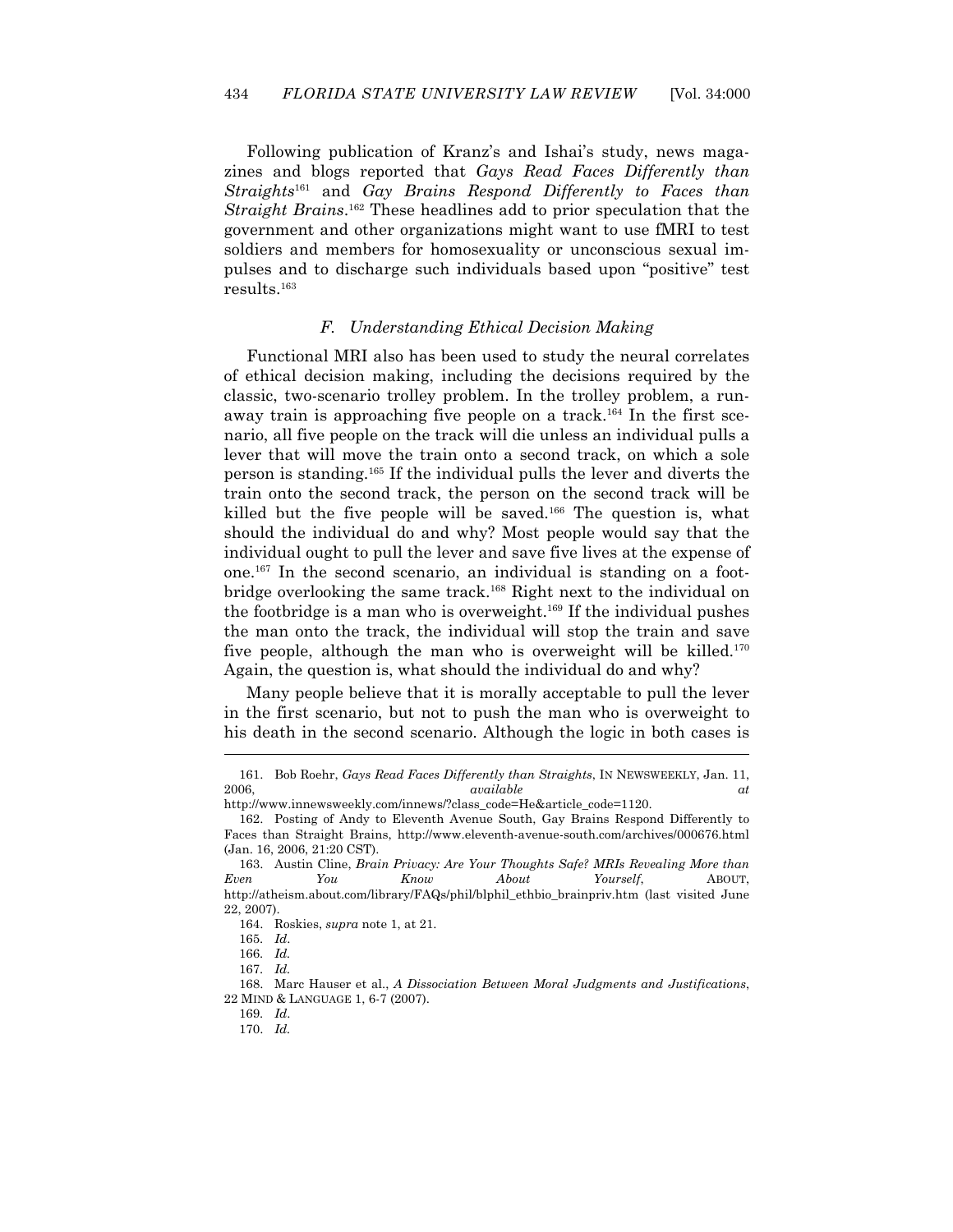Following publication of Kranz's and Ishai's study, news magazines and blogs reported that *Gays Read Faces Differently than Straights*[161] and *Gay Brains Respond Differently to Faces than Straight Brains*.[162] These headlines add to prior speculation that the government and other organizations might want to use fMRI to test soldiers and members for homosexuality or unconscious sexual impulses and to discharge such individuals based upon "positive" test results.[163]

### *F. Understanding Ethical Decision Making*

Functional MRI also has been used to study the neural correlates of ethical decision making, including the decisions required by the classic, two-scenario trolley problem. In the trolley problem, a runaway train is approaching five people on a track.[164] In the first scenario, all five people on the track will die unless an individual pulls a lever that will move the train onto a second track, on which a sole person is standing.[165] If the individual pulls the lever and diverts the train onto the second track, the person on the second track will be killed but the five people will be saved.[166] The question is, what should the individual do and why? Most people would say that the individual ought to pull the lever and save five lives at the expense of one.[167] In the second scenario, an individual is standing on a footbridge overlooking the same track.[168] Right next to the individual on the footbridge is a man who is overweight.[169] If the individual pushes the man onto the track, the individual will stop the train and save five people, although the man who is overweight will be killed.[170] Again, the question is, what should the individual do and why?

Many people believe that it is morally acceptable to pull the lever in the first scenario, but not to push the man who is overweight to his death in the second scenario. Although the logic in both cases is

---

161. Bob Roehr, *Gays Read Faces Differently than Straights*, IN NEWSWEEKLY, Jan. 11, 2006, *available at* http://www.innewsweekly.com/innews/?class_code=He&article_code=1120.

162. Posting of Andy to Eleventh Avenue South, Gay Brains Respond Differently to Faces than Straight Brains, http://www.eleventh-avenue-south.com/archives/000676.html (Jan. 16, 2006, 21:20 CST).

163. Austin Cline, *Brain Privacy: Are Your Thoughts Safe? MRIs Revealing More than Even You Know About Yourself*, ABOUT, http://atheism.about.com/library/FAQs/phil/blphil_ethbio_brainpriv.htm (last visited June 22, 2007).

164. Roskies, *supra* note 1, at 21.

165. *Id*.

166. *Id.*

167. *Id.*

168. Marc Hauser et al., *A Dissociation Between Moral Judgments and Justifications*, 22 MIND & LANGUAGE 1, 6-7 (2007).

169. *Id*.

170. *Id.*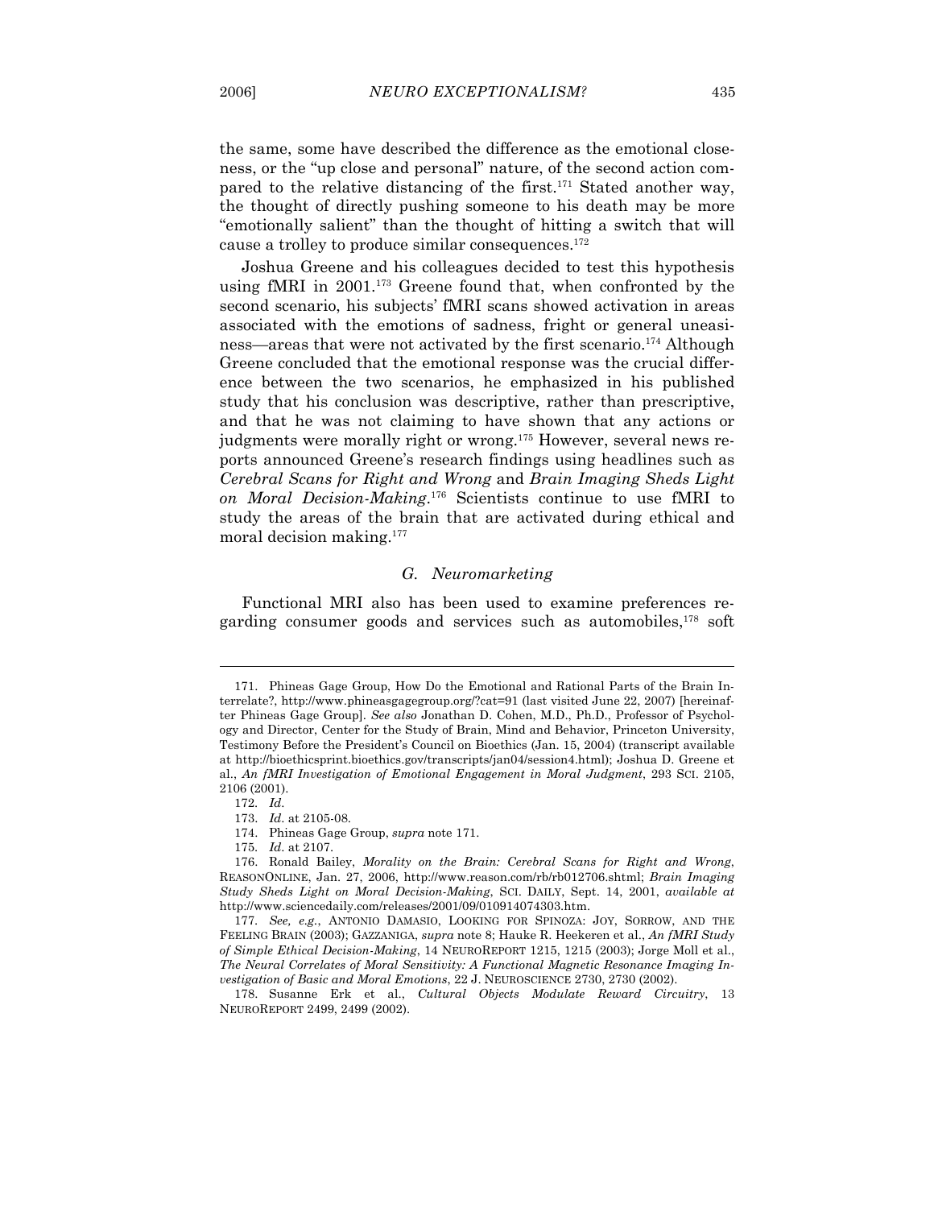the same, some have described the difference as the emotional closeness, or the "up close and personal" nature, of the second action compared to the relative distancing of the first.[171] Stated another way, the thought of directly pushing someone to his death may be more "emotionally salient" than the thought of hitting a switch that will cause a trolley to produce similar consequences.[172]

Joshua Greene and his colleagues decided to test this hypothesis using fMRI in 2001.[173] Greene found that, when confronted by the second scenario, his subjects' fMRI scans showed activation in areas associated with the emotions of sadness, fright or general uneasiness—areas that were not activated by the first scenario.[174] Although Greene concluded that the emotional response was the crucial difference between the two scenarios, he emphasized in his published study that his conclusion was descriptive, rather than prescriptive, and that he was not claiming to have shown that any actions or judgments were morally right or wrong.[175] However, several news reports announced Greene's research findings using headlines such as *Cerebral Scans for Right and Wrong* and *Brain Imaging Sheds Light on Moral Decision-Making*.[176] Scientists continue to use fMRI to study the areas of the brain that are activated during ethical and moral decision making.[177]

### *G. Neuromarketing*

Functional MRI also has been used to examine preferences regarding consumer goods and services such as automobiles,[178] soft

---

171. Phineas Gage Group, How Do the Emotional and Rational Parts of the Brain Interrelate?, http://www.phineasgagegroup.org/?cat=91 (last visited June 22, 2007) [hereinafter Phineas Gage Group]. *See also* Jonathan D. Cohen, M.D., Ph.D., Professor of Psychology and Director, Center for the Study of Brain, Mind and Behavior, Princeton University, Testimony Before the President's Council on Bioethics (Jan. 15, 2004) (transcript available at http://bioethicsprint.bioethics.gov/transcripts/jan04/session4.html); Joshua D. Greene et al., *An fMRI Investigation of Emotional Engagement in Moral Judgment*, 293 SCI. 2105, 2106 (2001).

172. *Id.*

173. *Id.* at 2105-08.

174. Phineas Gage Group, *supra* note 171.

175. *Id.* at 2107.

176. Ronald Bailey, *Morality on the Brain: Cerebral Scans for Right and Wrong*, REASONONLINE, Jan. 27, 2006, http://www.reason.com/rb/rb012706.shtml; *Brain Imaging Study Sheds Light on Moral Decision-Making*, SCI. DAILY, Sept. 14, 2001, *available at* http://www.sciencedaily.com/releases/2001/09/010914074303.htm.

177. *See, e.g.*, ANTONIO DAMASIO, LOOKING FOR SPINOZA: JOY, SORROW, AND THE FEELING BRAIN (2003); GAZZANIGA, *supra* note 8; Hauke R. Heekeren et al., *An fMRI Study of Simple Ethical Decision-Making*, 14 NEUROREPORT 1215, 1215 (2003); Jorge Moll et al., *The Neural Correlates of Moral Sensitivity: A Functional Magnetic Resonance Imaging Investigation of Basic and Moral Emotions*, 22 J. NEUROSCIENCE 2730, 2730 (2002).

178. Susanne Erk et al., *Cultural Objects Modulate Reward Circuitry*, 13 NEUROREPORT 2499, 2499 (2002).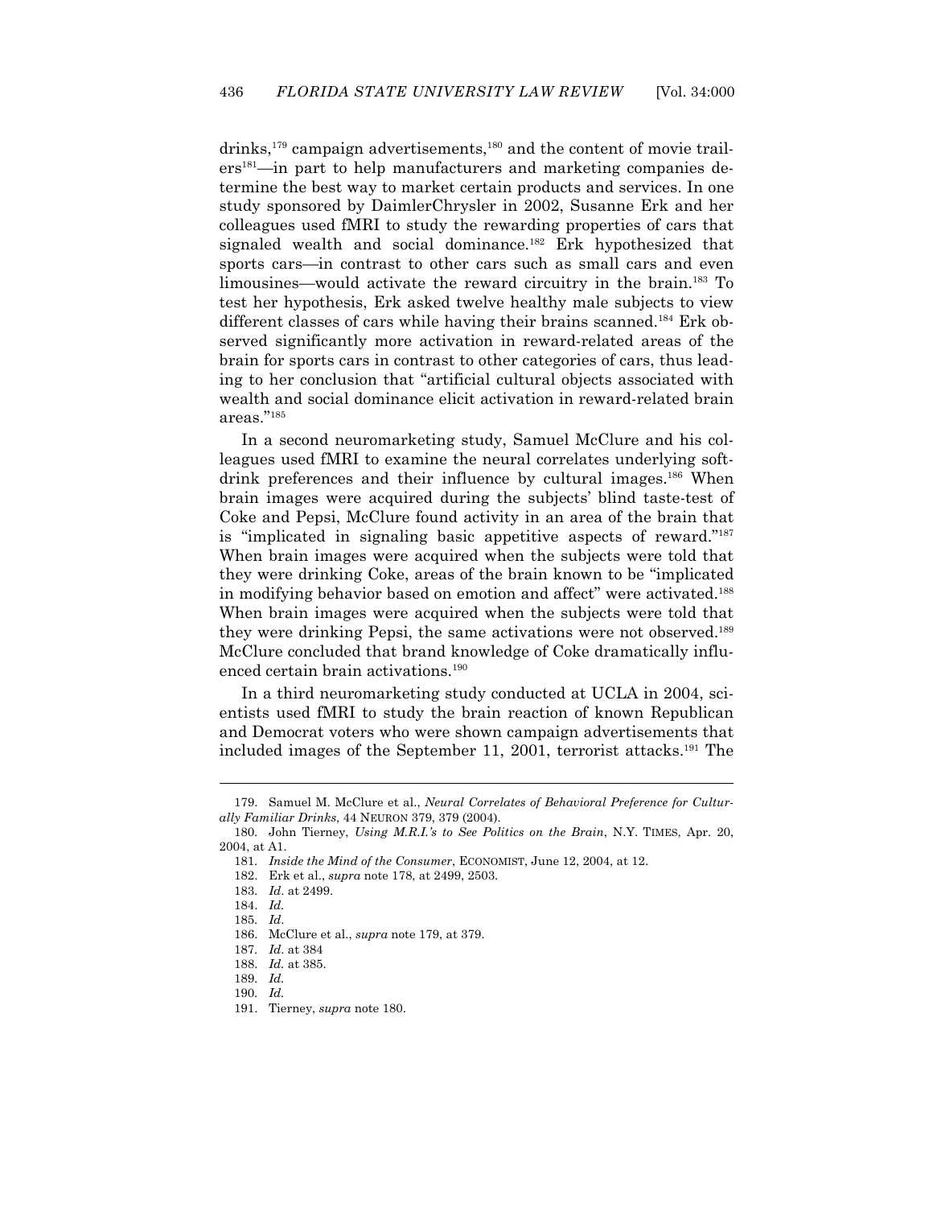drinks,[179] campaign advertisements,[180] and the content of movie trailers[181]—in part to help manufacturers and marketing companies determine the best way to market certain products and services. In one study sponsored by DaimlerChrysler in 2002, Susanne Erk and her colleagues used fMRI to study the rewarding properties of cars that signaled wealth and social dominance.[182] Erk hypothesized that sports cars—in contrast to other cars such as small cars and even limousines—would activate the reward circuitry in the brain.[183] To test her hypothesis, Erk asked twelve healthy male subjects to view different classes of cars while having their brains scanned.[184] Erk observed significantly more activation in reward-related areas of the brain for sports cars in contrast to other categories of cars, thus leading to her conclusion that "artificial cultural objects associated with wealth and social dominance elicit activation in reward-related brain areas."[185]

In a second neuromarketing study, Samuel McClure and his colleagues used fMRI to examine the neural correlates underlying soft-drink preferences and their influence by cultural images.[186] When brain images were acquired during the subjects' blind taste-test of Coke and Pepsi, McClure found activity in an area of the brain that is "implicated in signaling basic appetitive aspects of reward."[187] When brain images were acquired when the subjects were told that they were drinking Coke, areas of the brain known to be "implicated in modifying behavior based on emotion and affect" were activated.[188] When brain images were acquired when the subjects were told that they were drinking Pepsi, the same activations were not observed.[189] McClure concluded that brand knowledge of Coke dramatically influenced certain brain activations.[190]

In a third neuromarketing study conducted at UCLA in 2004, scientists used fMRI to study the brain reaction of known Republican and Democrat voters who were shown campaign advertisements that included images of the September 11, 2001, terrorist attacks.[191] The

---

179. Samuel M. McClure et al., *Neural Correlates of Behavioral Preference for Culturally Familiar Drinks*, 44 NEURON 379, 379 (2004).

180. John Tierney, *Using M.R.I.'s to See Politics on the Brain*, N.Y. TIMES, Apr. 20, 2004, at A1.

181. *Inside the Mind of the Consumer*, ECONOMIST, June 12, 2004, at 12.

182. Erk et al., *supra* note 178, at 2499, 2503.

183. *Id.* at 2499.

184. *Id.*

185. *Id.*

186. McClure et al., *supra* note 179, at 379.

187. *Id.* at 384

188. *Id.* at 385.

189. *Id.*

190. *Id.*

191. Tierney, *supra* note 180.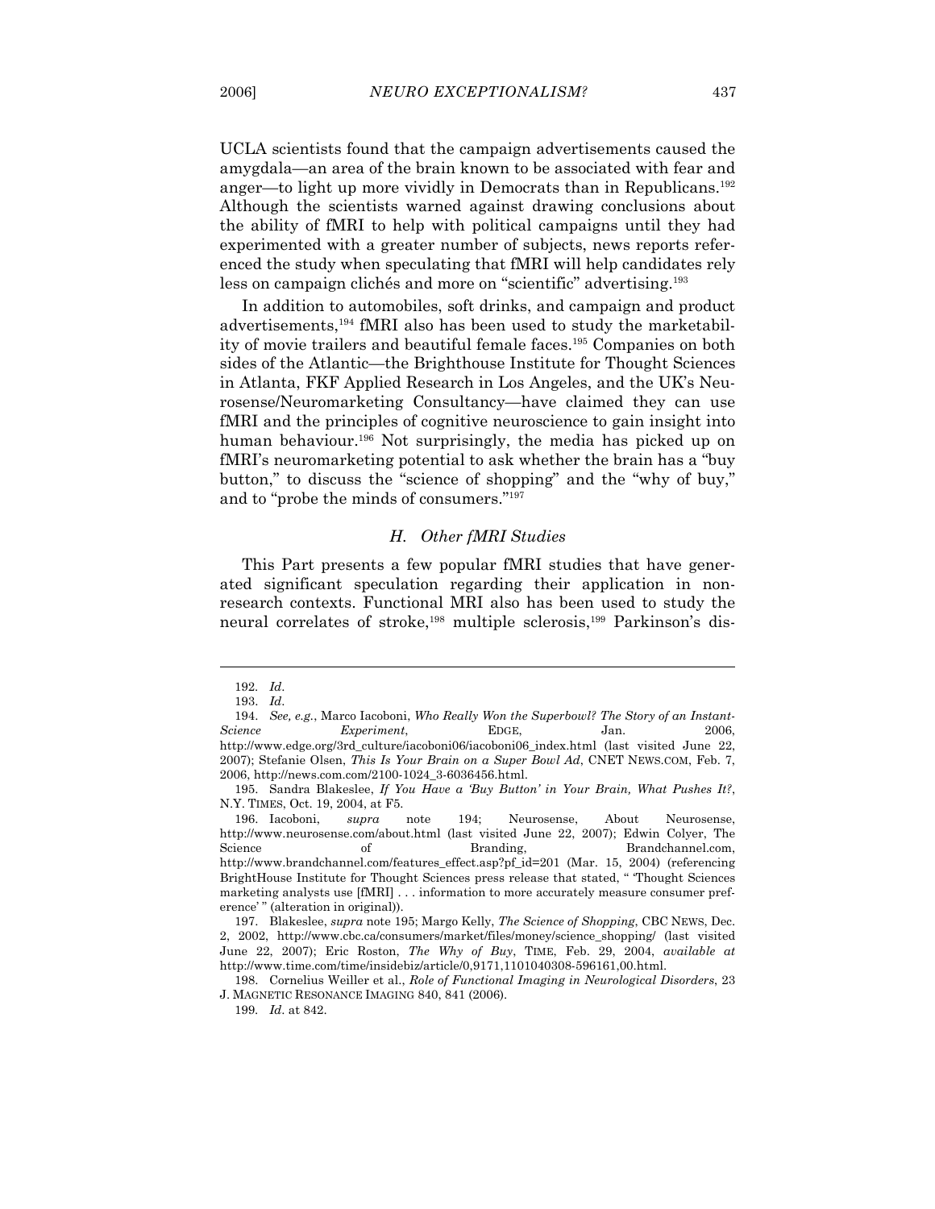UCLA scientists found that the campaign advertisements caused the amygdala—an area of the brain known to be associated with fear and anger—to light up more vividly in Democrats than in Republicans.[192] Although the scientists warned against drawing conclusions about the ability of fMRI to help with political campaigns until they had experimented with a greater number of subjects, news reports referenced the study when speculating that fMRI will help candidates rely less on campaign clichés and more on "scientific" advertising.[193]

In addition to automobiles, soft drinks, and campaign and product advertisements,[194] fMRI also has been used to study the marketability of movie trailers and beautiful female faces.[195] Companies on both sides of the Atlantic—the Brighthouse Institute for Thought Sciences in Atlanta, FKF Applied Research in Los Angeles, and the UK's Neurosense/Neuromarketing Consultancy—have claimed they can use fMRI and the principles of cognitive neuroscience to gain insight into human behaviour.[196] Not surprisingly, the media has picked up on fMRI's neuromarketing potential to ask whether the brain has a "buy button," to discuss the "science of shopping" and the "why of buy," and to "probe the minds of consumers."[197]

### *H. Other fMRI Studies*

This Part presents a few popular fMRI studies that have generated significant speculation regarding their application in non-research contexts. Functional MRI also has been used to study the neural correlates of stroke,[198] multiple sclerosis,[199] Parkinson's dis-

---

192. *Id.*

193. *Id.*

194. *See, e.g.*, Marco Iacoboni, *Who Really Won the Superbowl? The Story of an Instant-Science Experiment*, EDGE, Jan. 2006, http://www.edge.org/3rd_culture/iacoboni06/iacoboni06_index.html (last visited June 22, 2007); Stefanie Olsen, *This Is Your Brain on a Super Bowl Ad*, CNET NEWS.COM, Feb. 7, 2006, http://news.com.com/2100-1024_3-6036456.html.

195. Sandra Blakeslee, *If You Have a 'Buy Button' in Your Brain, What Pushes It?*, N.Y. TIMES, Oct. 19, 2004, at F5.

196. Iacoboni, *supra* note 194; Neurosense, About Neurosense, http://www.neurosense.com/about.html (last visited June 22, 2007); Edwin Colyer, The Science of Branding, Brandchannel.com, http://www.brandchannel.com/features_effect.asp?pf_id=201 (Mar. 15, 2004) (referencing BrightHouse Institute for Thought Sciences press release that stated, " 'Thought Sciences marketing analysts use [fMRI] . . . information to more accurately measure consumer preference' " (alteration in original)).

197. Blakeslee, *supra* note 195; Margo Kelly, *The Science of Shopping*, CBC NEWS, Dec. 2, 2002, http://www.cbc.ca/consumers/market/files/money/science_shopping/ (last visited June 22, 2007); Eric Roston, *The Why of Buy*, TIME, Feb. 29, 2004, *available at* http://www.time.com/time/insidebiz/article/0,9171,1101040308-596161,00.html.

198. Cornelius Weiller et al., *Role of Functional Imaging in Neurological Disorders*, 23 J. MAGNETIC RESONANCE IMAGING 840, 841 (2006).

199. *Id.* at 842.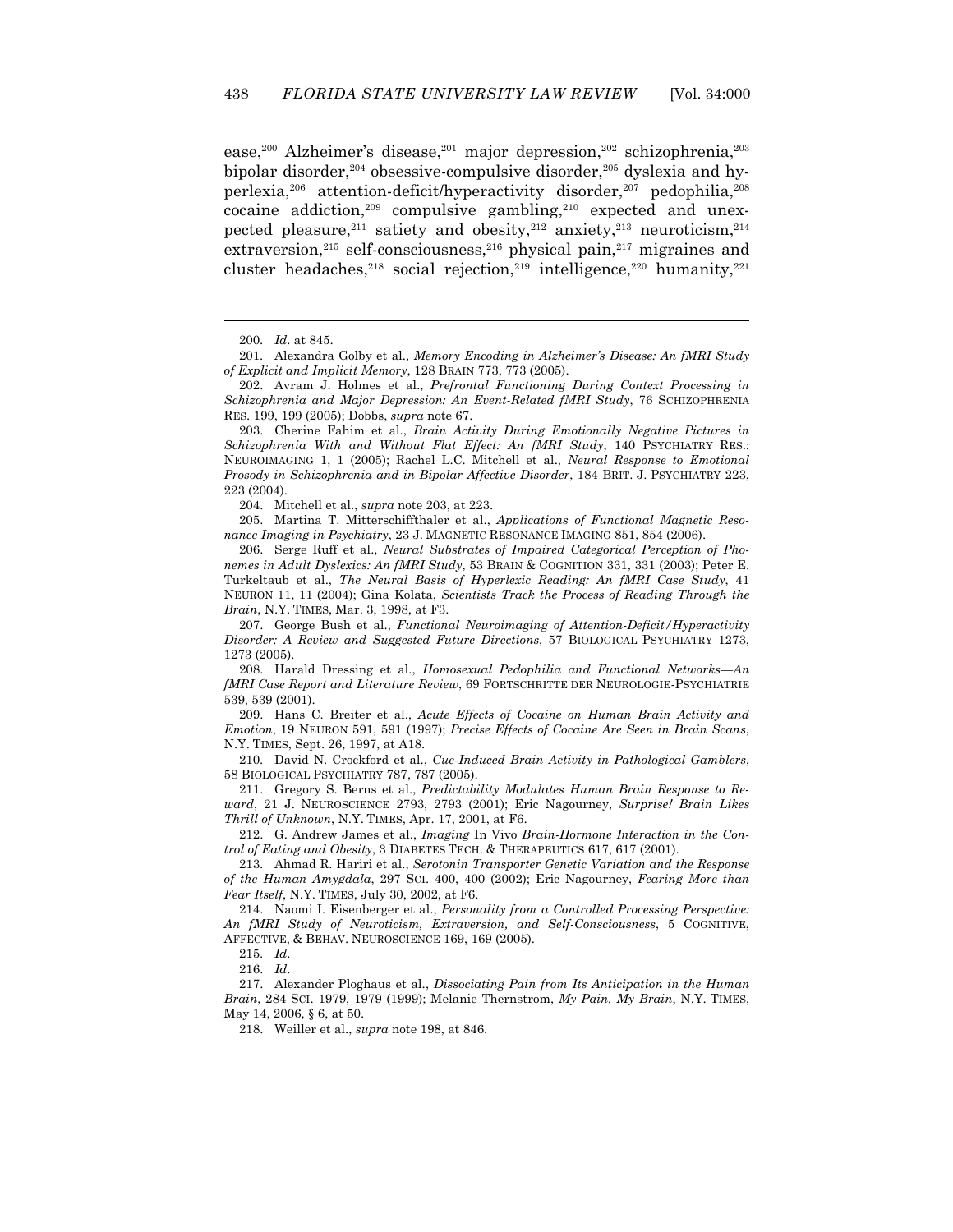ease,[200] Alzheimer's disease,[201] major depression,[202] schizophrenia,[203] bipolar disorder,[204] obsessive-compulsive disorder,[205] dyslexia and hyperlexia,[206] attention-deficit/hyperactivity disorder,[207] pedophilia,[208] cocaine addiction,[209] compulsive gambling,[210] expected and unexpected pleasure,[211] satiety and obesity,[212] anxiety,[213] neuroticism,[214] extraversion,[215] self-consciousness,[216] physical pain,[217] migraines and cluster headaches,[218] social rejection,[219] intelligence,[220] humanity,[221]

---

200. *Id.* at 845.

201. Alexandra Golby et al., *Memory Encoding in Alzheimer's Disease: An fMRI Study of Explicit and Implicit Memory*, 128 BRAIN 773, 773 (2005).

202. Avram J. Holmes et al., *Prefrontal Functioning During Context Processing in Schizophrenia and Major Depression: An Event-Related fMRI Study*, 76 SCHIZOPHRENIA RES. 199, 199 (2005); Dobbs, *supra* note 67.

203. Cherine Fahim et al., *Brain Activity During Emotionally Negative Pictures in Schizophrenia With and Without Flat Effect: An fMRI Study*, 140 PSYCHIATRY RES.: NEUROIMAGING 1, 1 (2005); Rachel L.C. Mitchell et al., *Neural Response to Emotional Prosody in Schizophrenia and in Bipolar Affective Disorder*, 184 BRIT. J. PSYCHIATRY 223, 223 (2004).

204. Mitchell et al., *supra* note 203, at 223.

205. Martina T. Mitterschiffthaler et al., *Applications of Functional Magnetic Resonance Imaging in Psychiatry*, 23 J. MAGNETIC RESONANCE IMAGING 851, 854 (2006).

206. Serge Ruff et al., *Neural Substrates of Impaired Categorical Perception of Phonemes in Adult Dyslexics: An fMRI Study*, 53 BRAIN & COGNITION 331, 331 (2003); Peter E. Turkeltaub et al., *The Neural Basis of Hyperlexic Reading: An fMRI Case Study*, 41 NEURON 11, 11 (2004); Gina Kolata, *Scientists Track the Process of Reading Through the Brain*, N.Y. TIMES, Mar. 3, 1998, at F3.

207. George Bush et al., *Functional Neuroimaging of Attention-Deficit/Hyperactivity Disorder: A Review and Suggested Future Directions*, 57 BIOLOGICAL PSYCHIATRY 1273, 1273 (2005).

208. Harald Dressing et al., *Homosexual Pedophilia and Functional Networks—An fMRI Case Report and Literature Review*, 69 FORTSCHRITTE DER NEUROLOGIE-PSYCHIATRIE 539, 539 (2001).

209. Hans C. Breiter et al., *Acute Effects of Cocaine on Human Brain Activity and Emotion*, 19 NEURON 591, 591 (1997); *Precise Effects of Cocaine Are Seen in Brain Scans*, N.Y. TIMES, Sept. 26, 1997, at A18.

210. David N. Crockford et al., *Cue-Induced Brain Activity in Pathological Gamblers*, 58 BIOLOGICAL PSYCHIATRY 787, 787 (2005).

211. Gregory S. Berns et al., *Predictability Modulates Human Brain Response to Reward*, 21 J. NEUROSCIENCE 2793, 2793 (2001); Eric Nagourney, *Surprise! Brain Likes Thrill of Unknown*, N.Y. TIMES, Apr. 17, 2001, at F6.

212. G. Andrew James et al., *Imaging* In Vivo *Brain-Hormone Interaction in the Control of Eating and Obesity*, 3 DIABETES TECH. & THERAPEUTICS 617, 617 (2001).

213. Ahmad R. Hariri et al., *Serotonin Transporter Genetic Variation and the Response of the Human Amygdala*, 297 SCI. 400, 400 (2002); Eric Nagourney, *Fearing More than Fear Itself*, N.Y. TIMES, July 30, 2002, at F6.

214. Naomi I. Eisenberger et al., *Personality from a Controlled Processing Perspective: An fMRI Study of Neuroticism, Extraversion, and Self-Consciousness*, 5 COGNITIVE, AFFECTIVE, & BEHAV. NEUROSCIENCE 169, 169 (2005).

215. *Id.*

216. *Id.*

217. Alexander Ploghaus et al., *Dissociating Pain from Its Anticipation in the Human Brain*, 284 SCI. 1979, 1979 (1999); Melanie Thernstrom, *My Pain, My Brain*, N.Y. TIMES, May 14, 2006, § 6, at 50.

218. Weiller et al., *supra* note 198, at 846.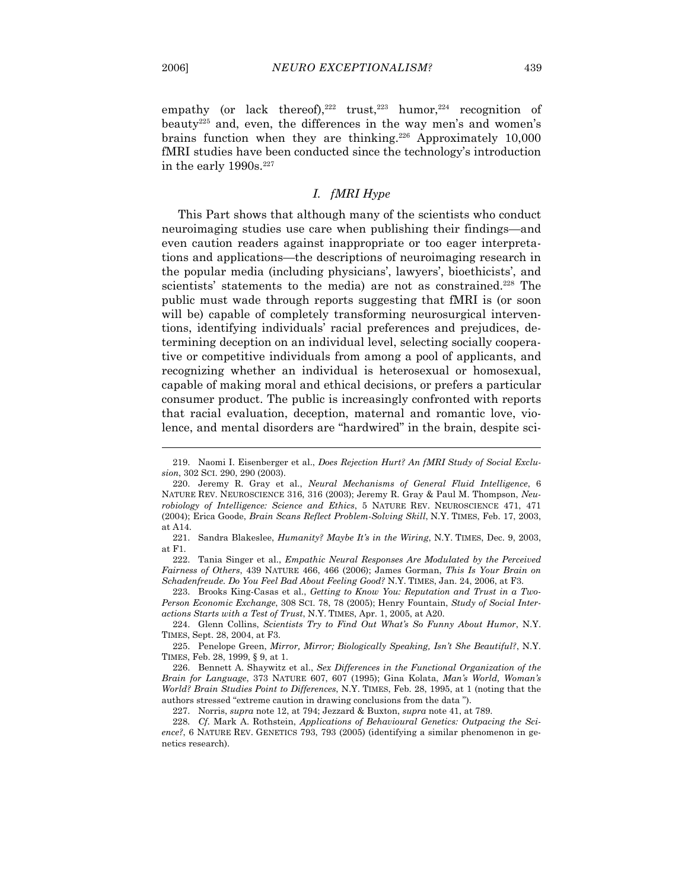empathy (or lack thereof),[222] trust,[223] humor,[224] recognition of beauty[225] and, even, the differences in the way men's and women's brains function when they are thinking.[226] Approximately 10,000 fMRI studies have been conducted since the technology's introduction in the early 1990s.[227]

### *I. fMRI Hype*

This Part shows that although many of the scientists who conduct neuroimaging studies use care when publishing their findings—and even caution readers against inappropriate or too eager interpretations and applications—the descriptions of neuroimaging research in the popular media (including physicians', lawyers', bioethicists', and scientists' statements to the media) are not as constrained.[228] The public must wade through reports suggesting that fMRI is (or soon will be) capable of completely transforming neurosurgical interventions, identifying individuals' racial preferences and prejudices, determining deception on an individual level, selecting socially cooperative or competitive individuals from among a pool of applicants, and recognizing whether an individual is heterosexual or homosexual, capable of making moral and ethical decisions, or prefers a particular consumer product. The public is increasingly confronted with reports that racial evaluation, deception, maternal and romantic love, violence, and mental disorders are "hardwired" in the brain, despite sci-

---

219. Naomi I. Eisenberger et al., *Does Rejection Hurt? An fMRI Study of Social Exclusion*, 302 SCI. 290, 290 (2003).

220. Jeremy R. Gray et al., *Neural Mechanisms of General Fluid Intelligence*, 6 NATURE REV. NEUROSCIENCE 316, 316 (2003); Jeremy R. Gray & Paul M. Thompson, *Neurobiology of Intelligence: Science and Ethics*, 5 NATURE REV. NEUROSCIENCE 471, 471 (2004); Erica Goode, *Brain Scans Reflect Problem-Solving Skill*, N.Y. TIMES, Feb. 17, 2003, at A14.

221. Sandra Blakeslee, *Humanity? Maybe It's in the Wiring*, N.Y. TIMES, Dec. 9, 2003, at F1.

222. Tania Singer et al., *Empathic Neural Responses Are Modulated by the Perceived Fairness of Others*, 439 NATURE 466, 466 (2006); James Gorman, *This Is Your Brain on Schadenfreude. Do You Feel Bad About Feeling Good?* N.Y. TIMES, Jan. 24, 2006, at F3.

223. Brooks King-Casas et al., *Getting to Know You: Reputation and Trust in a Two-Person Economic Exchange*, 308 SCI. 78, 78 (2005); Henry Fountain, *Study of Social Interactions Starts with a Test of Trust*, N.Y. TIMES, Apr. 1, 2005, at A20.

224. Glenn Collins, *Scientists Try to Find Out What's So Funny About Humor*, N.Y. TIMES, Sept. 28, 2004, at F3.

225. Penelope Green, *Mirror, Mirror; Biologically Speaking, Isn't She Beautiful?*, N.Y. TIMES, Feb. 28, 1999, § 9, at 1.

226. Bennett A. Shaywitz et al., *Sex Differences in the Functional Organization of the Brain for Language*, 373 NATURE 607, 607 (1995); Gina Kolata, *Man's World, Woman's World? Brain Studies Point to Differences*, N.Y. TIMES, Feb. 28, 1995, at 1 (noting that the authors stressed "extreme caution in drawing conclusions from the data ").

227. Norris, *supra* note 12, at 794; Jezzard & Buxton, *supra* note 41, at 789.

228. *Cf.* Mark A. Rothstein, *Applications of Behavioural Genetics: Outpacing the Science?*, 6 NATURE REV. GENETICS 793, 793 (2005) (identifying a similar phenomenon in genetics research).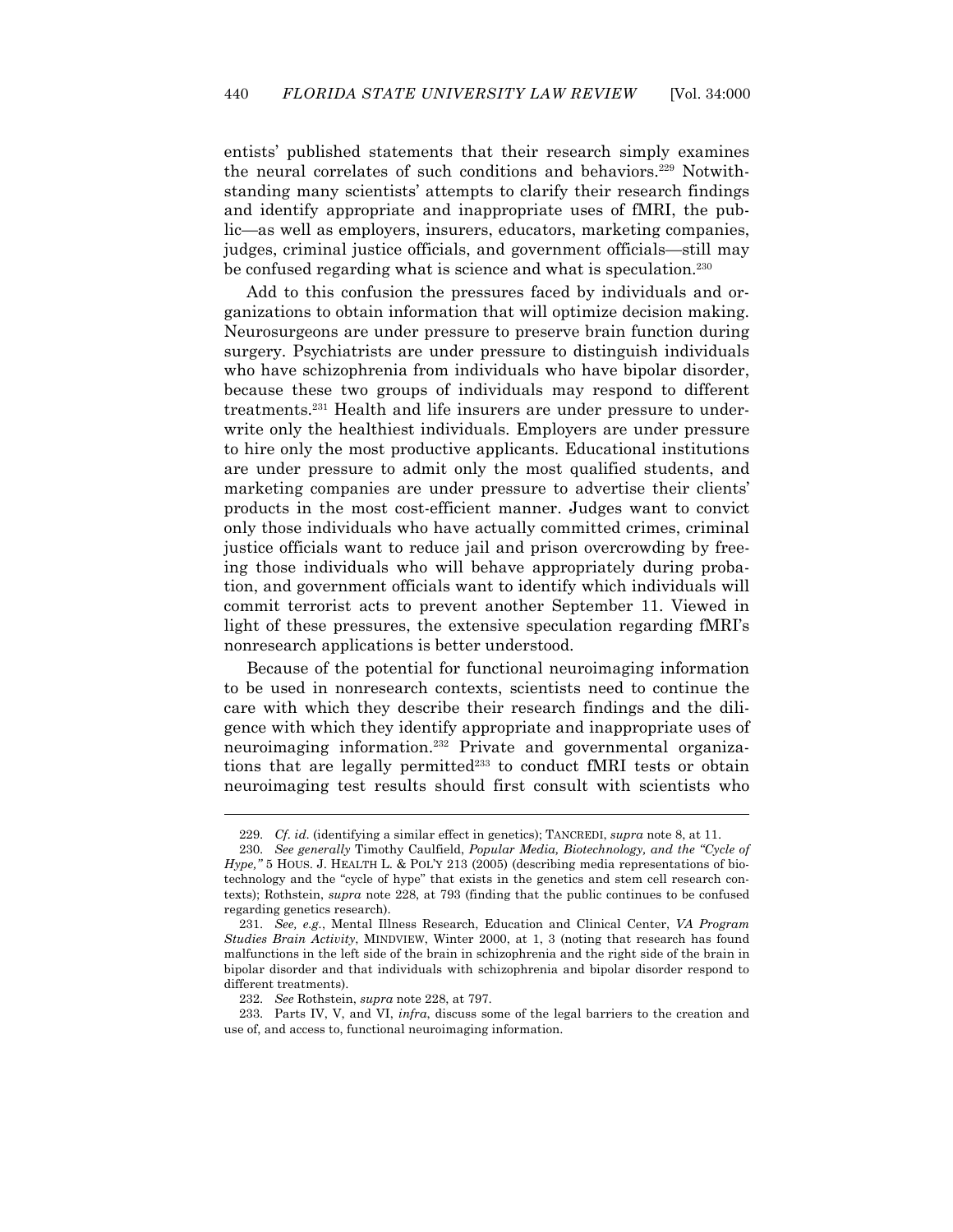entists' published statements that their research simply examines the neural correlates of such conditions and behaviors.[229] Notwithstanding many scientists' attempts to clarify their research findings and identify appropriate and inappropriate uses of fMRI, the public—as well as employers, insurers, educators, marketing companies, judges, criminal justice officials, and government officials—still may be confused regarding what is science and what is speculation.[230]

Add to this confusion the pressures faced by individuals and organizations to obtain information that will optimize decision making. Neurosurgeons are under pressure to preserve brain function during surgery. Psychiatrists are under pressure to distinguish individuals who have schizophrenia from individuals who have bipolar disorder, because these two groups of individuals may respond to different treatments.[231] Health and life insurers are under pressure to underwrite only the healthiest individuals. Employers are under pressure to hire only the most productive applicants. Educational institutions are under pressure to admit only the most qualified students, and marketing companies are under pressure to advertise their clients' products in the most cost-efficient manner. Judges want to convict only those individuals who have actually committed crimes, criminal justice officials want to reduce jail and prison overcrowding by freeing those individuals who will behave appropriately during probation, and government officials want to identify which individuals will commit terrorist acts to prevent another September 11. Viewed in light of these pressures, the extensive speculation regarding fMRI's nonresearch applications is better understood.

Because of the potential for functional neuroimaging information to be used in nonresearch contexts, scientists need to continue the care with which they describe their research findings and the diligence with which they identify appropriate and inappropriate uses of neuroimaging information.[232] Private and governmental organizations that are legally permitted[233] to conduct fMRI tests or obtain neuroimaging test results should first consult with scientists who

---

229. *Cf. id.* (identifying a similar effect in genetics); TANCREDI, *supra* note 8, at 11.

230. *See generally* Timothy Caulfield, *Popular Media, Biotechnology, and the "Cycle of Hype,"* 5 HOUS. J. HEALTH L. & POL'Y 213 (2005) (describing media representations of biotechnology and the "cycle of hype" that exists in the genetics and stem cell research contexts); Rothstein, *supra* note 228, at 793 (finding that the public continues to be confused regarding genetics research).

231. *See, e.g.*, Mental Illness Research, Education and Clinical Center, *VA Program Studies Brain Activity*, MINDVIEW, Winter 2000, at 1, 3 (noting that research has found malfunctions in the left side of the brain in schizophrenia and the right side of the brain in bipolar disorder and that individuals with schizophrenia and bipolar disorder respond to different treatments).

232. *See* Rothstein, *supra* note 228, at 797.

233. Parts IV, V, and VI, *infra*, discuss some of the legal barriers to the creation and use of, and access to, functional neuroimaging information.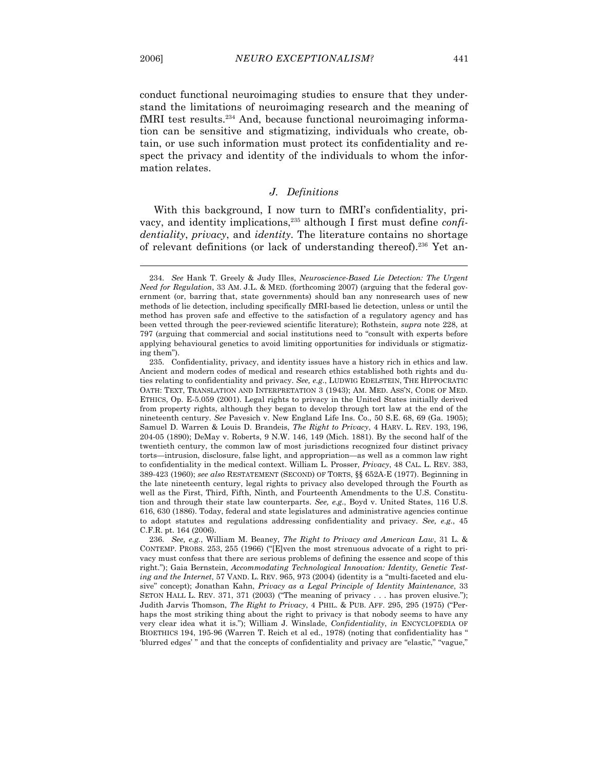conduct functional neuroimaging studies to ensure that they understand the limitations of neuroimaging research and the meaning of fMRI test results.[234] And, because functional neuroimaging information can be sensitive and stigmatizing, individuals who create, obtain, or use such information must protect its confidentiality and respect the privacy and identity of the individuals to whom the information relates.

### *J. Definitions*

With this background, I now turn to fMRI's confidentiality, privacy, and identity implications,[235] although I first must define *confidentiality*, *privacy*, and *identity*. The literature contains no shortage of relevant definitions (or lack of understanding thereof).[236] Yet an-

---

234. *See* Hank T. Greely & Judy Illes, *Neuroscience-Based Lie Detection: The Urgent Need for Regulation*, 33 AM. J.L. & MED. (forthcoming 2007) (arguing that the federal government (or, barring that, state governments) should ban any nonresearch uses of new methods of lie detection, including specifically fMRI-based lie detection, unless or until the method has proven safe and effective to the satisfaction of a regulatory agency and has been vetted through the peer-reviewed scientific literature); Rothstein, *supra* note 228, at 797 (arguing that commercial and social institutions need to "consult with experts before applying behavioural genetics to avoid limiting opportunities for individuals or stigmatizing them").

235. Confidentiality, privacy, and identity issues have a history rich in ethics and law. Ancient and modern codes of medical and research ethics established both rights and duties relating to confidentiality and privacy. *See, e.g.*, LUDWIG EDELSTEIN, THE HIPPOCRATIC OATH: TEXT, TRANSLATION AND INTERPRETATION 3 (1943); AM. MED. ASS'N, CODE OF MED. ETHICS, Op. E-5.059 (2001). Legal rights to privacy in the United States initially derived from property rights, although they began to develop through tort law at the end of the nineteenth century. *See* Pavesich v. New England Life Ins. Co., 50 S.E. 68, 69 (Ga. 1905); Samuel D. Warren & Louis D. Brandeis, *The Right to Privacy*, 4 HARV. L. REV. 193, 196, 204-05 (1890); DeMay v. Roberts, 9 N.W. 146, 149 (Mich. 1881). By the second half of the twentieth century, the common law of most jurisdictions recognized four distinct privacy torts—intrusion, disclosure, false light, and appropriation—as well as a common law right to confidentiality in the medical context. William L. Prosser, *Privacy*, 48 CAL. L. REV. 383, 389-423 (1960); *see also* RESTATEMENT (SECOND) OF TORTS, §§ 652A-E (1977). Beginning in the late nineteenth century, legal rights to privacy also developed through the Fourth as well as the First, Third, Fifth, Ninth, and Fourteenth Amendments to the U.S. Constitution and through their state law counterparts. *See, e.g.*, Boyd v. United States, 116 U.S. 616, 630 (1886). Today, federal and state legislatures and administrative agencies continue to adopt statutes and regulations addressing confidentiality and privacy. *See, e.g.*, 45 C.F.R. pt. 164 (2006).

236. *See, e.g.*, William M. Beaney, *The Right to Privacy and American Law*, 31 L. & CONTEMP. PROBS. 253, 255 (1966) ("[E]ven the most strenuous advocate of a right to privacy must confess that there are serious problems of defining the essence and scope of this right."); Gaia Bernstein, *Accommodating Technological Innovation: Identity, Genetic Testing and the Internet*, 57 VAND. L. REV. 965, 973 (2004) (identity is a "multi-faceted and elusive" concept); Jonathan Kahn, *Privacy as a Legal Principle of Identity Maintenance*, 33 SETON HALL L. REV. 371, 371 (2003) ("The meaning of privacy . . . has proven elusive."); Judith Jarvis Thomson, *The Right to Privacy*, 4 PHIL. & PUB. AFF. 295, 295 (1975) ("Perhaps the most striking thing about the right to privacy is that nobody seems to have any very clear idea what it is."); William J. Winslade, *Confidentiality*, *in* ENCYCLOPEDIA OF BIOETHICS 194, 195-96 (Warren T. Reich et al ed., 1978) (noting that confidentiality has " 'blurred edges' " and that the concepts of confidentiality and privacy are "elastic," "vague,"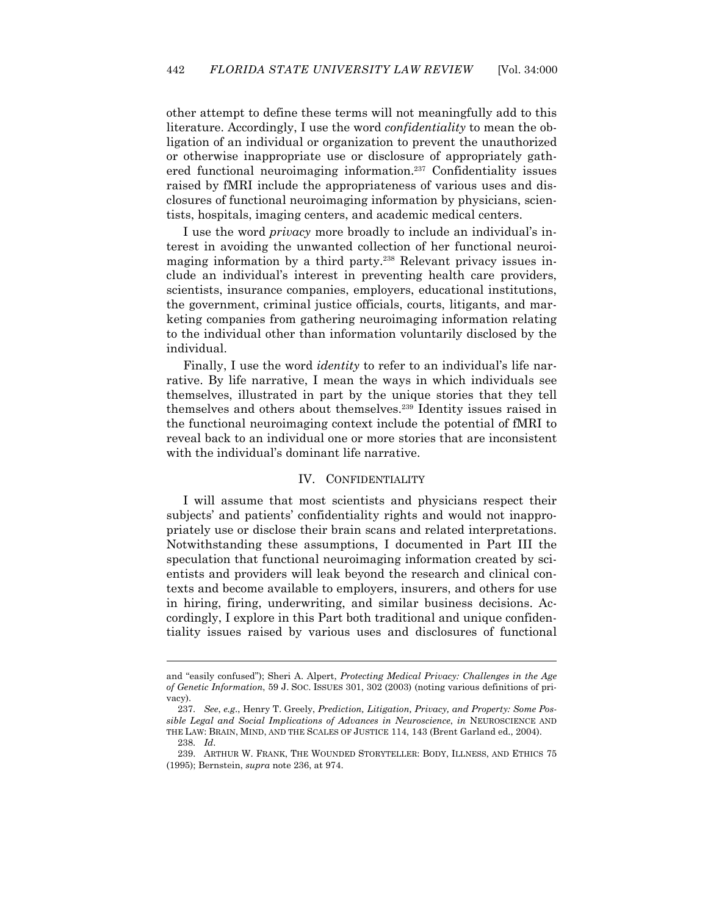other attempt to define these terms will not meaningfully add to this literature. Accordingly, I use the word *confidentiality* to mean the obligation of an individual or organization to prevent the unauthorized or otherwise inappropriate use or disclosure of appropriately gathered functional neuroimaging information.[237] Confidentiality issues raised by fMRI include the appropriateness of various uses and disclosures of functional neuroimaging information by physicians, scientists, hospitals, imaging centers, and academic medical centers.

I use the word *privacy* more broadly to include an individual's interest in avoiding the unwanted collection of her functional neuroimaging information by a third party.[238] Relevant privacy issues include an individual's interest in preventing health care providers, scientists, insurance companies, employers, educational institutions, the government, criminal justice officials, courts, litigants, and marketing companies from gathering neuroimaging information relating to the individual other than information voluntarily disclosed by the individual.

Finally, I use the word *identity* to refer to an individual's life narrative. By life narrative, I mean the ways in which individuals see themselves, illustrated in part by the unique stories that they tell themselves and others about themselves.[239] Identity issues raised in the functional neuroimaging context include the potential of fMRI to reveal back to an individual one or more stories that are inconsistent with the individual's dominant life narrative.

## IV. CONFIDENTIALITY

I will assume that most scientists and physicians respect their subjects' and patients' confidentiality rights and would not inappropriately use or disclose their brain scans and related interpretations. Notwithstanding these assumptions, I documented in Part III the speculation that functional neuroimaging information created by scientists and providers will leak beyond the research and clinical contexts and become available to employers, insurers, and others for use in hiring, firing, underwriting, and similar business decisions. Accordingly, I explore in this Part both traditional and unique confidentiality issues raised by various uses and disclosures of functional

---

and "easily confused"); Sheri A. Alpert, *Protecting Medical Privacy: Challenges in the Age of Genetic Information*, 59 J. SOC. ISSUES 301, 302 (2003) (noting various definitions of privacy).

237. *See*, *e.g*., Henry T. Greely, *Prediction, Litigation, Privacy, and Property: Some Possible Legal and Social Implications of Advances in Neuroscience*, *in* NEUROSCIENCE AND THE LAW: BRAIN, MIND, AND THE SCALES OF JUSTICE 114, 143 (Brent Garland ed., 2004).

238. *Id*.

239. ARTHUR W. FRANK, THE WOUNDED STORYTELLER: BODY, ILLNESS, AND ETHICS 75 (1995); Bernstein, *supra* note 236, at 974.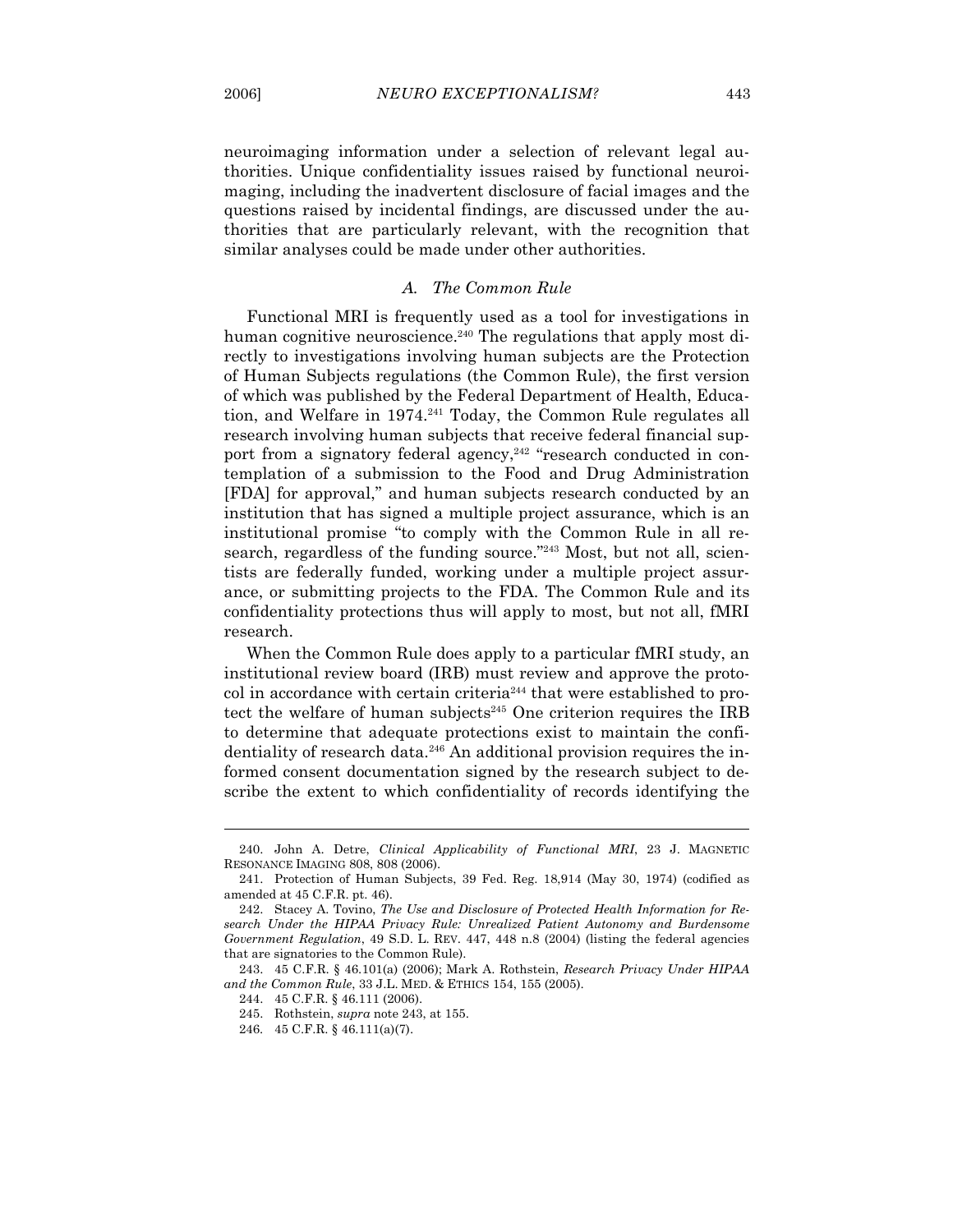neuroimaging information under a selection of relevant legal authorities. Unique confidentiality issues raised by functional neuroimaging, including the inadvertent disclosure of facial images and the questions raised by incidental findings, are discussed under the authorities that are particularly relevant, with the recognition that similar analyses could be made under other authorities.

### *A. The Common Rule*

Functional MRI is frequently used as a tool for investigations in human cognitive neuroscience.[240] The regulations that apply most directly to investigations involving human subjects are the Protection of Human Subjects regulations (the Common Rule), the first version of which was published by the Federal Department of Health, Education, and Welfare in 1974.[241] Today, the Common Rule regulates all research involving human subjects that receive federal financial support from a signatory federal agency,[242] "research conducted in contemplation of a submission to the Food and Drug Administration [FDA] for approval," and human subjects research conducted by an institution that has signed a multiple project assurance, which is an institutional promise "to comply with the Common Rule in all research, regardless of the funding source."[243] Most, but not all, scientists are federally funded, working under a multiple project assurance, or submitting projects to the FDA. The Common Rule and its confidentiality protections thus will apply to most, but not all, fMRI research.

When the Common Rule does apply to a particular fMRI study, an institutional review board (IRB) must review and approve the protocol in accordance with certain criteria[244] that were established to protect the welfare of human subjects[245] One criterion requires the IRB to determine that adequate protections exist to maintain the confidentiality of research data.[246] An additional provision requires the informed consent documentation signed by the research subject to describe the extent to which confidentiality of records identifying the

---

240. John A. Detre, *Clinical Applicability of Functional MRI*, 23 J. MAGNETIC RESONANCE IMAGING 808, 808 (2006).

241. Protection of Human Subjects, 39 Fed. Reg. 18,914 (May 30, 1974) (codified as amended at 45 C.F.R. pt. 46).

242. Stacey A. Tovino, *The Use and Disclosure of Protected Health Information for Research Under the HIPAA Privacy Rule: Unrealized Patient Autonomy and Burdensome Government Regulation*, 49 S.D. L. REV. 447, 448 n.8 (2004) (listing the federal agencies that are signatories to the Common Rule).

243. 45 C.F.R. § 46.101(a) (2006); Mark A. Rothstein, *Research Privacy Under HIPAA and the Common Rule*, 33 J.L. MED. & ETHICS 154, 155 (2005).

244. 45 C.F.R. § 46.111 (2006).

245. Rothstein, *supra* note 243, at 155.

246. 45 C.F.R. § 46.111(a)(7).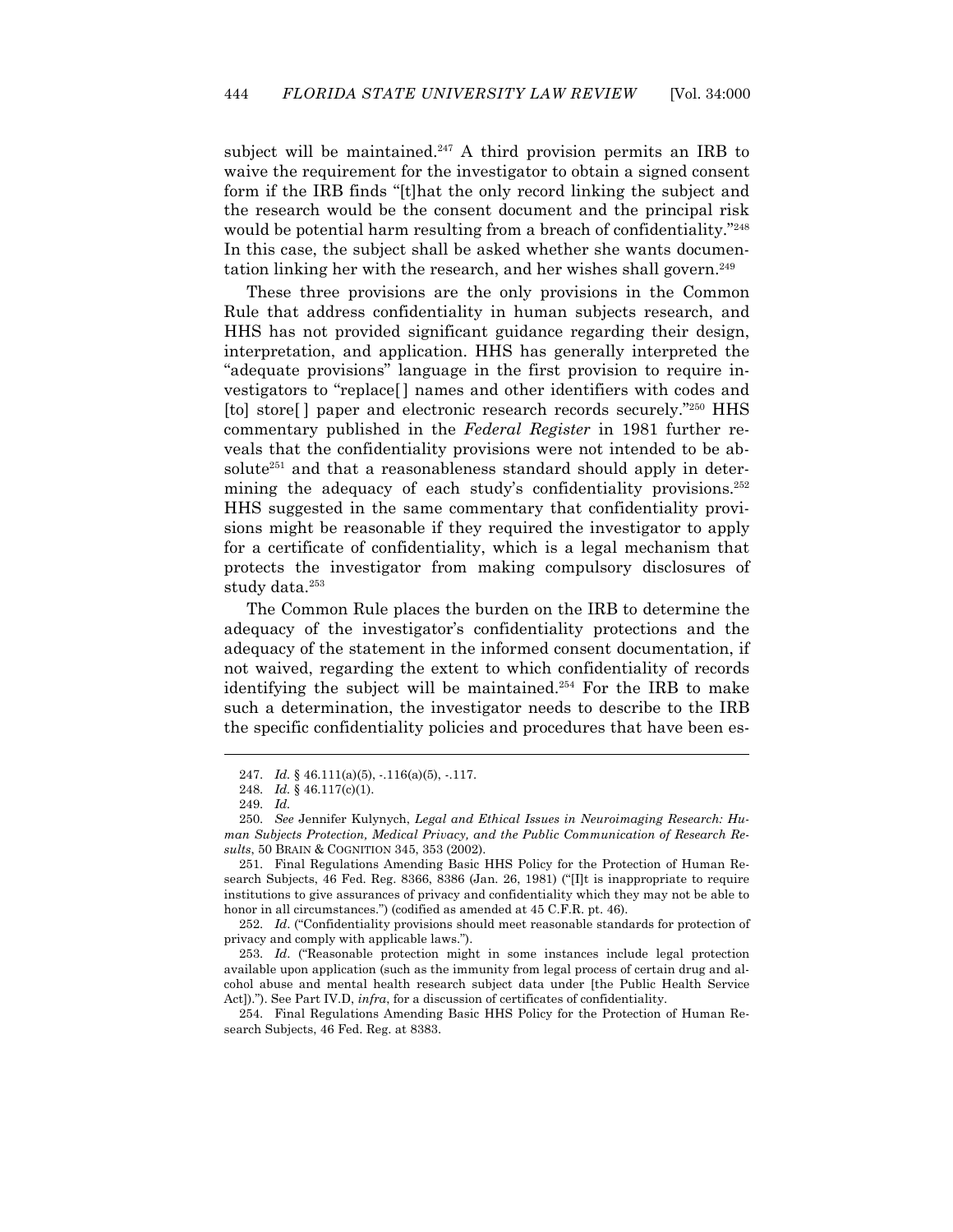subject will be maintained.[247] A third provision permits an IRB to waive the requirement for the investigator to obtain a signed consent form if the IRB finds "[t]hat the only record linking the subject and the research would be the consent document and the principal risk would be potential harm resulting from a breach of confidentiality."[248] In this case, the subject shall be asked whether she wants documentation linking her with the research, and her wishes shall govern.[249]

These three provisions are the only provisions in the Common Rule that address confidentiality in human subjects research, and HHS has not provided significant guidance regarding their design, interpretation, and application. HHS has generally interpreted the "adequate provisions" language in the first provision to require investigators to "replace[ ] names and other identifiers with codes and [to] store[ ] paper and electronic research records securely."[250] HHS commentary published in the *Federal Register* in 1981 further reveals that the confidentiality provisions were not intended to be absolute[251] and that a reasonableness standard should apply in determining the adequacy of each study's confidentiality provisions.[252] HHS suggested in the same commentary that confidentiality provisions might be reasonable if they required the investigator to apply for a certificate of confidentiality, which is a legal mechanism that protects the investigator from making compulsory disclosures of study data.[253]

The Common Rule places the burden on the IRB to determine the adequacy of the investigator's confidentiality protections and the adequacy of the statement in the informed consent documentation, if not waived, regarding the extent to which confidentiality of records identifying the subject will be maintained.[254] For the IRB to make such a determination, the investigator needs to describe to the IRB the specific confidentiality policies and procedures that have been es-

---

247. *Id.* § 46.111(a)(5), -.116(a)(5), -.117.

248. *Id.* § 46.117(c)(1).

249. *Id.*

250. *See* Jennifer Kulynych, *Legal and Ethical Issues in Neuroimaging Research: Human Subjects Protection, Medical Privacy, and the Public Communication of Research Results*, 50 BRAIN & COGNITION 345, 353 (2002).

251. Final Regulations Amending Basic HHS Policy for the Protection of Human Research Subjects, 46 Fed. Reg. 8366, 8386 (Jan. 26, 1981) ("[I]t is inappropriate to require institutions to give assurances of privacy and confidentiality which they may not be able to honor in all circumstances.") (codified as amended at 45 C.F.R. pt. 46).

252. *Id.* ("Confidentiality provisions should meet reasonable standards for protection of privacy and comply with applicable laws.").

253. *Id.* ("Reasonable protection might in some instances include legal protection available upon application (such as the immunity from legal process of certain drug and alcohol abuse and mental health research subject data under [the Public Health Service Act])."). See Part IV.D, *infra*, for a discussion of certificates of confidentiality.

254. Final Regulations Amending Basic HHS Policy for the Protection of Human Research Subjects, 46 Fed. Reg. at 8383.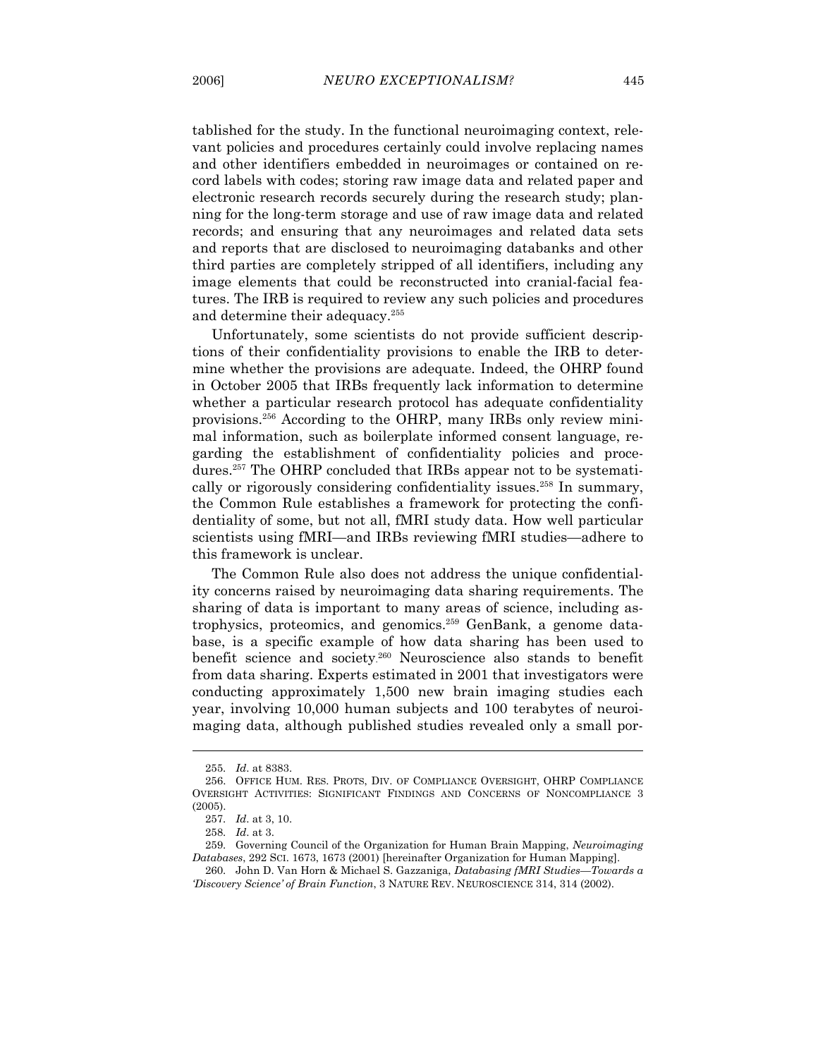tablished for the study. In the functional neuroimaging context, relevant policies and procedures certainly could involve replacing names and other identifiers embedded in neuroimages or contained on record labels with codes; storing raw image data and related paper and electronic research records securely during the research study; planning for the long-term storage and use of raw image data and related records; and ensuring that any neuroimages and related data sets and reports that are disclosed to neuroimaging databanks and other third parties are completely stripped of all identifiers, including any image elements that could be reconstructed into cranial-facial features. The IRB is required to review any such policies and procedures and determine their adequacy.[255]

Unfortunately, some scientists do not provide sufficient descriptions of their confidentiality provisions to enable the IRB to determine whether the provisions are adequate. Indeed, the OHRP found in October 2005 that IRBs frequently lack information to determine whether a particular research protocol has adequate confidentiality provisions.[256] According to the OHRP, many IRBs only review minimal information, such as boilerplate informed consent language, regarding the establishment of confidentiality policies and procedures.[257] The OHRP concluded that IRBs appear not to be systematically or rigorously considering confidentiality issues.[258] In summary, the Common Rule establishes a framework for protecting the confidentiality of some, but not all, fMRI study data. How well particular scientists using fMRI—and IRBs reviewing fMRI studies—adhere to this framework is unclear.

The Common Rule also does not address the unique confidentiality concerns raised by neuroimaging data sharing requirements. The sharing of data is important to many areas of science, including astrophysics, proteomics, and genomics.[259] GenBank, a genome database, is a specific example of how data sharing has been used to benefit science and society.[260] Neuroscience also stands to benefit from data sharing. Experts estimated in 2001 that investigators were conducting approximately 1,500 new brain imaging studies each year, involving 10,000 human subjects and 100 terabytes of neuroimaging data, although published studies revealed only a small por-

---

255. *Id*. at 8383.

256. OFFICE HUM. RES. PROTS, DIV. OF COMPLIANCE OVERSIGHT, OHRP COMPLIANCE OVERSIGHT ACTIVITIES: SIGNIFICANT FINDINGS AND CONCERNS OF NONCOMPLIANCE 3 (2005).

257. *Id*. at 3, 10.

258. *Id*. at 3.

259. Governing Council of the Organization for Human Brain Mapping, *Neuroimaging Databases*, 292 SCI. 1673, 1673 (2001) [hereinafter Organization for Human Mapping].

260. John D. Van Horn & Michael S. Gazzaniga, *Databasing fMRI Studies—Towards a 'Discovery Science' of Brain Function*, 3 NATURE REV. NEUROSCIENCE 314, 314 (2002).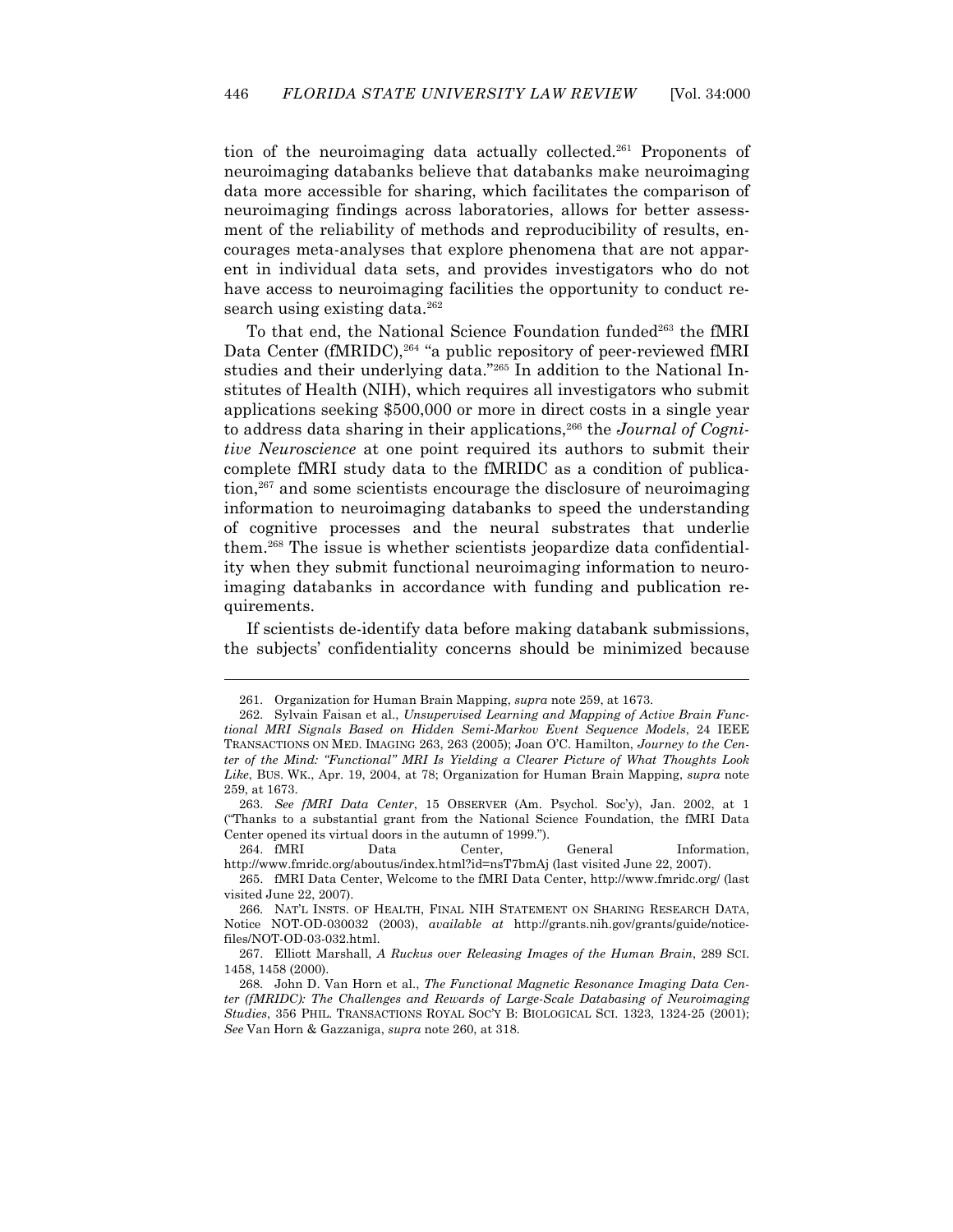tion of the neuroimaging data actually collected.[261] Proponents of neuroimaging databanks believe that databanks make neuroimaging data more accessible for sharing, which facilitates the comparison of neuroimaging findings across laboratories, allows for better assessment of the reliability of methods and reproducibility of results, encourages meta-analyses that explore phenomena that are not apparent in individual data sets, and provides investigators who do not have access to neuroimaging facilities the opportunity to conduct research using existing data.[262]

To that end, the National Science Foundation funded[263] the fMRI Data Center (fMRIDC),[264] "a public repository of peer-reviewed fMRI studies and their underlying data."[265] In addition to the National Institutes of Health (NIH), which requires all investigators who submit applications seeking $500,000 or more in direct costs in a single year to address data sharing in their applications,[266] the *Journal of Cognitive Neuroscience* at one point required its authors to submit their complete fMRI study data to the fMRIDC as a condition of publication,[267] and some scientists encourage the disclosure of neuroimaging information to neuroimaging databanks to speed the understanding of cognitive processes and the neural substrates that underlie them.[268] The issue is whether scientists jeopardize data confidentiality when they submit functional neuroimaging information to neuroimaging databanks in accordance with funding and publication requirements.

If scientists de-identify data before making databank submissions, the subjects' confidentiality concerns should be minimized because

---

261. Organization for Human Brain Mapping, *supra* note 259, at 1673.

262. Sylvain Faisan et al., *Unsupervised Learning and Mapping of Active Brain Functional MRI Signals Based on Hidden Semi-Markov Event Sequence Models*, 24 IEEE TRANSACTIONS ON MED. IMAGING 263, 263 (2005); Joan O'C. Hamilton, *Journey to the Center of the Mind: "Functional" MRI Is Yielding a Clearer Picture of What Thoughts Look Like*, BUS. WK., Apr. 19, 2004, at 78; Organization for Human Brain Mapping, *supra* note 259, at 1673.

263. *See fMRI Data Center*, 15 OBSERVER (Am. Psychol. Soc'y), Jan. 2002, at 1 ("Thanks to a substantial grant from the National Science Foundation, the fMRI Data Center opened its virtual doors in the autumn of 1999.").

264. fMRI Data Center, General Information, http://www.fmridc.org/aboutus/index.html?id=nsT7bmAj (last visited June 22, 2007).

265. fMRI Data Center, Welcome to the fMRI Data Center, http://www.fmridc.org/ (last visited June 22, 2007).

266. NAT'L INSTS. OF HEALTH, FINAL NIH STATEMENT ON SHARING RESEARCH DATA, Notice NOT-OD-030032 (2003), *available at* http://grants.nih.gov/grants/guide/notice-files/NOT-OD-03-032.html.

267. Elliott Marshall, *A Ruckus over Releasing Images of the Human Brain*, 289 SCI. 1458, 1458 (2000).

268. John D. Van Horn et al., *The Functional Magnetic Resonance Imaging Data Center (fMRIDC): The Challenges and Rewards of Large-Scale Databasing of Neuroimaging Studies*, 356 PHIL. TRANSACTIONS ROYAL SOC'Y B: BIOLOGICAL SCI. 1323, 1324-25 (2001); *See* Van Horn & Gazzaniga, *supra* note 260, at 318.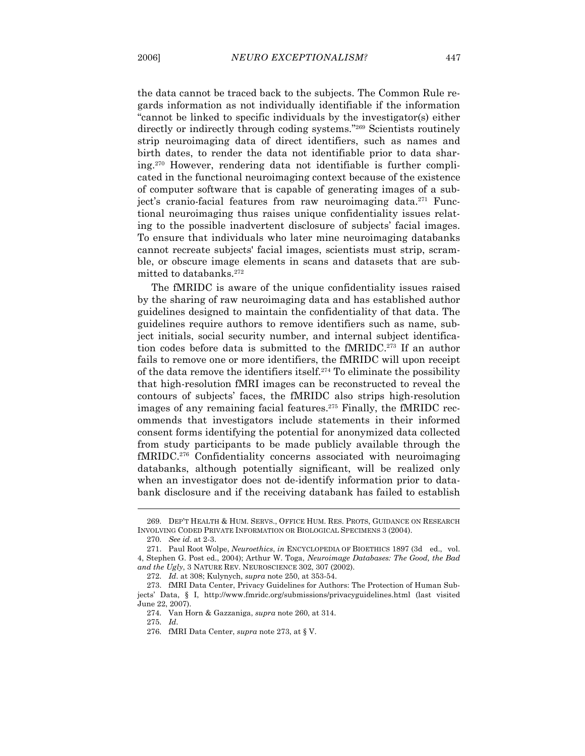the data cannot be traced back to the subjects. The Common Rule regards information as not individually identifiable if the information "cannot be linked to specific individuals by the investigator(s) either directly or indirectly through coding systems."[269] Scientists routinely strip neuroimaging data of direct identifiers, such as names and birth dates, to render the data not identifiable prior to data sharing.[270] However, rendering data not identifiable is further complicated in the functional neuroimaging context because of the existence of computer software that is capable of generating images of a subject's cranio-facial features from raw neuroimaging data.[271] Functional neuroimaging thus raises unique confidentiality issues relating to the possible inadvertent disclosure of subjects' facial images. To ensure that individuals who later mine neuroimaging databanks cannot recreate subjects' facial images, scientists must strip, scramble, or obscure image elements in scans and datasets that are submitted to databanks.[272]

The fMRIDC is aware of the unique confidentiality issues raised by the sharing of raw neuroimaging data and has established author guidelines designed to maintain the confidentiality of that data. The guidelines require authors to remove identifiers such as name, subject initials, social security number, and internal subject identification codes before data is submitted to the fMRIDC.[273] If an author fails to remove one or more identifiers, the fMRIDC will upon receipt of the data remove the identifiers itself.[274] To eliminate the possibility that high-resolution fMRI images can be reconstructed to reveal the contours of subjects' faces, the fMRIDC also strips high-resolution images of any remaining facial features.[275] Finally, the fMRIDC recommends that investigators include statements in their informed consent forms identifying the potential for anonymized data collected from study participants to be made publicly available through the fMRIDC.[276] Confidentiality concerns associated with neuroimaging databanks, although potentially significant, will be realized only when an investigator does not de-identify information prior to databank disclosure and if the receiving databank has failed to establish

---

269. DEP'T HEALTH & HUM. SERVS., OFFICE HUM. RES. PROTS, GUIDANCE ON RESEARCH INVOLVING CODED PRIVATE INFORMATION OR BIOLOGICAL SPECIMENS 3 (2004).

270. *See id*. at 2-3.

271. Paul Root Wolpe, *Neuroethics*, *in* ENCYCLOPEDIA OF BIOETHICS 1897 (3d ed., vol. 4, Stephen G. Post ed., 2004); Arthur W. Toga, *Neuroimage Databases: The Good, the Bad and the Ugly*, 3 NATURE REV. NEUROSCIENCE 302, 307 (2002).

272. *Id*. at 308; Kulynych, *supra* note 250, at 353-54.

273. fMRI Data Center, Privacy Guidelines for Authors: The Protection of Human Subjects' Data, § I, http://www.fmridc.org/submissions/privacyguidelines.html (last visited June 22, 2007).

274. Van Horn & Gazzaniga, *supra* note 260, at 314.

275. *Id*.

276. fMRI Data Center, *supra* note 273, at § V.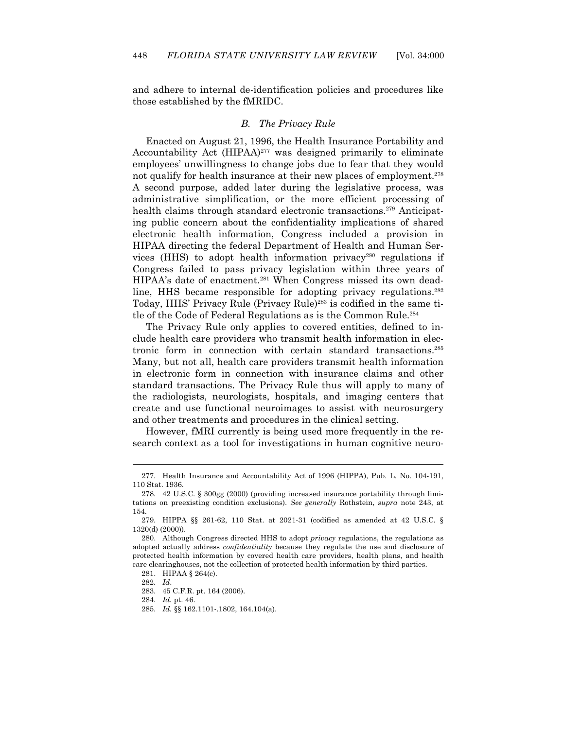and adhere to internal de-identification policies and procedures like those established by the fMRIDC.

### *B. The Privacy Rule*

Enacted on August 21, 1996, the Health Insurance Portability and Accountability Act (HIPAA)[277] was designed primarily to eliminate employees' unwillingness to change jobs due to fear that they would not qualify for health insurance at their new places of employment.[278] A second purpose, added later during the legislative process, was administrative simplification, or the more efficient processing of health claims through standard electronic transactions.[279] Anticipating public concern about the confidentiality implications of shared electronic health information, Congress included a provision in HIPAA directing the federal Department of Health and Human Services (HHS) to adopt health information privacy[280] regulations if Congress failed to pass privacy legislation within three years of HIPAA's date of enactment.[281] When Congress missed its own deadline, HHS became responsible for adopting privacy regulations.[282] Today, HHS' Privacy Rule (Privacy Rule)[283] is codified in the same title of the Code of Federal Regulations as is the Common Rule.[284]

The Privacy Rule only applies to covered entities, defined to include health care providers who transmit health information in electronic form in connection with certain standard transactions.[285] Many, but not all, health care providers transmit health information in electronic form in connection with insurance claims and other standard transactions. The Privacy Rule thus will apply to many of the radiologists, neurologists, hospitals, and imaging centers that create and use functional neuroimages to assist with neurosurgery and other treatments and procedures in the clinical setting.

However, fMRI currently is being used more frequently in the research context as a tool for investigations in human cognitive neuro-

---

277. Health Insurance and Accountability Act of 1996 (HIPPA), Pub. L. No. 104-191, 110 Stat. 1936.

278. 42 U.S.C. § 300gg (2000) (providing increased insurance portability through limitations on preexisting condition exclusions). *See generally* Rothstein, *supra* note 243, at 154.

279. HIPPA §§ 261-62, 110 Stat. at 2021-31 (codified as amended at 42 U.S.C. § 1320(d) (2000)).

280. Although Congress directed HHS to adopt *privacy* regulations, the regulations as adopted actually address *confidentiality* because they regulate the use and disclosure of protected health information by covered health care providers, health plans, and health care clearinghouses, not the collection of protected health information by third parties.

281. HIPAA § 264(c).

282. *Id.*

283. 45 C.F.R. pt. 164 (2006).

284. *Id.* pt. 46.

285. *Id.* §§ 162.1101-.1802, 164.104(a).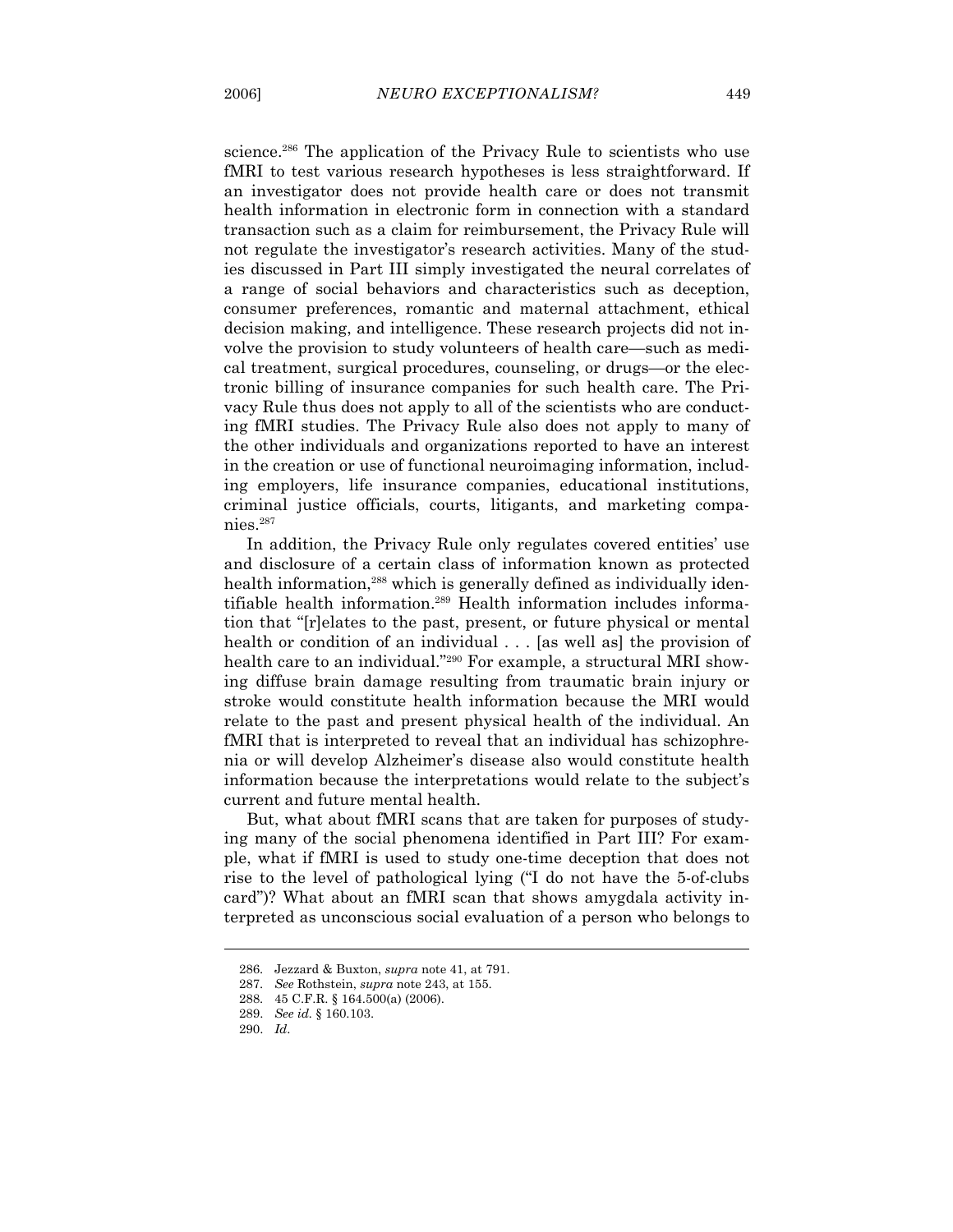science.[286] The application of the Privacy Rule to scientists who use fMRI to test various research hypotheses is less straightforward. If an investigator does not provide health care or does not transmit health information in electronic form in connection with a standard transaction such as a claim for reimbursement, the Privacy Rule will not regulate the investigator's research activities. Many of the studies discussed in Part III simply investigated the neural correlates of a range of social behaviors and characteristics such as deception, consumer preferences, romantic and maternal attachment, ethical decision making, and intelligence. These research projects did not involve the provision to study volunteers of health care—such as medical treatment, surgical procedures, counseling, or drugs—or the electronic billing of insurance companies for such health care. The Privacy Rule thus does not apply to all of the scientists who are conducting fMRI studies. The Privacy Rule also does not apply to many of the other individuals and organizations reported to have an interest in the creation or use of functional neuroimaging information, including employers, life insurance companies, educational institutions, criminal justice officials, courts, litigants, and marketing companies.[287]

In addition, the Privacy Rule only regulates covered entities' use and disclosure of a certain class of information known as protected health information,[288] which is generally defined as individually identifiable health information.[289] Health information includes information that "[r]elates to the past, present, or future physical or mental health or condition of an individual . . . [as well as] the provision of health care to an individual."[290] For example, a structural MRI showing diffuse brain damage resulting from traumatic brain injury or stroke would constitute health information because the MRI would relate to the past and present physical health of the individual. An fMRI that is interpreted to reveal that an individual has schizophrenia or will develop Alzheimer's disease also would constitute health information because the interpretations would relate to the subject's current and future mental health.

But, what about fMRI scans that are taken for purposes of studying many of the social phenomena identified in Part III? For example, what if fMRI is used to study one-time deception that does not rise to the level of pathological lying ("I do not have the 5-of-clubs card")? What about an fMRI scan that shows amygdala activity interpreted as unconscious social evaluation of a person who belongs to

286. Jezzard & Buxton, *supra* note 41, at 791.

287. *See* Rothstein, *supra* note 243, at 155.

288. 45 C.F.R. § 164.500(a) (2006).

289. *See id.* § 160.103.

290. *Id.*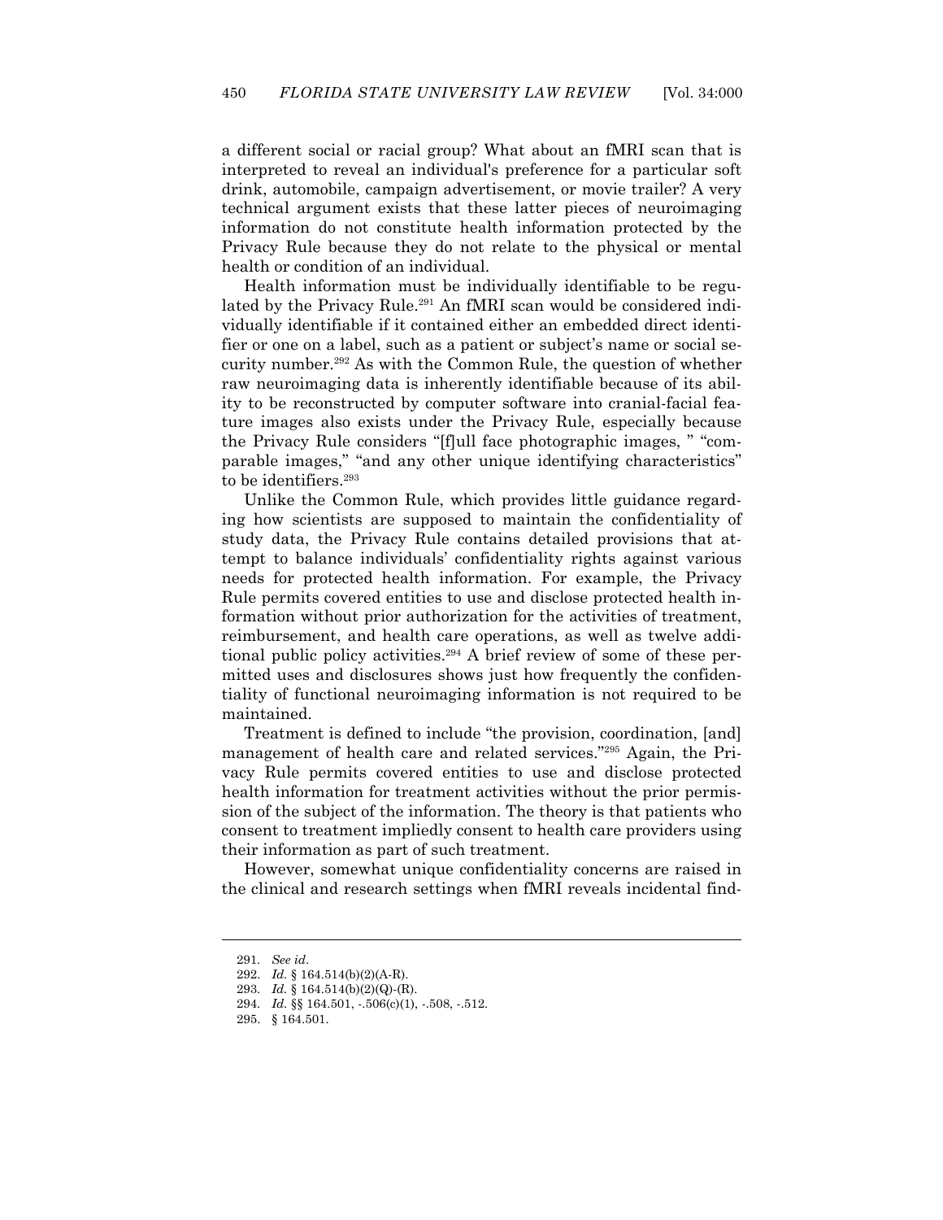a different social or racial group? What about an fMRI scan that is interpreted to reveal an individual's preference for a particular soft drink, automobile, campaign advertisement, or movie trailer? A very technical argument exists that these latter pieces of neuroimaging information do not constitute health information protected by the Privacy Rule because they do not relate to the physical or mental health or condition of an individual.

Health information must be individually identifiable to be regulated by the Privacy Rule.[291] An fMRI scan would be considered individually identifiable if it contained either an embedded direct identifier or one on a label, such as a patient or subject's name or social security number.[292] As with the Common Rule, the question of whether raw neuroimaging data is inherently identifiable because of its ability to be reconstructed by computer software into cranial-facial feature images also exists under the Privacy Rule, especially because the Privacy Rule considers "[f]ull face photographic images, " "comparable images," "and any other unique identifying characteristics" to be identifiers.[293]

Unlike the Common Rule, which provides little guidance regarding how scientists are supposed to maintain the confidentiality of study data, the Privacy Rule contains detailed provisions that attempt to balance individuals' confidentiality rights against various needs for protected health information. For example, the Privacy Rule permits covered entities to use and disclose protected health information without prior authorization for the activities of treatment, reimbursement, and health care operations, as well as twelve additional public policy activities.[294] A brief review of some of these permitted uses and disclosures shows just how frequently the confidentiality of functional neuroimaging information is not required to be maintained.

Treatment is defined to include "the provision, coordination, [and] management of health care and related services."[295] Again, the Privacy Rule permits covered entities to use and disclose protected health information for treatment activities without the prior permission of the subject of the information. The theory is that patients who consent to treatment impliedly consent to health care providers using their information as part of such treatment.

However, somewhat unique confidentiality concerns are raised in the clinical and research settings when fMRI reveals incidental find-

---

291. *See id*.

292. *Id.* § 164.514(b)(2)(A-R).

293. *Id.* § 164.514(b)(2)(Q)-(R).

294. *Id.* §§ 164.501, -.506(c)(1), -.508, -.512.

295. § 164.501.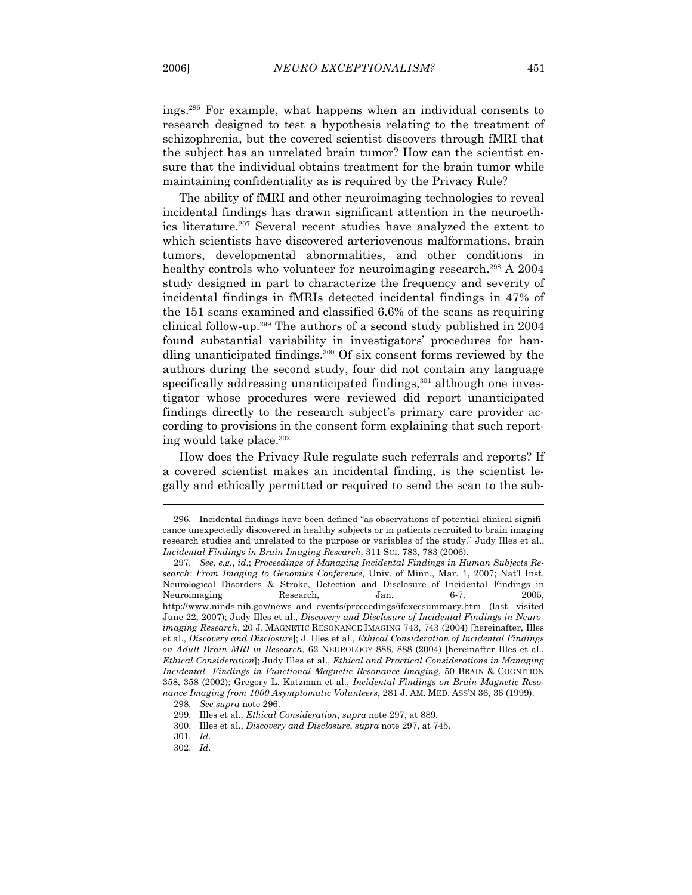ings.[296] For example, what happens when an individual consents to research designed to test a hypothesis relating to the treatment of schizophrenia, but the covered scientist discovers through fMRI that the subject has an unrelated brain tumor? How can the scientist ensure that the individual obtains treatment for the brain tumor while maintaining confidentiality as is required by the Privacy Rule?

The ability of fMRI and other neuroimaging technologies to reveal incidental findings has drawn significant attention in the neuroethics literature.[297] Several recent studies have analyzed the extent to which scientists have discovered arteriovenous malformations, brain tumors, developmental abnormalities, and other conditions in healthy controls who volunteer for neuroimaging research.[298] A 2004 study designed in part to characterize the frequency and severity of incidental findings in fMRIs detected incidental findings in 47% of the 151 scans examined and classified 6.6% of the scans as requiring clinical follow-up.[299] The authors of a second study published in 2004 found substantial variability in investigators' procedures for handling unanticipated findings.[300] Of six consent forms reviewed by the authors during the second study, four did not contain any language specifically addressing unanticipated findings,[301] although one investigator whose procedures were reviewed did report unanticipated findings directly to the research subject's primary care provider according to provisions in the consent form explaining that such reporting would take place.[302]

How does the Privacy Rule regulate such referrals and reports? If a covered scientist makes an incidental finding, is the scientist legally and ethically permitted or required to send the scan to the sub-

---

296. Incidental findings have been defined "as observations of potential clinical significance unexpectedly discovered in healthy subjects or in patients recruited to brain imaging research studies and unrelated to the purpose or variables of the study." Judy Illes et al., *Incidental Findings in Brain Imaging Research*, 311 SCI. 783, 783 (2006).

297. *See, e.g.*, *id*.; *Proceedings of Managing Incidental Findings in Human Subjects Research: From Imaging to Genomics Conference*, Univ. of Minn., Mar. 1, 2007; Nat'l Inst. Neurological Disorders & Stroke, Detection and Disclosure of Incidental Findings in Neuroimaging Research, Jan. 6-7, 2005, http://www.ninds.nih.gov/news_and_events/proceedings/ifexecsummary.htm (last visited June 22, 2007); Judy Illes et al., *Discovery and Disclosure of Incidental Findings in Neuroimaging Research*, 20 J. MAGNETIC RESONANCE IMAGING 743, 743 (2004) [hereinafter, Illes et al., *Discovery and Disclosure*]; J. Illes et al., *Ethical Consideration of Incidental Findings on Adult Brain MRI in Research*, 62 NEUROLOGY 888, 888 (2004) [hereinafter Illes et al., *Ethical Consideration*]; Judy Illes et al., *Ethical and Practical Considerations in Managing Incidental Findings in Functional Magnetic Resonance Imaging*, 50 BRAIN & COGNITION 358, 358 (2002); Gregory L. Katzman et al., *Incidental Findings on Brain Magnetic Resonance Imaging from 1000 Asymptomatic Volunteers*, 281 J. AM. MED. ASS'N 36, 36 (1999).

298. *See supra* note 296.

299. Illes et al., *Ethical Consideration*, *supra* note 297, at 889.

300. Illes et al., *Discovery and Disclosure*, *supra* note 297, at 745.

301. *Id*.

302. *Id*.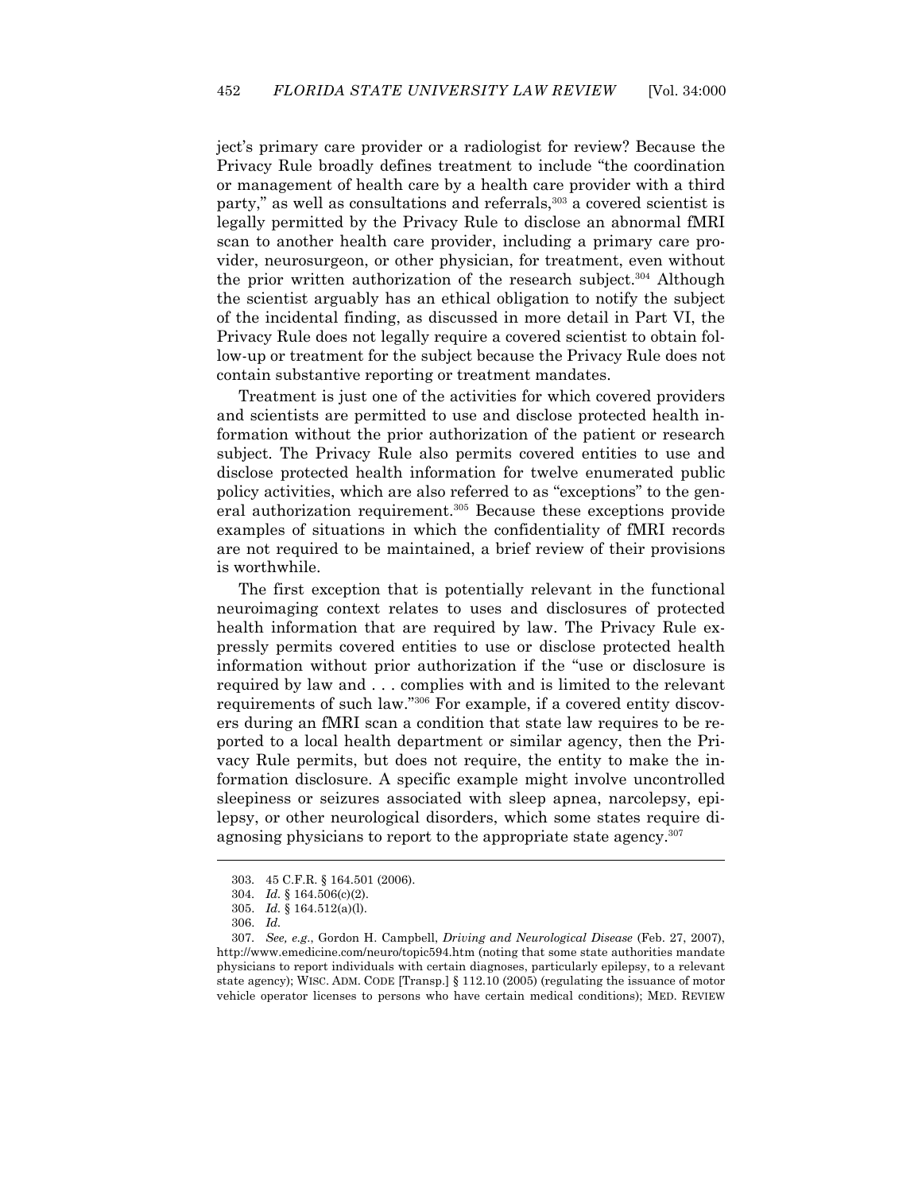ject's primary care provider or a radiologist for review? Because the Privacy Rule broadly defines treatment to include "the coordination or management of health care by a health care provider with a third party," as well as consultations and referrals,[303] a covered scientist is legally permitted by the Privacy Rule to disclose an abnormal fMRI scan to another health care provider, including a primary care provider, neurosurgeon, or other physician, for treatment, even without the prior written authorization of the research subject.[304] Although the scientist arguably has an ethical obligation to notify the subject of the incidental finding, as discussed in more detail in Part VI, the Privacy Rule does not legally require a covered scientist to obtain follow-up or treatment for the subject because the Privacy Rule does not contain substantive reporting or treatment mandates.

Treatment is just one of the activities for which covered providers and scientists are permitted to use and disclose protected health information without the prior authorization of the patient or research subject. The Privacy Rule also permits covered entities to use and disclose protected health information for twelve enumerated public policy activities, which are also referred to as "exceptions" to the general authorization requirement.[305] Because these exceptions provide examples of situations in which the confidentiality of fMRI records are not required to be maintained, a brief review of their provisions is worthwhile.

The first exception that is potentially relevant in the functional neuroimaging context relates to uses and disclosures of protected health information that are required by law. The Privacy Rule expressly permits covered entities to use or disclose protected health information without prior authorization if the "use or disclosure is required by law and . . . complies with and is limited to the relevant requirements of such law."[306] For example, if a covered entity discovers during an fMRI scan a condition that state law requires to be reported to a local health department or similar agency, then the Privacy Rule permits, but does not require, the entity to make the information disclosure. A specific example might involve uncontrolled sleepiness or seizures associated with sleep apnea, narcolepsy, epilepsy, or other neurological disorders, which some states require diagnosing physicians to report to the appropriate state agency.[307]

---

303. 45 C.F.R. § 164.501 (2006).

304. *Id.* § 164.506(c)(2).

305. *Id.* § 164.512(a)(l).

306. *Id.*

307. *See, e.g.*, Gordon H. Campbell, *Driving and Neurological Disease* (Feb. 27, 2007), http://www.emedicine.com/neuro/topic594.htm (noting that some state authorities mandate physicians to report individuals with certain diagnoses, particularly epilepsy, to a relevant state agency); WISC. ADM. CODE [Transp.] § 112.10 (2005) (regulating the issuance of motor vehicle operator licenses to persons who have certain medical conditions); MED. REVIEW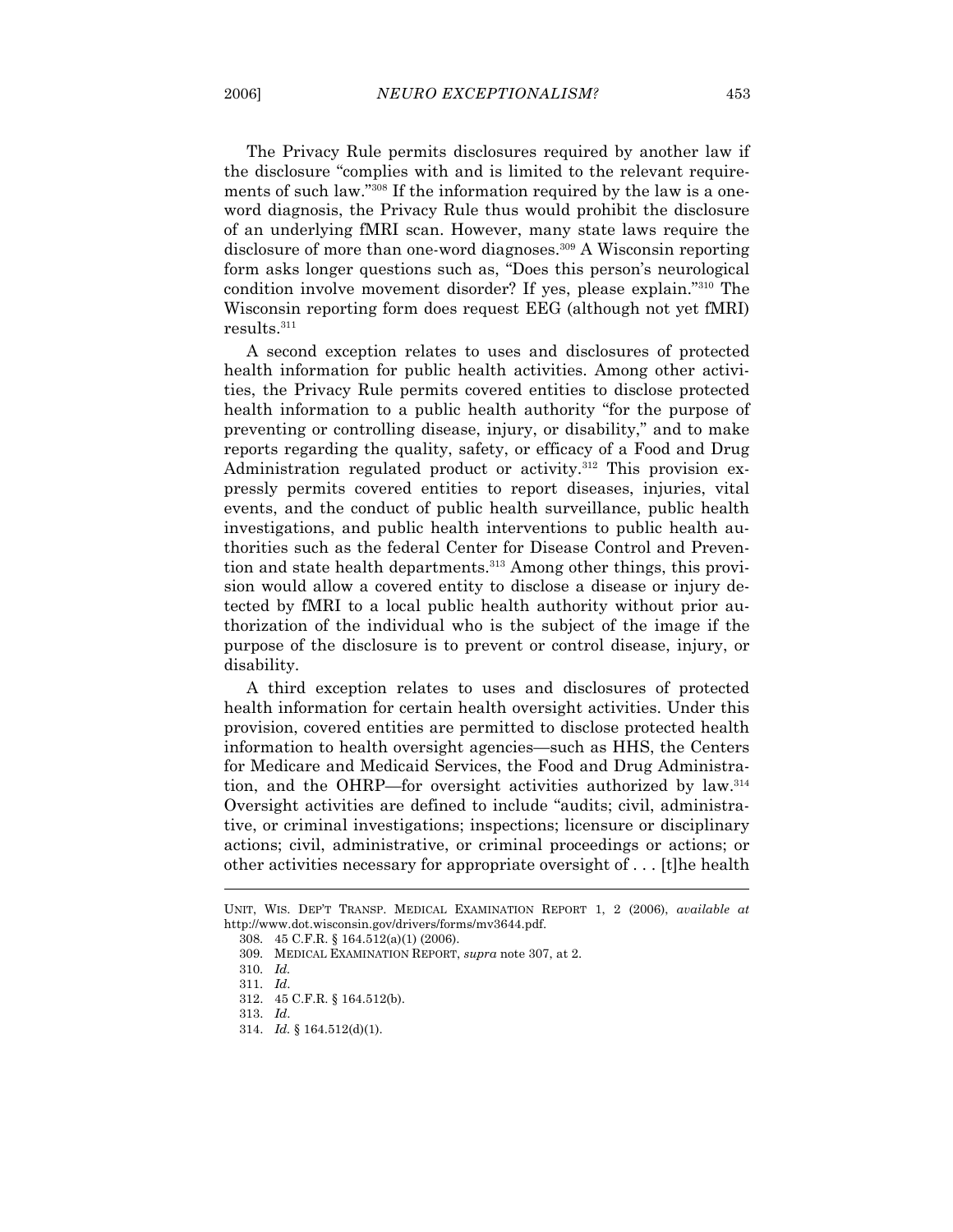The Privacy Rule permits disclosures required by another law if the disclosure "complies with and is limited to the relevant requirements of such law."[308] If the information required by the law is a one-word diagnosis, the Privacy Rule thus would prohibit the disclosure of an underlying fMRI scan. However, many state laws require the disclosure of more than one-word diagnoses.[309] A Wisconsin reporting form asks longer questions such as, "Does this person's neurological condition involve movement disorder? If yes, please explain."[310] The Wisconsin reporting form does request EEG (although not yet fMRI) results.[311]

A second exception relates to uses and disclosures of protected health information for public health activities. Among other activities, the Privacy Rule permits covered entities to disclose protected health information to a public health authority "for the purpose of preventing or controlling disease, injury, or disability," and to make reports regarding the quality, safety, or efficacy of a Food and Drug Administration regulated product or activity.[312] This provision expressly permits covered entities to report diseases, injuries, vital events, and the conduct of public health surveillance, public health investigations, and public health interventions to public health authorities such as the federal Center for Disease Control and Prevention and state health departments.[313] Among other things, this provision would allow a covered entity to disclose a disease or injury detected by fMRI to a local public health authority without prior authorization of the individual who is the subject of the image if the purpose of the disclosure is to prevent or control disease, injury, or disability.

A third exception relates to uses and disclosures of protected health information for certain health oversight activities. Under this provision, covered entities are permitted to disclose protected health information to health oversight agencies—such as HHS, the Centers for Medicare and Medicaid Services, the Food and Drug Administration, and the OHRP—for oversight activities authorized by law.[314] Oversight activities are defined to include "audits; civil, administrative, or criminal investigations; inspections; licensure or disciplinary actions; civil, administrative, or criminal proceedings or actions; or other activities necessary for appropriate oversight of . . . [t]he health

---

UNIT, WIS. DEP'T TRANSP. MEDICAL EXAMINATION REPORT 1, 2 (2006), *available at* http://www.dot.wisconsin.gov/drivers/forms/mv3644.pdf.

308. 45 C.F.R. § 164.512(a)(1) (2006).

309. MEDICAL EXAMINATION REPORT, *supra* note 307, at 2.

310. *Id.*

311. *Id*.

312. 45 C.F.R. § 164.512(b).

313. *Id*.

314. *Id.* § 164.512(d)(1).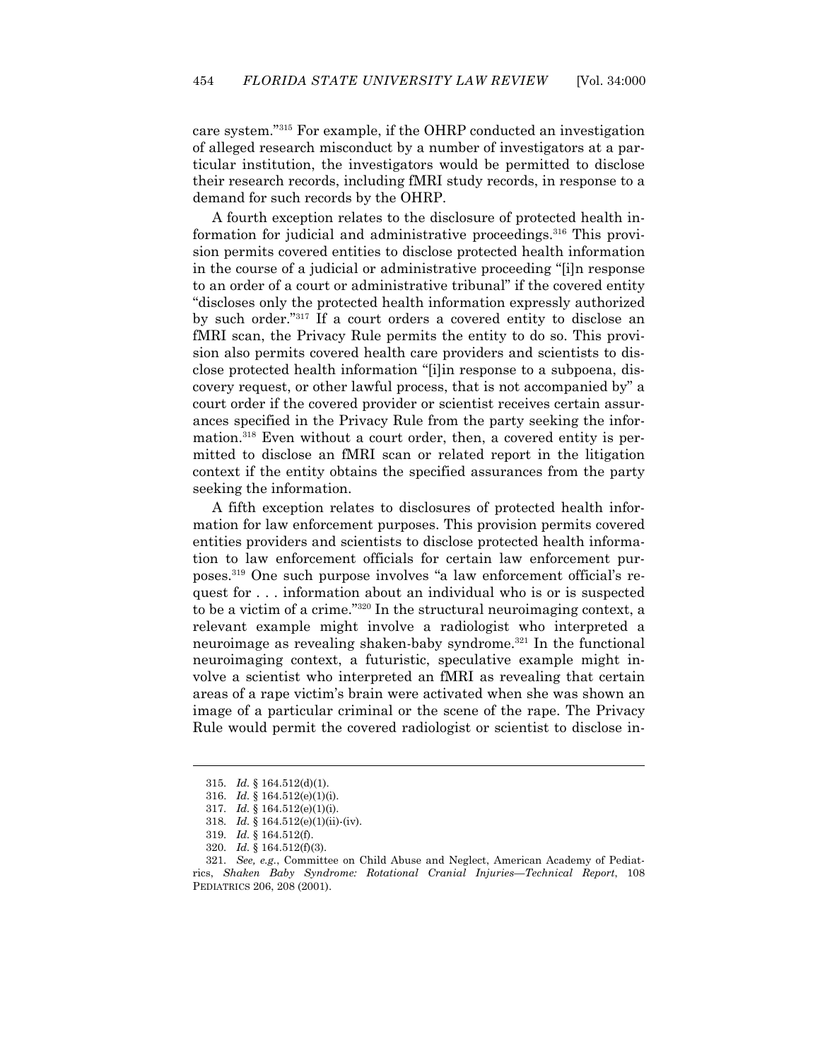care system."[315] For example, if the OHRP conducted an investigation of alleged research misconduct by a number of investigators at a particular institution, the investigators would be permitted to disclose their research records, including fMRI study records, in response to a demand for such records by the OHRP.

A fourth exception relates to the disclosure of protected health information for judicial and administrative proceedings.[316] This provision permits covered entities to disclose protected health information in the course of a judicial or administrative proceeding "[i]n response to an order of a court or administrative tribunal" if the covered entity "discloses only the protected health information expressly authorized by such order."[317] If a court orders a covered entity to disclose an fMRI scan, the Privacy Rule permits the entity to do so. This provision also permits covered health care providers and scientists to disclose protected health information "[i]in response to a subpoena, discovery request, or other lawful process, that is not accompanied by" a court order if the covered provider or scientist receives certain assurances specified in the Privacy Rule from the party seeking the information.[318] Even without a court order, then, a covered entity is permitted to disclose an fMRI scan or related report in the litigation context if the entity obtains the specified assurances from the party seeking the information.

A fifth exception relates to disclosures of protected health information for law enforcement purposes. This provision permits covered entities providers and scientists to disclose protected health information to law enforcement officials for certain law enforcement purposes.[319] One such purpose involves "a law enforcement official's request for . . . information about an individual who is or is suspected to be a victim of a crime."[320] In the structural neuroimaging context, a relevant example might involve a radiologist who interpreted a neuroimage as revealing shaken-baby syndrome.[321] In the functional neuroimaging context, a futuristic, speculative example might involve a scientist who interpreted an fMRI as revealing that certain areas of a rape victim's brain were activated when she was shown an image of a particular criminal or the scene of the rape. The Privacy Rule would permit the covered radiologist or scientist to disclose in-

---

315. *Id.* § 164.512(d)(1).

316. *Id.* § 164.512(e)(1)(i).

317. *Id.* § 164.512(e)(1)(i).

318. *Id.* § 164.512(e)(1)(ii)-(iv).

319. *Id.* § 164.512(f).

320. *Id.* § 164.512(f)(3).

321. *See, e.g.*, Committee on Child Abuse and Neglect, American Academy of Pediatrics, *Shaken Baby Syndrome: Rotational Cranial Injuries—Technical Report*, 108 PEDIATRICS 206, 208 (2001).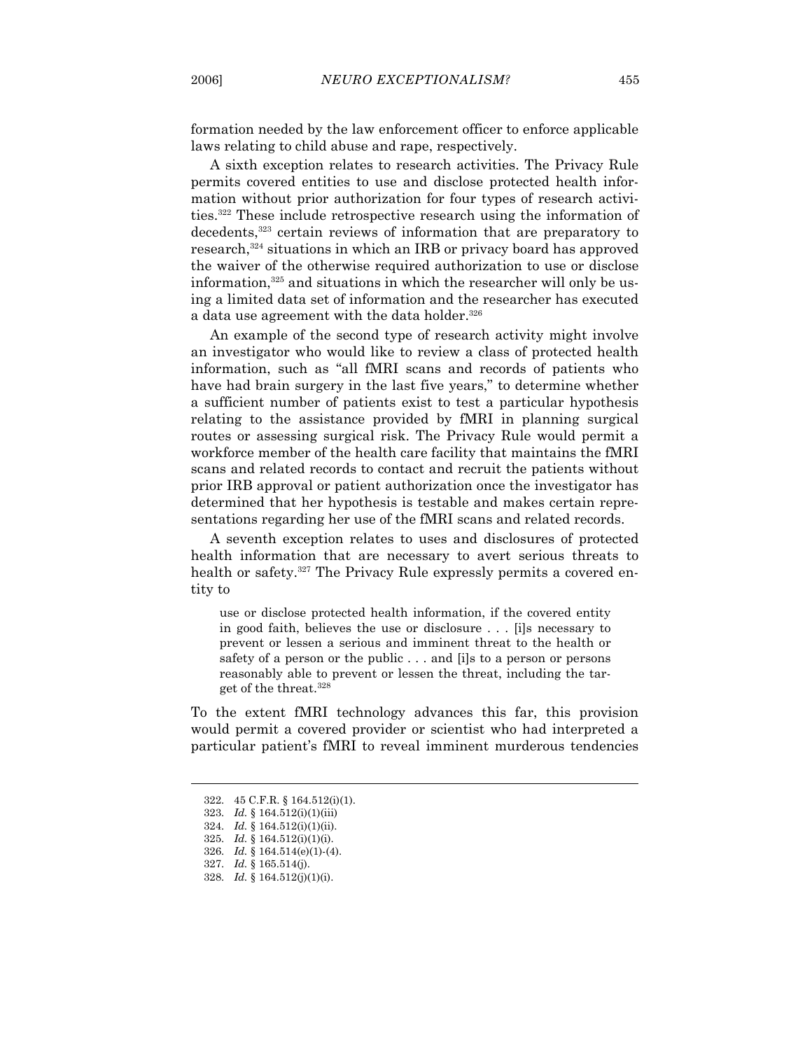formation needed by the law enforcement officer to enforce applicable laws relating to child abuse and rape, respectively.

A sixth exception relates to research activities. The Privacy Rule permits covered entities to use and disclose protected health information without prior authorization for four types of research activities.[322] These include retrospective research using the information of decedents,[323] certain reviews of information that are preparatory to research,[324] situations in which an IRB or privacy board has approved the waiver of the otherwise required authorization to use or disclose information,[325] and situations in which the researcher will only be using a limited data set of information and the researcher has executed a data use agreement with the data holder.[326]

An example of the second type of research activity might involve an investigator who would like to review a class of protected health information, such as "all fMRI scans and records of patients who have had brain surgery in the last five years," to determine whether a sufficient number of patients exist to test a particular hypothesis relating to the assistance provided by fMRI in planning surgical routes or assessing surgical risk. The Privacy Rule would permit a workforce member of the health care facility that maintains the fMRI scans and related records to contact and recruit the patients without prior IRB approval or patient authorization once the investigator has determined that her hypothesis is testable and makes certain representations regarding her use of the fMRI scans and related records.

A seventh exception relates to uses and disclosures of protected health information that are necessary to avert serious threats to health or safety.[327] The Privacy Rule expressly permits a covered entity to

> use or disclose protected health information, if the covered entity in good faith, believes the use or disclosure . . . [i]s necessary to prevent or lessen a serious and imminent threat to the health or safety of a person or the public . . . and [i]s to a person or persons reasonably able to prevent or lessen the threat, including the target of the threat.[328]

To the extent fMRI technology advances this far, this provision would permit a covered provider or scientist who had interpreted a particular patient's fMRI to reveal imminent murderous tendencies

---

322. 45 C.F.R. § 164.512(i)(1).

323. *Id.* § 164.512(i)(1)(iii)

324. *Id.* § 164.512(i)(1)(ii).

325. *Id.* § 164.512(i)(1)(i).

326. *Id.* § 164.514(e)(1)-(4).

327. *Id.* § 165.514(j).

328. *Id.* § 164.512(j)(1)(i).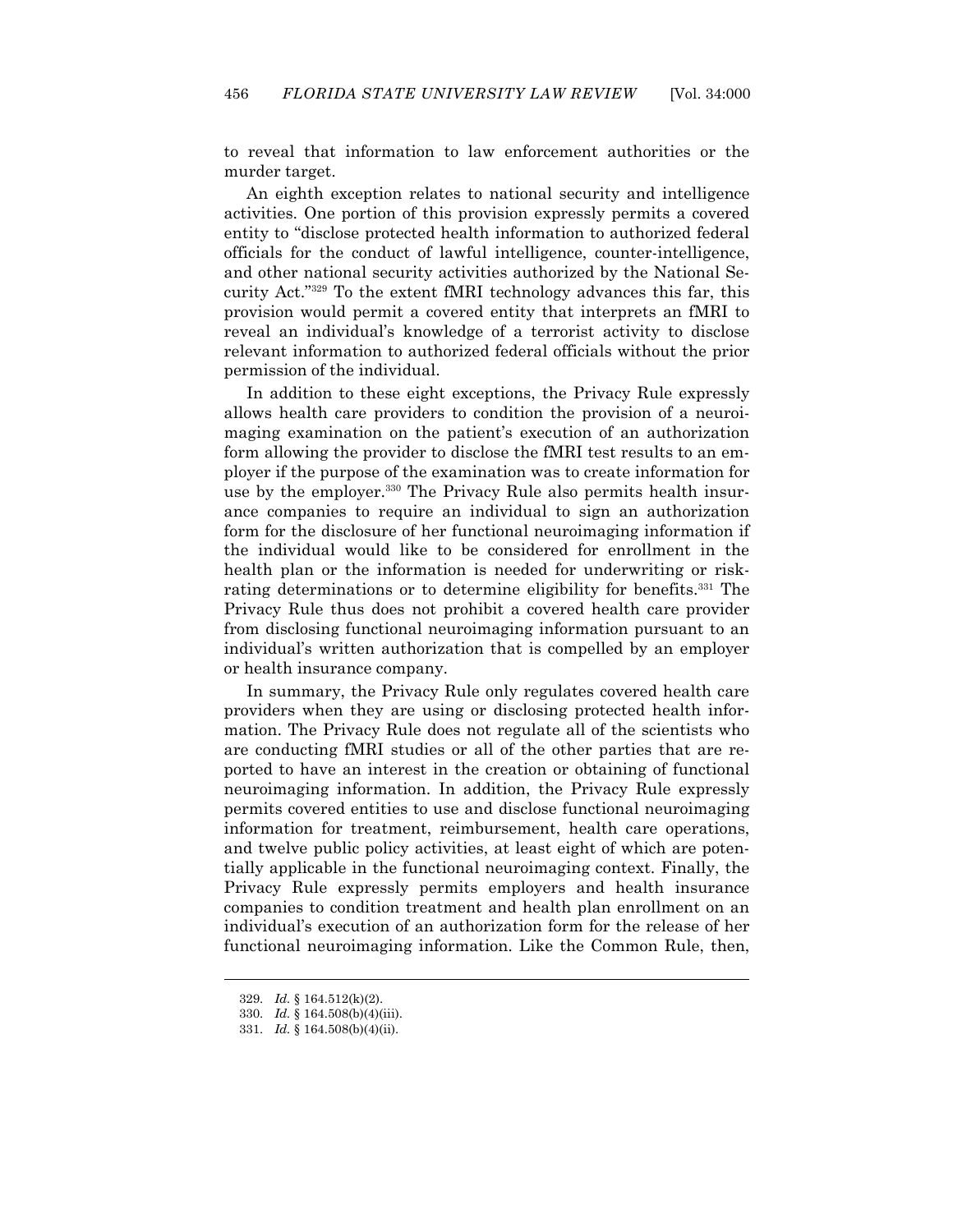to reveal that information to law enforcement authorities or the murder target.

An eighth exception relates to national security and intelligence activities. One portion of this provision expressly permits a covered entity to "disclose protected health information to authorized federal officials for the conduct of lawful intelligence, counter-intelligence, and other national security activities authorized by the National Security Act."[329] To the extent fMRI technology advances this far, this provision would permit a covered entity that interprets an fMRI to reveal an individual's knowledge of a terrorist activity to disclose relevant information to authorized federal officials without the prior permission of the individual.

In addition to these eight exceptions, the Privacy Rule expressly allows health care providers to condition the provision of a neuroimaging examination on the patient's execution of an authorization form allowing the provider to disclose the fMRI test results to an employer if the purpose of the examination was to create information for use by the employer.[330] The Privacy Rule also permits health insurance companies to require an individual to sign an authorization form for the disclosure of her functional neuroimaging information if the individual would like to be considered for enrollment in the health plan or the information is needed for underwriting or risk-rating determinations or to determine eligibility for benefits.[331] The Privacy Rule thus does not prohibit a covered health care provider from disclosing functional neuroimaging information pursuant to an individual's written authorization that is compelled by an employer or health insurance company.

In summary, the Privacy Rule only regulates covered health care providers when they are using or disclosing protected health information. The Privacy Rule does not regulate all of the scientists who are conducting fMRI studies or all of the other parties that are reported to have an interest in the creation or obtaining of functional neuroimaging information. In addition, the Privacy Rule expressly permits covered entities to use and disclose functional neuroimaging information for treatment, reimbursement, health care operations, and twelve public policy activities, at least eight of which are potentially applicable in the functional neuroimaging context. Finally, the Privacy Rule expressly permits employers and health insurance companies to condition treatment and health plan enrollment on an individual's execution of an authorization form for the release of her functional neuroimaging information. Like the Common Rule, then,

---

329. *Id.* § 164.512(k)(2).

330. *Id.* § 164.508(b)(4)(iii).

331. *Id.* § 164.508(b)(4)(ii).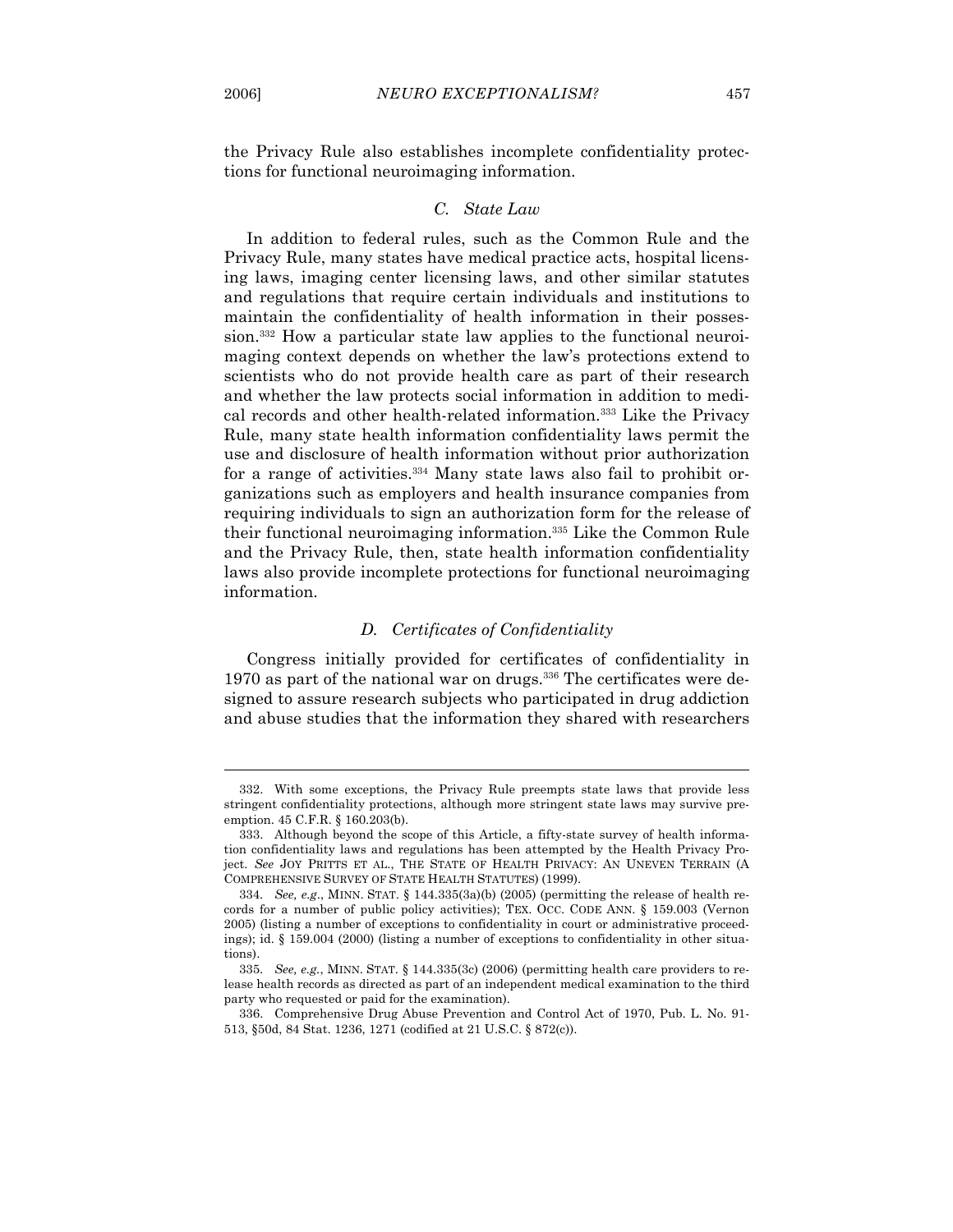the Privacy Rule also establishes incomplete confidentiality protections for functional neuroimaging information.

### *C. State Law*

In addition to federal rules, such as the Common Rule and the Privacy Rule, many states have medical practice acts, hospital licensing laws, imaging center licensing laws, and other similar statutes and regulations that require certain individuals and institutions to maintain the confidentiality of health information in their possession.[332] How a particular state law applies to the functional neuroimaging context depends on whether the law's protections extend to scientists who do not provide health care as part of their research and whether the law protects social information in addition to medical records and other health-related information.[333] Like the Privacy Rule, many state health information confidentiality laws permit the use and disclosure of health information without prior authorization for a range of activities.[334] Many state laws also fail to prohibit organizations such as employers and health insurance companies from requiring individuals to sign an authorization form for the release of their functional neuroimaging information.[335] Like the Common Rule and the Privacy Rule, then, state health information confidentiality laws also provide incomplete protections for functional neuroimaging information.

### *D. Certificates of Confidentiality*

Congress initially provided for certificates of confidentiality in 1970 as part of the national war on drugs.[336] The certificates were designed to assure research subjects who participated in drug addiction and abuse studies that the information they shared with researchers

---

332. With some exceptions, the Privacy Rule preempts state laws that provide less stringent confidentiality protections, although more stringent state laws may survive preemption. 45 C.F.R. § 160.203(b).

333. Although beyond the scope of this Article, a fifty-state survey of health information confidentiality laws and regulations has been attempted by the Health Privacy Project. *See* JOY PRITTS ET AL., THE STATE OF HEALTH PRIVACY: AN UNEVEN TERRAIN (A COMPREHENSIVE SURVEY OF STATE HEALTH STATUTES) (1999).

334. *See, e.g.*, MINN. STAT. § 144.335(3a)(b) (2005) (permitting the release of health records for a number of public policy activities); TEX. OCC. CODE ANN. § 159.003 (Vernon 2005) (listing a number of exceptions to confidentiality in court or administrative proceedings); id. § 159.004 (2000) (listing a number of exceptions to confidentiality in other situations).

335. *See, e.g.*, MINN. STAT. § 144.335(3c) (2006) (permitting health care providers to release health records as directed as part of an independent medical examination to the third party who requested or paid for the examination).

336. Comprehensive Drug Abuse Prevention and Control Act of 1970, Pub. L. No. 91-513, §50d, 84 Stat. 1236, 1271 (codified at 21 U.S.C. § 872(c)).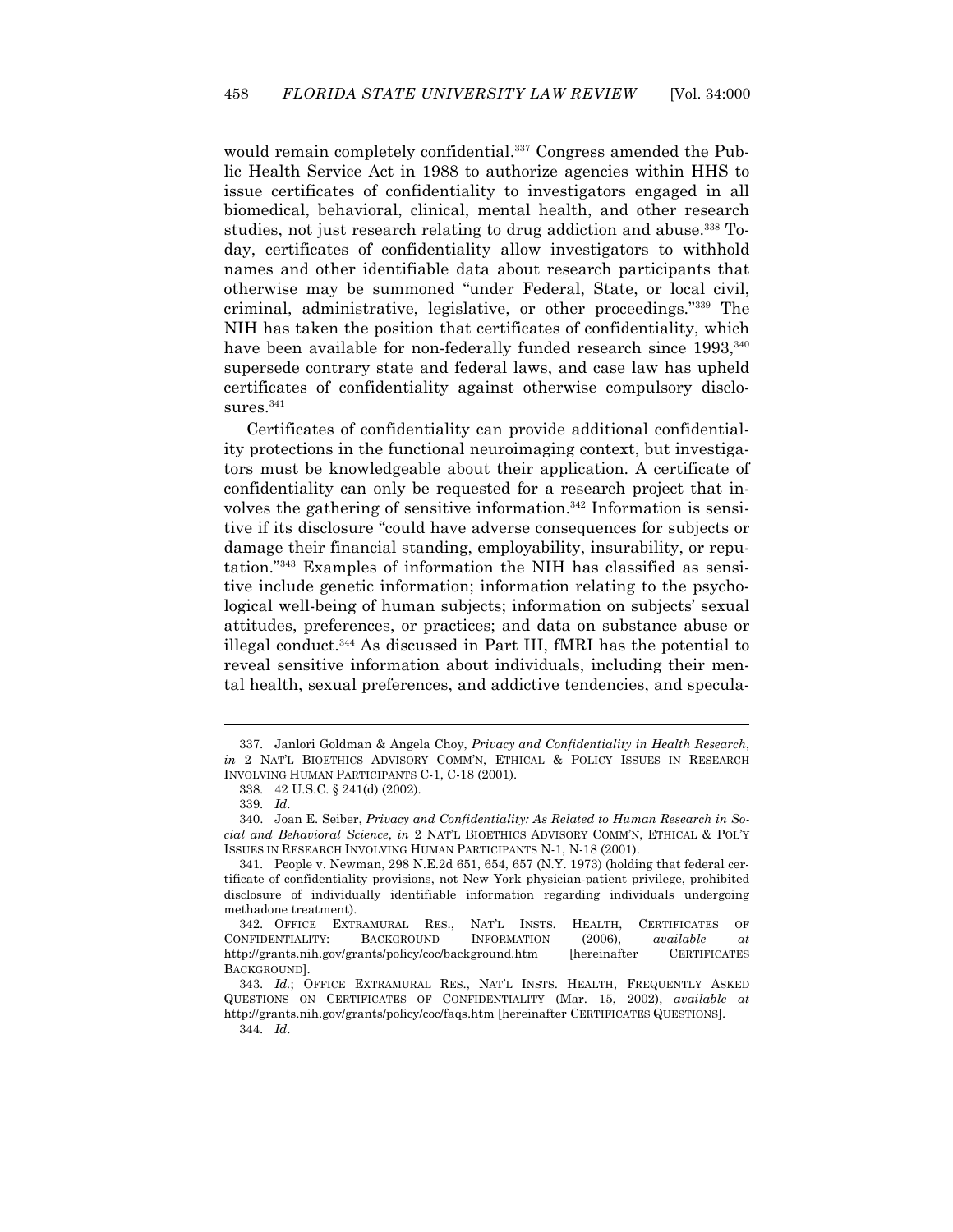would remain completely confidential.[337] Congress amended the Public Health Service Act in 1988 to authorize agencies within HHS to issue certificates of confidentiality to investigators engaged in all biomedical, behavioral, clinical, mental health, and other research studies, not just research relating to drug addiction and abuse.[338] Today, certificates of confidentiality allow investigators to withhold names and other identifiable data about research participants that otherwise may be summoned "under Federal, State, or local civil, criminal, administrative, legislative, or other proceedings."[339] The NIH has taken the position that certificates of confidentiality, which have been available for non-federally funded research since 1993,[340] supersede contrary state and federal laws, and case law has upheld certificates of confidentiality against otherwise compulsory disclosures.[341]

Certificates of confidentiality can provide additional confidentiality protections in the functional neuroimaging context, but investigators must be knowledgeable about their application. A certificate of confidentiality can only be requested for a research project that involves the gathering of sensitive information.[342] Information is sensitive if its disclosure "could have adverse consequences for subjects or damage their financial standing, employability, insurability, or reputation."[343] Examples of information the NIH has classified as sensitive include genetic information; information relating to the psychological well-being of human subjects; information on subjects' sexual attitudes, preferences, or practices; and data on substance abuse or illegal conduct.[344] As discussed in Part III, fMRI has the potential to reveal sensitive information about individuals, including their mental health, sexual preferences, and addictive tendencies, and specula-

---

337. Janlori Goldman & Angela Choy, *Privacy and Confidentiality in Health Research*, *in* 2 NAT'L BIOETHICS ADVISORY COMM'N, ETHICAL & POLICY ISSUES IN RESEARCH INVOLVING HUMAN PARTICIPANTS C-1, C-18 (2001).

338. 42 U.S.C. § 241(d) (2002).

339. *Id*.

340. Joan E. Seiber, *Privacy and Confidentiality: As Related to Human Research in Social and Behavioral Science*, *in* 2 NAT'L BIOETHICS ADVISORY COMM'N, ETHICAL & POL'Y ISSUES IN RESEARCH INVOLVING HUMAN PARTICIPANTS N-1, N-18 (2001).

341. People v. Newman, 298 N.E.2d 651, 654, 657 (N.Y. 1973) (holding that federal certificate of confidentiality provisions, not New York physician-patient privilege, prohibited disclosure of individually identifiable information regarding individuals undergoing methadone treatment).

342. OFFICE EXTRAMURAL RES., NAT'L INSTS. HEALTH, CERTIFICATES OF CONFIDENTIALITY: BACKGROUND INFORMATION (2006), *available at* http://grants.nih.gov/grants/policy/coc/background.htm [hereinafter CERTIFICATES BACKGROUND].

343. *Id.*; OFFICE EXTRAMURAL RES., NAT'L INSTS. HEALTH, FREQUENTLY ASKED QUESTIONS ON CERTIFICATES OF CONFIDENTIALITY (Mar. 15, 2002), *available at* http://grants.nih.gov/grants/policy/coc/faqs.htm [hereinafter CERTIFICATES QUESTIONS].

344. *Id*.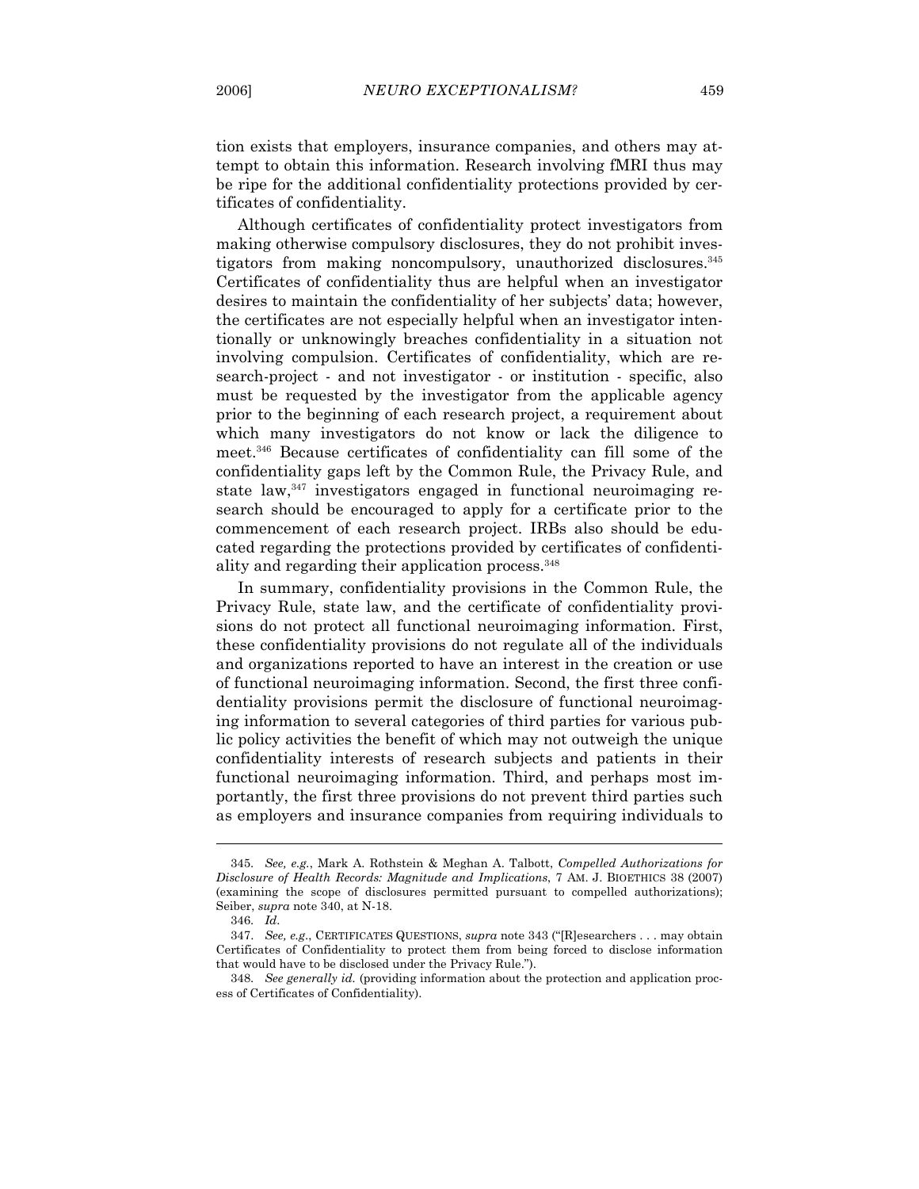tion exists that employers, insurance companies, and others may attempt to obtain this information. Research involving fMRI thus may be ripe for the additional confidentiality protections provided by certificates of confidentiality.

Although certificates of confidentiality protect investigators from making otherwise compulsory disclosures, they do not prohibit investigators from making noncompulsory, unauthorized disclosures.[345] Certificates of confidentiality thus are helpful when an investigator desires to maintain the confidentiality of her subjects' data; however, the certificates are not especially helpful when an investigator intentionally or unknowingly breaches confidentiality in a situation not involving compulsion. Certificates of confidentiality, which are research-project - and not investigator - or institution - specific, also must be requested by the investigator from the applicable agency prior to the beginning of each research project, a requirement about which many investigators do not know or lack the diligence to meet.[346] Because certificates of confidentiality can fill some of the confidentiality gaps left by the Common Rule, the Privacy Rule, and state law,[347] investigators engaged in functional neuroimaging research should be encouraged to apply for a certificate prior to the commencement of each research project. IRBs also should be educated regarding the protections provided by certificates of confidentiality and regarding their application process.[348]

In summary, confidentiality provisions in the Common Rule, the Privacy Rule, state law, and the certificate of confidentiality provisions do not protect all functional neuroimaging information. First, these confidentiality provisions do not regulate all of the individuals and organizations reported to have an interest in the creation or use of functional neuroimaging information. Second, the first three confidentiality provisions permit the disclosure of functional neuroimaging information to several categories of third parties for various public policy activities the benefit of which may not outweigh the unique confidentiality interests of research subjects and patients in their functional neuroimaging information. Third, and perhaps most importantly, the first three provisions do not prevent third parties such as employers and insurance companies from requiring individuals to

---

345. *See, e.g.*, Mark A. Rothstein & Meghan A. Talbott, *Compelled Authorizations for Disclosure of Health Records: Magnitude and Implications*, 7 AM. J. BIOETHICS 38 (2007) (examining the scope of disclosures permitted pursuant to compelled authorizations); Seiber, *supra* note 340, at N-18.

346. *Id.*

347. *See, e.g.*, CERTIFICATES QUESTIONS, *supra* note 343 ("[R]esearchers . . . may obtain Certificates of Confidentiality to protect them from being forced to disclose information that would have to be disclosed under the Privacy Rule.").

348. *See generally id.* (providing information about the protection and application process of Certificates of Confidentiality).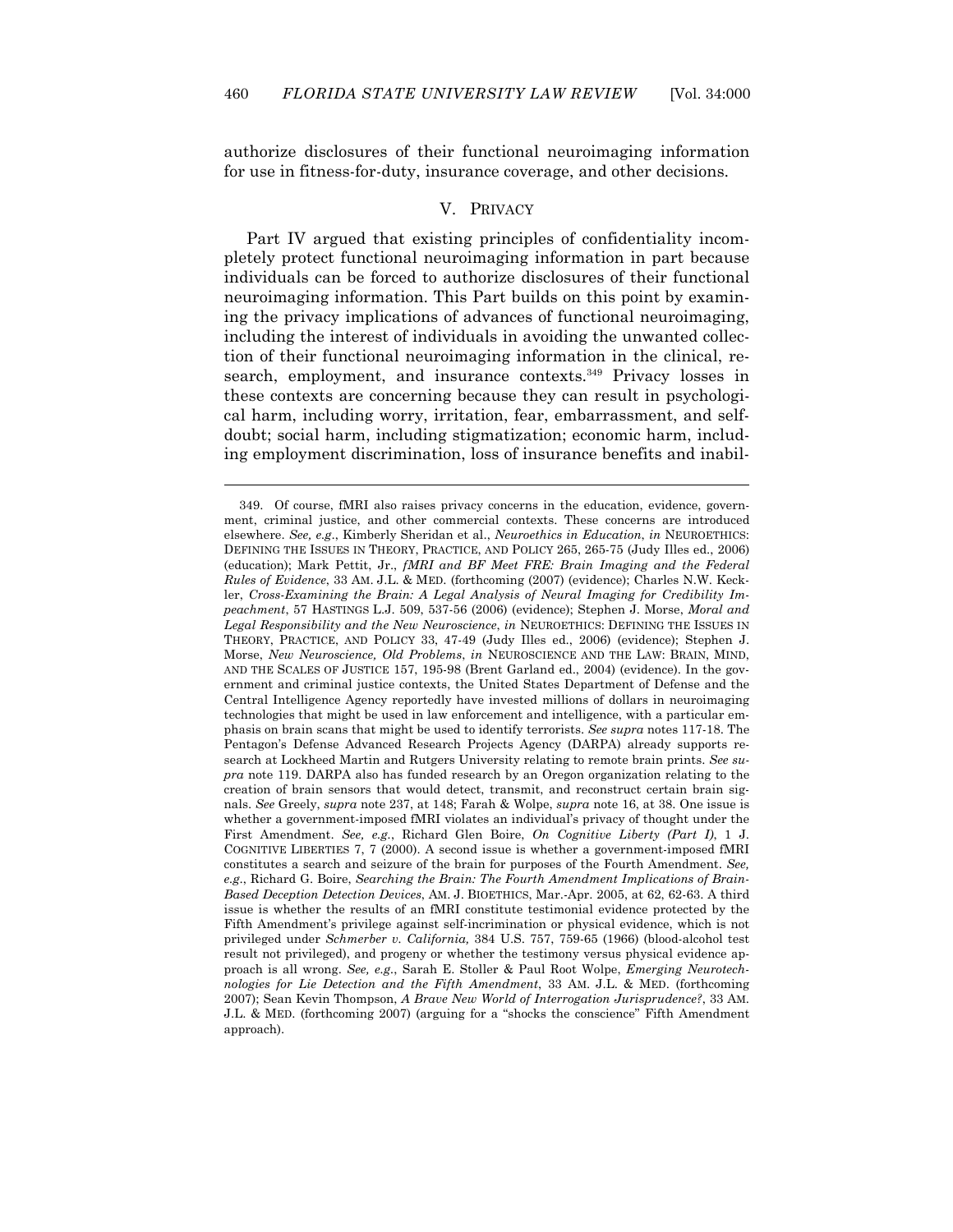authorize disclosures of their functional neuroimaging information for use in fitness-for-duty, insurance coverage, and other decisions.

## V. PRIVACY

Part IV argued that existing principles of confidentiality incompletely protect functional neuroimaging information in part because individuals can be forced to authorize disclosures of their functional neuroimaging information. This Part builds on this point by examining the privacy implications of advances of functional neuroimaging, including the interest of individuals in avoiding the unwanted collection of their functional neuroimaging information in the clinical, research, employment, and insurance contexts.[349] Privacy losses in these contexts are concerning because they can result in psychological harm, including worry, irritation, fear, embarrassment, and self-doubt; social harm, including stigmatization; economic harm, including employment discrimination, loss of insurance benefits and inabil-

---

349. Of course, fMRI also raises privacy concerns in the education, evidence, government, criminal justice, and other commercial contexts. These concerns are introduced elsewhere. *See, e.g.*, Kimberly Sheridan et al., *Neuroethics in Education*, *in* NEUROETHICS: DEFINING THE ISSUES IN THEORY, PRACTICE, AND POLICY 265, 265-75 (Judy Illes ed., 2006) (education); Mark Pettit, Jr., *fMRI and BF Meet FRE: Brain Imaging and the Federal Rules of Evidence*, 33 AM. J.L. & MED. (forthcoming (2007) (evidence); Charles N.W. Keckler, *Cross-Examining the Brain: A Legal Analysis of Neural Imaging for Credibility Impeachment*, 57 HASTINGS L.J. 509, 537-56 (2006) (evidence); Stephen J. Morse, *Moral and Legal Responsibility and the New Neuroscience*, *in* NEUROETHICS: DEFINING THE ISSUES IN THEORY, PRACTICE, AND POLICY 33, 47-49 (Judy Illes ed., 2006) (evidence); Stephen J. Morse, *New Neuroscience, Old Problems*, *in* NEUROSCIENCE AND THE LAW: BRAIN, MIND, AND THE SCALES OF JUSTICE 157, 195-98 (Brent Garland ed., 2004) (evidence). In the government and criminal justice contexts, the United States Department of Defense and the Central Intelligence Agency reportedly have invested millions of dollars in neuroimaging technologies that might be used in law enforcement and intelligence, with a particular emphasis on brain scans that might be used to identify terrorists. *See supra* notes 117-18. The Pentagon's Defense Advanced Research Projects Agency (DARPA) already supports research at Lockheed Martin and Rutgers University relating to remote brain prints. *See supra* note 119. DARPA also has funded research by an Oregon organization relating to the creation of brain sensors that would detect, transmit, and reconstruct certain brain signals. *See* Greely, *supra* note 237, at 148; Farah & Wolpe, *supra* note 16, at 38. One issue is whether a government-imposed fMRI violates an individual's privacy of thought under the First Amendment. *See, e.g.*, Richard Glen Boire, *On Cognitive Liberty (Part I)*, 1 J. COGNITIVE LIBERTIES 7, 7 (2000). A second issue is whether a government-imposed fMRI constitutes a search and seizure of the brain for purposes of the Fourth Amendment. *See, e.g.*, Richard G. Boire, *Searching the Brain: The Fourth Amendment Implications of Brain-Based Deception Detection Devices*, AM. J. BIOETHICS, Mar.-Apr. 2005, at 62, 62-63. A third issue is whether the results of an fMRI constitute testimonial evidence protected by the Fifth Amendment's privilege against self-incrimination or physical evidence, which is not privileged under *Schmerber v. California,* 384 U.S. 757, 759-65 (1966) (blood-alcohol test result not privileged), and progeny or whether the testimony versus physical evidence approach is all wrong. *See, e.g.*, Sarah E. Stoller & Paul Root Wolpe, *Emerging Neurotechnologies for Lie Detection and the Fifth Amendment*, 33 AM. J.L. & MED. (forthcoming 2007); Sean Kevin Thompson, *A Brave New World of Interrogation Jurisprudence?*, 33 AM. J.L. & MED. (forthcoming 2007) (arguing for a "shocks the conscience" Fifth Amendment approach).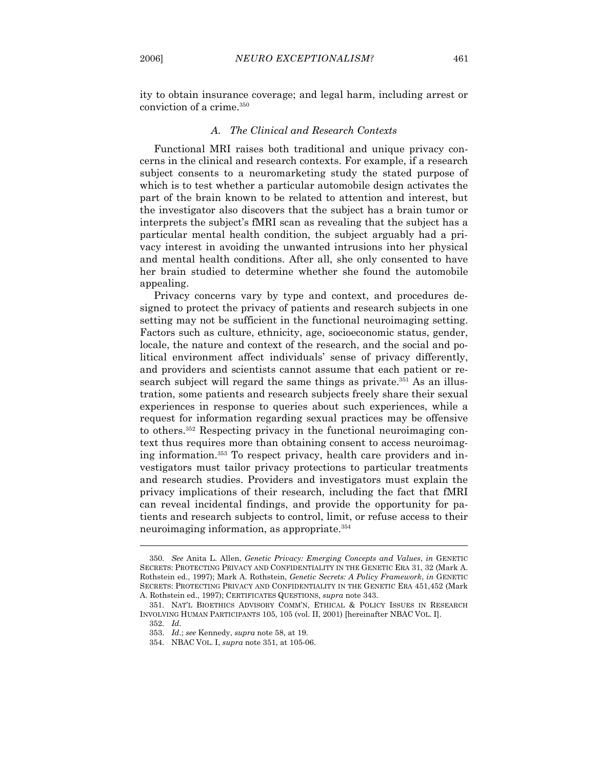ity to obtain insurance coverage; and legal harm, including arrest or conviction of a crime.[350]

### *A. The Clinical and Research Contexts*

Functional MRI raises both traditional and unique privacy concerns in the clinical and research contexts. For example, if a research subject consents to a neuromarketing study the stated purpose of which is to test whether a particular automobile design activates the part of the brain known to be related to attention and interest, but the investigator also discovers that the subject has a brain tumor or interprets the subject's fMRI scan as revealing that the subject has a particular mental health condition, the subject arguably had a privacy interest in avoiding the unwanted intrusions into her physical and mental health conditions. After all, she only consented to have her brain studied to determine whether she found the automobile appealing.

Privacy concerns vary by type and context, and procedures designed to protect the privacy of patients and research subjects in one setting may not be sufficient in the functional neuroimaging setting. Factors such as culture, ethnicity, age, socioeconomic status, gender, locale, the nature and context of the research, and the social and political environment affect individuals' sense of privacy differently, and providers and scientists cannot assume that each patient or research subject will regard the same things as private.[351] As an illustration, some patients and research subjects freely share their sexual experiences in response to queries about such experiences, while a request for information regarding sexual practices may be offensive to others.[352] Respecting privacy in the functional neuroimaging context thus requires more than obtaining consent to access neuroimaging information.[353] To respect privacy, health care providers and investigators must tailor privacy protections to particular treatments and research studies. Providers and investigators must explain the privacy implications of their research, including the fact that fMRI can reveal incidental findings, and provide the opportunity for patients and research subjects to control, limit, or refuse access to their neuroimaging information, as appropriate.[354]

---

350. *See* Anita L. Allen, *Genetic Privacy: Emerging Concepts and Values*, *in* GENETIC SECRETS: PROTECTING PRIVACY AND CONFIDENTIALITY IN THE GENETIC ERA 31, 32 (Mark A. Rothstein ed., 1997); Mark A. Rothstein, *Genetic Secrets: A Policy Framework*, *in* GENETIC SECRETS: PROTECTING PRIVACY AND CONFIDENTIALITY IN THE GENETIC ERA 451,452 (Mark A. Rothstein ed., 1997); CERTIFICATES QUESTIONS, *supra* note 343.

351. NAT'L BIOETHICS ADVISORY COMM'N, ETHICAL & POLICY ISSUES IN RESEARCH INVOLVING HUMAN PARTICIPANTS 105, 105 (vol. II, 2001) [hereinafter NBAC VOL. I].

352. *Id*.

353. *Id.*; *see* Kennedy, *supra* note 58, at 19.

354. NBAC VOL. I, *supra* note 351, at 105-06.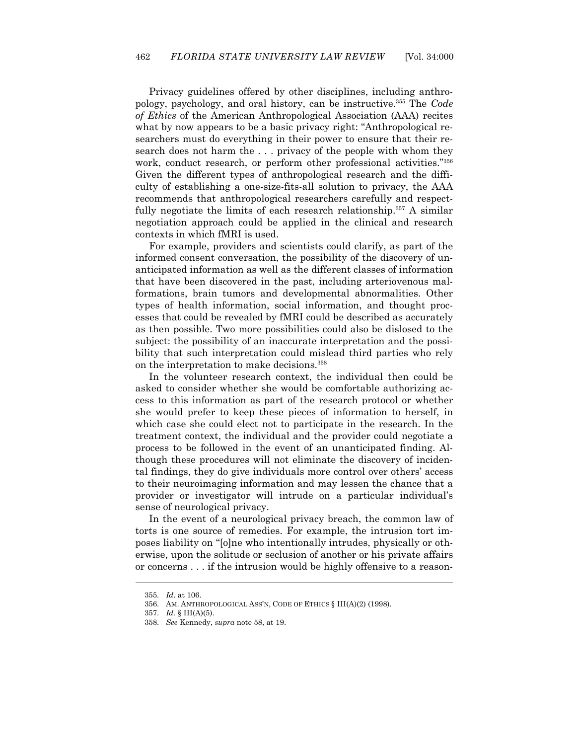Privacy guidelines offered by other disciplines, including anthropology, psychology, and oral history, can be instructive.[355] The *Code of Ethics* of the American Anthropological Association (AAA) recites what by now appears to be a basic privacy right: "Anthropological researchers must do everything in their power to ensure that their research does not harm the . . . privacy of the people with whom they work, conduct research, or perform other professional activities."[356] Given the different types of anthropological research and the difficulty of establishing a one-size-fits-all solution to privacy, the AAA recommends that anthropological researchers carefully and respectfully negotiate the limits of each research relationship.[357] A similar negotiation approach could be applied in the clinical and research contexts in which fMRI is used.

For example, providers and scientists could clarify, as part of the informed consent conversation, the possibility of the discovery of unanticipated information as well as the different classes of information that have been discovered in the past, including arteriovenous malformations, brain tumors and developmental abnormalities. Other types of health information, social information, and thought processes that could be revealed by fMRI could be described as accurately as then possible. Two more possibilities could also be dislosed to the subject: the possibility of an inaccurate interpretation and the possibility that such interpretation could mislead third parties who rely on the interpretation to make decisions.[358]

In the volunteer research context, the individual then could be asked to consider whether she would be comfortable authorizing access to this information as part of the research protocol or whether she would prefer to keep these pieces of information to herself, in which case she could elect not to participate in the research. In the treatment context, the individual and the provider could negotiate a process to be followed in the event of an unanticipated finding. Although these procedures will not eliminate the discovery of incidental findings, they do give individuals more control over others' access to their neuroimaging information and may lessen the chance that a provider or investigator will intrude on a particular individual's sense of neurological privacy.

In the event of a neurological privacy breach, the common law of torts is one source of remedies. For example, the intrusion tort imposes liability on "[o]ne who intentionally intrudes, physically or otherwise, upon the solitude or seclusion of another or his private affairs or concerns . . . if the intrusion would be highly offensive to a reason-

---

355. *Id*. at 106.

356. AM. ANTHROPOLOGICAL ASS'N, CODE OF ETHICS § III(A)(2) (1998).

357. *Id.* § III(A)(5).

358. *See* Kennedy, *supra* note 58, at 19.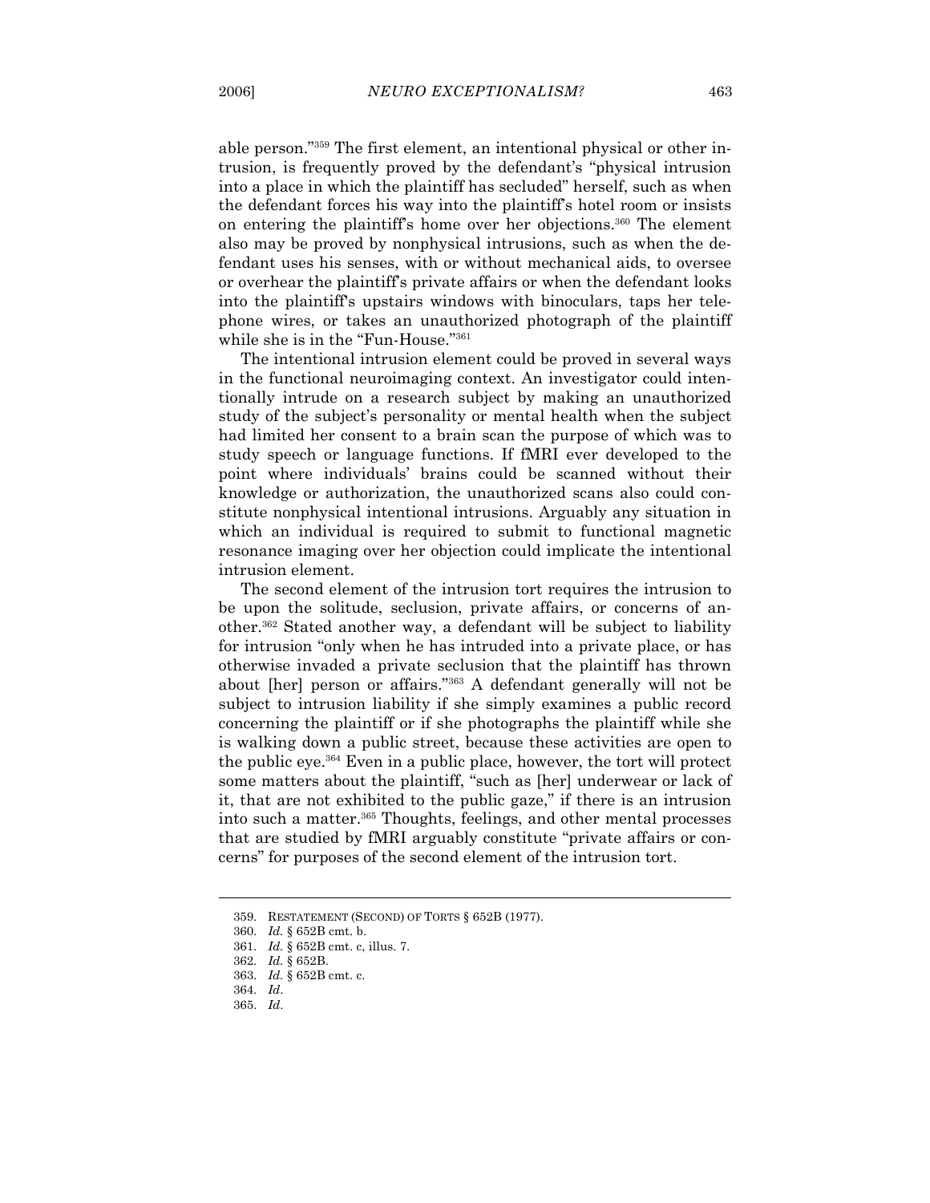able person."[359] The first element, an intentional physical or other intrusion, is frequently proved by the defendant's "physical intrusion into a place in which the plaintiff has secluded" herself, such as when the defendant forces his way into the plaintiff's hotel room or insists on entering the plaintiff's home over her objections.[360] The element also may be proved by nonphysical intrusions, such as when the defendant uses his senses, with or without mechanical aids, to oversee or overhear the plaintiff's private affairs or when the defendant looks into the plaintiff's upstairs windows with binoculars, taps her telephone wires, or takes an unauthorized photograph of the plaintiff while she is in the "Fun-House."[361]

The intentional intrusion element could be proved in several ways in the functional neuroimaging context. An investigator could intentionally intrude on a research subject by making an unauthorized study of the subject's personality or mental health when the subject had limited her consent to a brain scan the purpose of which was to study speech or language functions. If fMRI ever developed to the point where individuals' brains could be scanned without their knowledge or authorization, the unauthorized scans also could constitute nonphysical intentional intrusions. Arguably any situation in which an individual is required to submit to functional magnetic resonance imaging over her objection could implicate the intentional intrusion element.

The second element of the intrusion tort requires the intrusion to be upon the solitude, seclusion, private affairs, or concerns of another.[362] Stated another way, a defendant will be subject to liability for intrusion "only when he has intruded into a private place, or has otherwise invaded a private seclusion that the plaintiff has thrown about [her] person or affairs."[363] A defendant generally will not be subject to intrusion liability if she simply examines a public record concerning the plaintiff or if she photographs the plaintiff while she is walking down a public street, because these activities are open to the public eye.[364] Even in a public place, however, the tort will protect some matters about the plaintiff, "such as [her] underwear or lack of it, that are not exhibited to the public gaze," if there is an intrusion into such a matter.[365] Thoughts, feelings, and other mental processes that are studied by fMRI arguably constitute "private affairs or concerns" for purposes of the second element of the intrusion tort.

---

359. RESTATEMENT (SECOND) OF TORTS § 652B (1977).

360. *Id.* § 652B cmt. b.

361. *Id.* § 652B cmt. c, illus. 7.

362. *Id.* § 652B.

363. *Id.* § 652B cmt. c.

364. *Id.*

365. *Id.*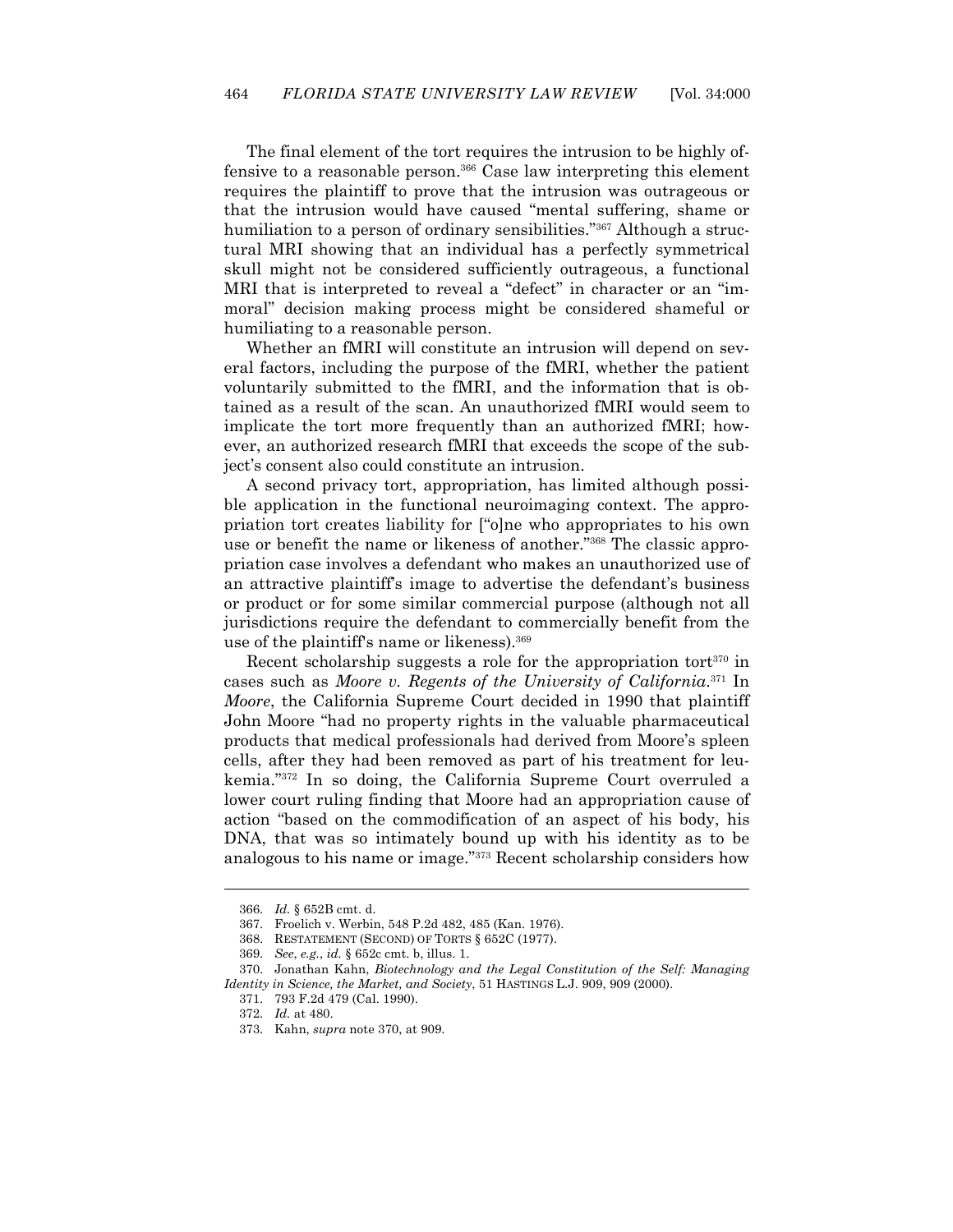The final element of the tort requires the intrusion to be highly offensive to a reasonable person.[366] Case law interpreting this element requires the plaintiff to prove that the intrusion was outrageous or that the intrusion would have caused "mental suffering, shame or humiliation to a person of ordinary sensibilities."[367] Although a structural MRI showing that an individual has a perfectly symmetrical skull might not be considered sufficiently outrageous, a functional MRI that is interpreted to reveal a "defect" in character or an "immoral" decision making process might be considered shameful or humiliating to a reasonable person.

Whether an fMRI will constitute an intrusion will depend on several factors, including the purpose of the fMRI, whether the patient voluntarily submitted to the fMRI, and the information that is obtained as a result of the scan. An unauthorized fMRI would seem to implicate the tort more frequently than an authorized fMRI; however, an authorized research fMRI that exceeds the scope of the subject's consent also could constitute an intrusion.

A second privacy tort, appropriation, has limited although possible application in the functional neuroimaging context. The appropriation tort creates liability for ["o]ne who appropriates to his own use or benefit the name or likeness of another."[368] The classic appropriation case involves a defendant who makes an unauthorized use of an attractive plaintiff's image to advertise the defendant's business or product or for some similar commercial purpose (although not all jurisdictions require the defendant to commercially benefit from the use of the plaintiff's name or likeness).[369]

Recent scholarship suggests a role for the appropriation tort[370] in cases such as *Moore v. Regents of the University of California*.[371] In *Moore*, the California Supreme Court decided in 1990 that plaintiff John Moore "had no property rights in the valuable pharmaceutical products that medical professionals had derived from Moore's spleen cells, after they had been removed as part of his treatment for leukemia."[372] In so doing, the California Supreme Court overruled a lower court ruling finding that Moore had an appropriation cause of action "based on the commodification of an aspect of his body, his DNA, that was so intimately bound up with his identity as to be analogous to his name or image."[373] Recent scholarship considers how

---

366. *Id.* § 652B cmt. d.

367. Froelich v. Werbin, 548 P.2d 482, 485 (Kan. 1976).

368. RESTATEMENT (SECOND) OF TORTS § 652C (1977).

369. *See*, *e.g.*, *id.* § 652c cmt. b, illus. 1.

370. Jonathan Kahn, *Biotechnology and the Legal Constitution of the Self: Managing Identity in Science, the Market, and Society*, 51 HASTINGS L.J. 909, 909 (2000).

371. 793 F.2d 479 (Cal. 1990).

372. *Id.* at 480.

373. Kahn, *supra* note 370, at 909.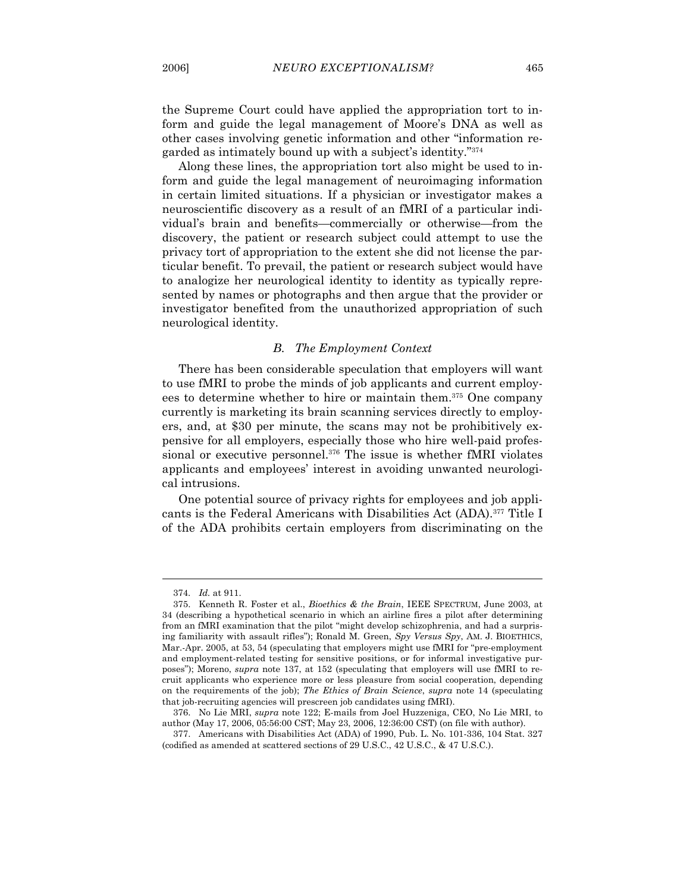the Supreme Court could have applied the appropriation tort to inform and guide the legal management of Moore's DNA as well as other cases involving genetic information and other "information regarded as intimately bound up with a subject's identity."[374]

Along these lines, the appropriation tort also might be used to inform and guide the legal management of neuroimaging information in certain limited situations. If a physician or investigator makes a neuroscientific discovery as a result of an fMRI of a particular individual's brain and benefits—commercially or otherwise—from the discovery, the patient or research subject could attempt to use the privacy tort of appropriation to the extent she did not license the particular benefit. To prevail, the patient or research subject would have to analogize her neurological identity to identity as typically represented by names or photographs and then argue that the provider or investigator benefited from the unauthorized appropriation of such neurological identity.

### *B. The Employment Context*

There has been considerable speculation that employers will want to use fMRI to probe the minds of job applicants and current employees to determine whether to hire or maintain them.[375] One company currently is marketing its brain scanning services directly to employers, and, at $30 per minute, the scans may not be prohibitively expensive for all employers, especially those who hire well-paid professional or executive personnel.[376] The issue is whether fMRI violates applicants and employees' interest in avoiding unwanted neurological intrusions.

One potential source of privacy rights for employees and job applicants is the Federal Americans with Disabilities Act (ADA).[377] Title I of the ADA prohibits certain employers from discriminating on the

---

374. *Id.* at 911.

375. Kenneth R. Foster et al., *Bioethics & the Brain*, IEEE SPECTRUM, June 2003, at 34 (describing a hypothetical scenario in which an airline fires a pilot after determining from an fMRI examination that the pilot "might develop schizophrenia, and had a surprising familiarity with assault rifles"); Ronald M. Green, *Spy Versus Spy*, AM. J. BIOETHICS, Mar.-Apr. 2005, at 53, 54 (speculating that employers might use fMRI for "pre-employment and employment-related testing for sensitive positions, or for informal investigative purposes"); Moreno, *supra* note 137, at 152 (speculating that employers will use fMRI to recruit applicants who experience more or less pleasure from social cooperation, depending on the requirements of the job); *The Ethics of Brain Science*, *supra* note 14 (speculating that job-recruiting agencies will prescreen job candidates using fMRI).

376. No Lie MRI, *supra* note 122; E-mails from Joel Huzzeniga, CEO, No Lie MRI, to author (May 17, 2006, 05:56:00 CST; May 23, 2006, 12:36:00 CST) (on file with author).

377. Americans with Disabilities Act (ADA) of 1990, Pub. L. No. 101-336, 104 Stat. 327 (codified as amended at scattered sections of 29 U.S.C., 42 U.S.C., & 47 U.S.C.).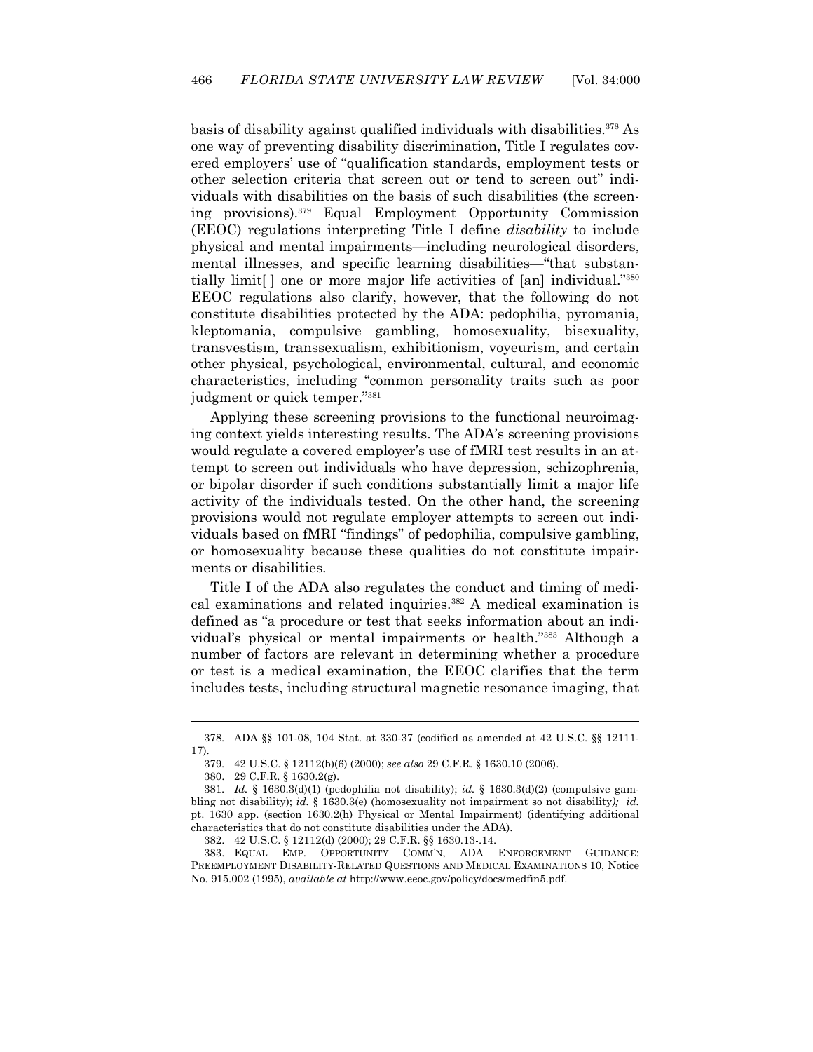basis of disability against qualified individuals with disabilities.[378] As one way of preventing disability discrimination, Title I regulates covered employers' use of "qualification standards, employment tests or other selection criteria that screen out or tend to screen out" individuals with disabilities on the basis of such disabilities (the screening provisions).[379] Equal Employment Opportunity Commission (EEOC) regulations interpreting Title I define *disability* to include physical and mental impairments—including neurological disorders, mental illnesses, and specific learning disabilities—"that substantially limit[ ] one or more major life activities of [an] individual."[380] EEOC regulations also clarify, however, that the following do not constitute disabilities protected by the ADA: pedophilia, pyromania, kleptomania, compulsive gambling, homosexuality, bisexuality, transvestism, transsexualism, exhibitionism, voyeurism, and certain other physical, psychological, environmental, cultural, and economic characteristics, including "common personality traits such as poor judgment or quick temper."[381]

Applying these screening provisions to the functional neuroimaging context yields interesting results. The ADA's screening provisions would regulate a covered employer's use of fMRI test results in an attempt to screen out individuals who have depression, schizophrenia, or bipolar disorder if such conditions substantially limit a major life activity of the individuals tested. On the other hand, the screening provisions would not regulate employer attempts to screen out individuals based on fMRI "findings" of pedophilia, compulsive gambling, or homosexuality because these qualities do not constitute impairments or disabilities.

Title I of the ADA also regulates the conduct and timing of medical examinations and related inquiries.[382] A medical examination is defined as "a procedure or test that seeks information about an individual's physical or mental impairments or health."[383] Although a number of factors are relevant in determining whether a procedure or test is a medical examination, the EEOC clarifies that the term includes tests, including structural magnetic resonance imaging, that

---

378. ADA §§ 101-08, 104 Stat. at 330-37 (codified as amended at 42 U.S.C. §§ 12111-17).

379. 42 U.S.C. § 12112(b)(6) (2000); *see also* 29 C.F.R. § 1630.10 (2006).

380. 29 C.F.R. § 1630.2(g).

381. *Id.* § 1630.3(d)(1) (pedophilia not disability); *id.* § 1630.3(d)(2) (compulsive gambling not disability); *id.* § 1630.3(e) (homosexuality not impairment so not disability*); id.* pt. 1630 app. (section 1630.2(h) Physical or Mental Impairment) (identifying additional characteristics that do not constitute disabilities under the ADA).

382. 42 U.S.C. § 12112(d) (2000); 29 C.F.R. §§ 1630.13-.14.

383. EQUAL EMP. OPPORTUNITY COMM'N, ADA ENFORCEMENT GUIDANCE: PREEMPLOYMENT DISABILITY-RELATED QUESTIONS AND MEDICAL EXAMINATIONS 10, Notice No. 915.002 (1995), *available at* http://www.eeoc.gov/policy/docs/medfin5.pdf.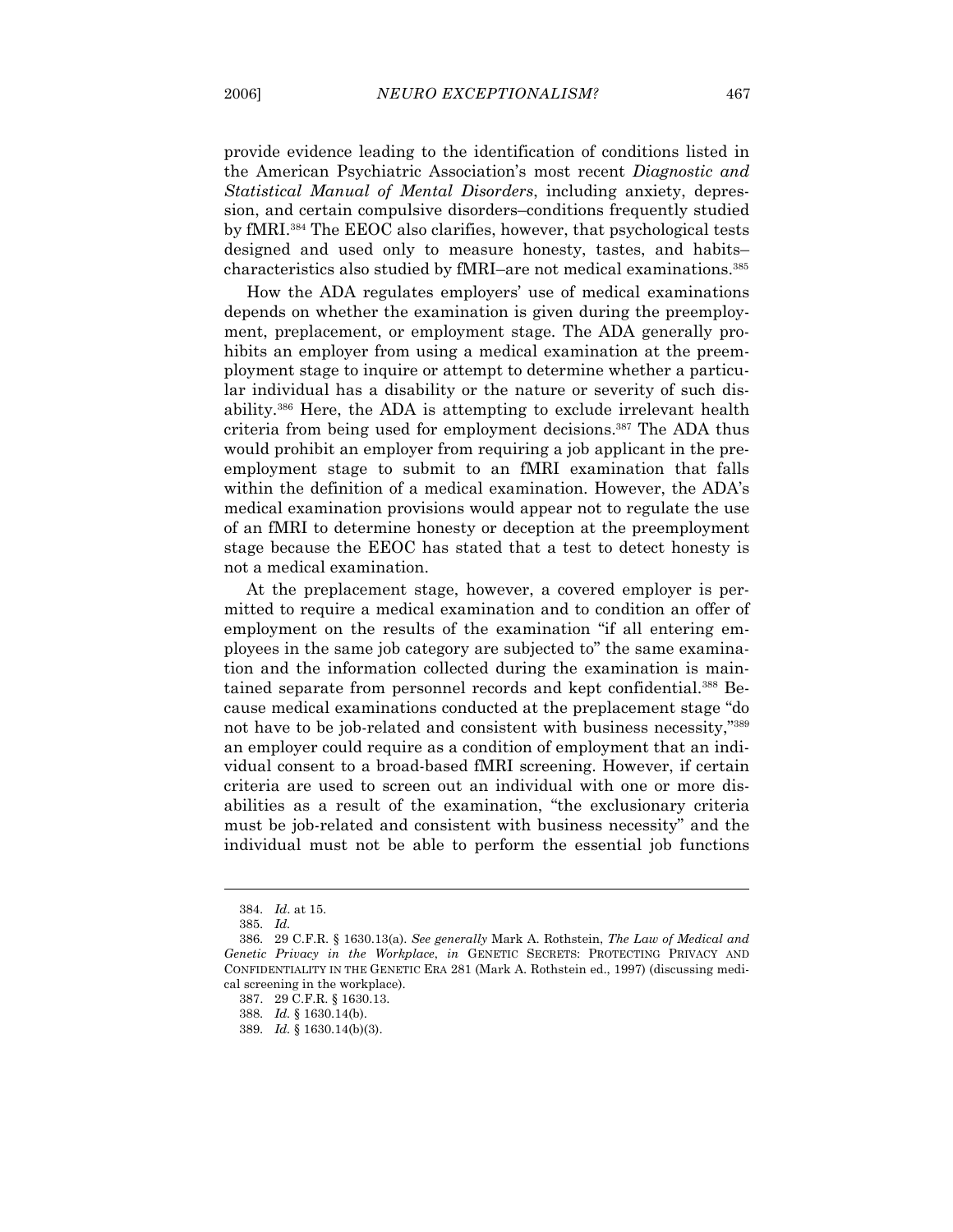provide evidence leading to the identification of conditions listed in the American Psychiatric Association's most recent *Diagnostic and Statistical Manual of Mental Disorders*, including anxiety, depression, and certain compulsive disorders–conditions frequently studied by fMRI.[384] The EEOC also clarifies, however, that psychological tests designed and used only to measure honesty, tastes, and habits–characteristics also studied by fMRI–are not medical examinations.[385]

How the ADA regulates employers' use of medical examinations depends on whether the examination is given during the preemployment, preplacement, or employment stage. The ADA generally prohibits an employer from using a medical examination at the preemployment stage to inquire or attempt to determine whether a particular individual has a disability or the nature or severity of such disability.[386] Here, the ADA is attempting to exclude irrelevant health criteria from being used for employment decisions.[387] The ADA thus would prohibit an employer from requiring a job applicant in the preemployment stage to submit to an fMRI examination that falls within the definition of a medical examination. However, the ADA's medical examination provisions would appear not to regulate the use of an fMRI to determine honesty or deception at the preemployment stage because the EEOC has stated that a test to detect honesty is not a medical examination.

At the preplacement stage, however, a covered employer is permitted to require a medical examination and to condition an offer of employment on the results of the examination "if all entering employees in the same job category are subjected to" the same examination and the information collected during the examination is maintained separate from personnel records and kept confidential.[388] Because medical examinations conducted at the preplacement stage "do not have to be job-related and consistent with business necessity,"[389] an employer could require as a condition of employment that an individual consent to a broad-based fMRI screening. However, if certain criteria are used to screen out an individual with one or more disabilities as a result of the examination, "the exclusionary criteria must be job-related and consistent with business necessity" and the individual must not be able to perform the essential job functions

---

384. *Id*. at 15.

385. *Id.*

386. 29 C.F.R. § 1630.13(a). *See generally* Mark A. Rothstein, *The Law of Medical and Genetic Privacy in the Workplace*, *in* GENETIC SECRETS: PROTECTING PRIVACY AND CONFIDENTIALITY IN THE GENETIC ERA 281 (Mark A. Rothstein ed., 1997) (discussing medical screening in the workplace).

387. 29 C.F.R. § 1630.13.

388. *Id.* § 1630.14(b).

389. *Id.* § 1630.14(b)(3).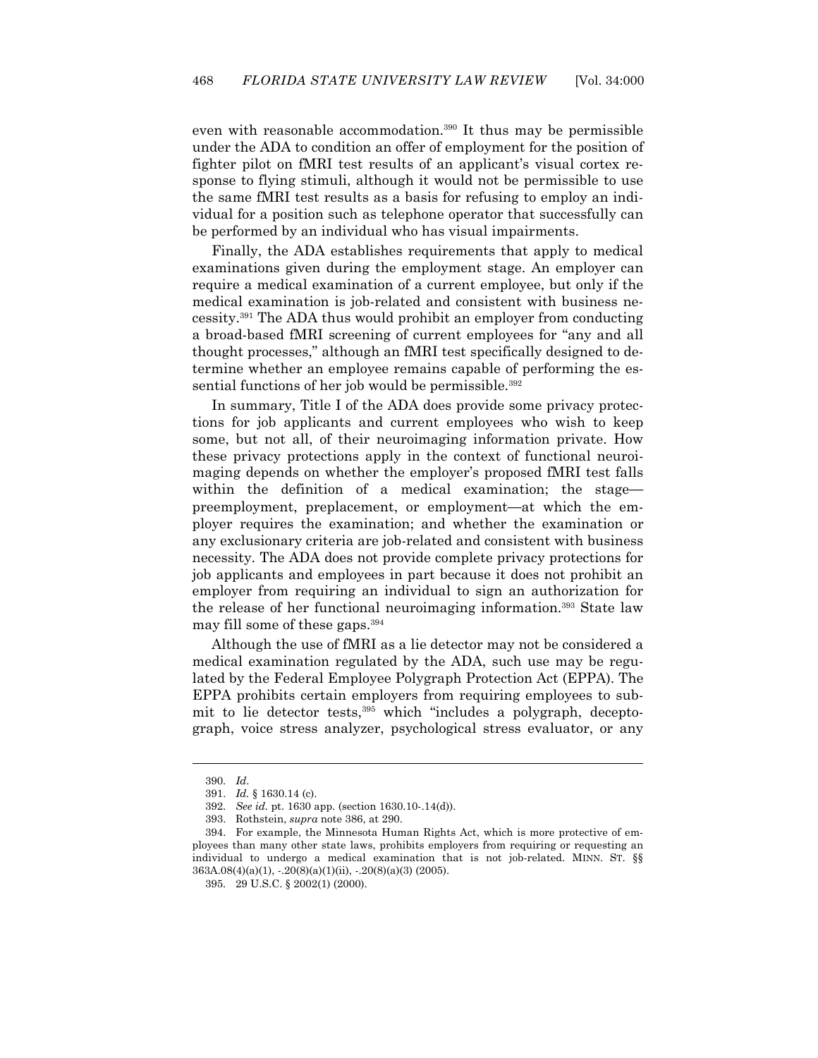even with reasonable accommodation.[390] It thus may be permissible under the ADA to condition an offer of employment for the position of fighter pilot on fMRI test results of an applicant's visual cortex response to flying stimuli, although it would not be permissible to use the same fMRI test results as a basis for refusing to employ an individual for a position such as telephone operator that successfully can be performed by an individual who has visual impairments.

Finally, the ADA establishes requirements that apply to medical examinations given during the employment stage. An employer can require a medical examination of a current employee, but only if the medical examination is job-related and consistent with business necessity.[391] The ADA thus would prohibit an employer from conducting a broad-based fMRI screening of current employees for "any and all thought processes," although an fMRI test specifically designed to determine whether an employee remains capable of performing the essential functions of her job would be permissible.[392]

In summary, Title I of the ADA does provide some privacy protections for job applicants and current employees who wish to keep some, but not all, of their neuroimaging information private. How these privacy protections apply in the context of functional neuroimaging depends on whether the employer's proposed fMRI test falls within the definition of a medical examination; the stage—preemployment, preplacement, or employment—at which the employer requires the examination; and whether the examination or any exclusionary criteria are job-related and consistent with business necessity. The ADA does not provide complete privacy protections for job applicants and employees in part because it does not prohibit an employer from requiring an individual to sign an authorization for the release of her functional neuroimaging information.[393] State law may fill some of these gaps.[394]

Although the use of fMRI as a lie detector may not be considered a medical examination regulated by the ADA, such use may be regulated by the Federal Employee Polygraph Protection Act (EPPA). The EPPA prohibits certain employers from requiring employees to submit to lie detector tests,[395] which "includes a polygraph, deceptograph, voice stress analyzer, psychological stress evaluator, or any

---

390. *Id*.

391. *Id.* § 1630.14 (c).

392. *See id.* pt. 1630 app. (section 1630.10-.14(d)).

393. Rothstein, *supra* note 386, at 290.

394. For example, the Minnesota Human Rights Act, which is more protective of employees than many other state laws, prohibits employers from requiring or requesting an individual to undergo a medical examination that is not job-related. MINN. ST. §§ 363A.08(4)(a)(1), -.20(8)(a)(1)(ii), -.20(8)(a)(3) (2005).

395. 29 U.S.C. § 2002(1) (2000).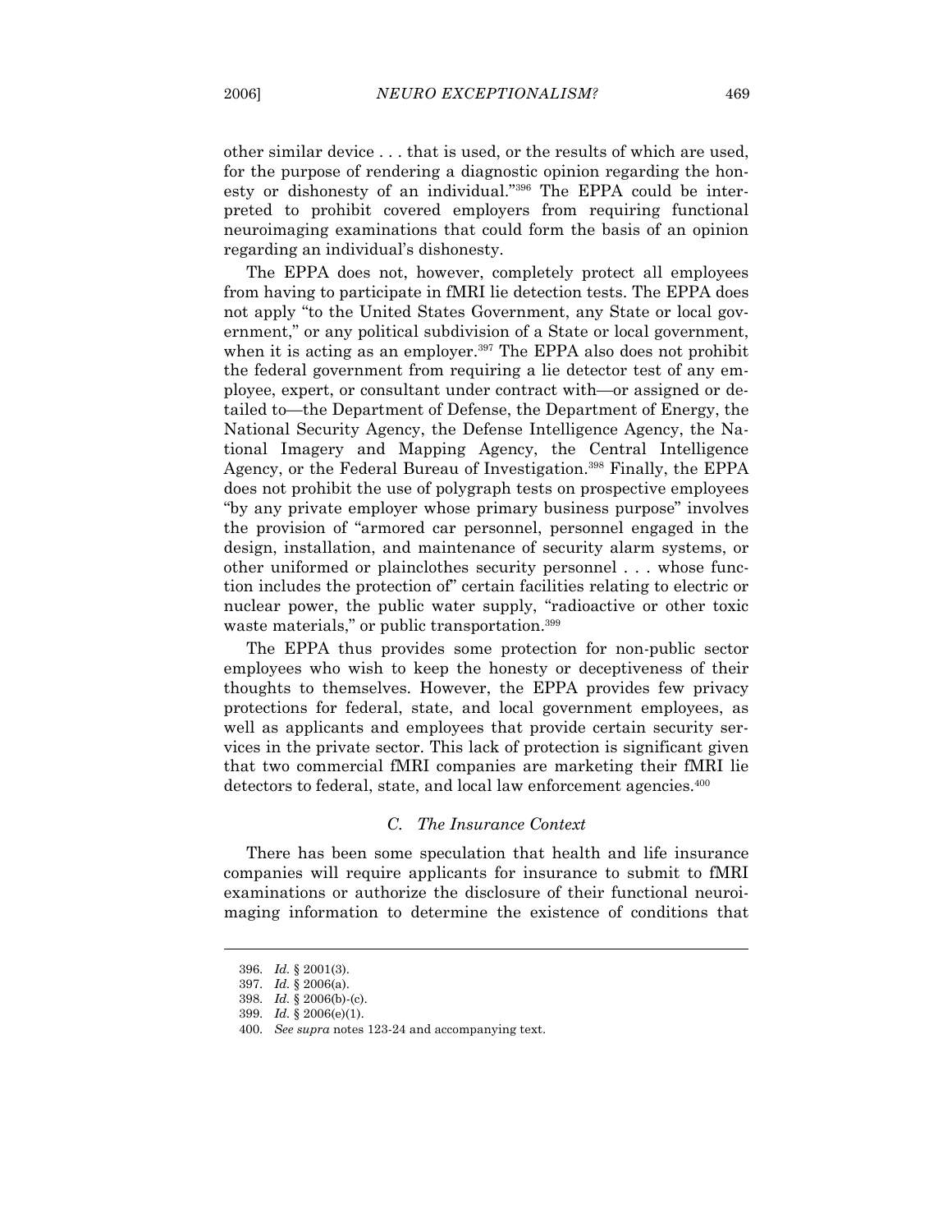other similar device . . . that is used, or the results of which are used, for the purpose of rendering a diagnostic opinion regarding the honesty or dishonesty of an individual."[396] The EPPA could be interpreted to prohibit covered employers from requiring functional neuroimaging examinations that could form the basis of an opinion regarding an individual's dishonesty.

The EPPA does not, however, completely protect all employees from having to participate in fMRI lie detection tests. The EPPA does not apply "to the United States Government, any State or local government," or any political subdivision of a State or local government, when it is acting as an employer.[397] The EPPA also does not prohibit the federal government from requiring a lie detector test of any employee, expert, or consultant under contract with—or assigned or detailed to—the Department of Defense, the Department of Energy, the National Security Agency, the Defense Intelligence Agency, the National Imagery and Mapping Agency, the Central Intelligence Agency, or the Federal Bureau of Investigation.[398] Finally, the EPPA does not prohibit the use of polygraph tests on prospective employees "by any private employer whose primary business purpose" involves the provision of "armored car personnel, personnel engaged in the design, installation, and maintenance of security alarm systems, or other uniformed or plainclothes security personnel . . . whose function includes the protection of" certain facilities relating to electric or nuclear power, the public water supply, "radioactive or other toxic waste materials," or public transportation.[399]

The EPPA thus provides some protection for non-public sector employees who wish to keep the honesty or deceptiveness of their thoughts to themselves. However, the EPPA provides few privacy protections for federal, state, and local government employees, as well as applicants and employees that provide certain security services in the private sector. This lack of protection is significant given that two commercial fMRI companies are marketing their fMRI lie detectors to federal, state, and local law enforcement agencies.[400]

### *C. The Insurance Context*

There has been some speculation that health and life insurance companies will require applicants for insurance to submit to fMRI examinations or authorize the disclosure of their functional neuroimaging information to determine the existence of conditions that

---

396. *Id.* § 2001(3).

397. *Id.* § 2006(a).

398. *Id.* § 2006(b)-(c).

399. *Id.* § 2006(e)(1).

400. *See supra* notes 123-24 and accompanying text.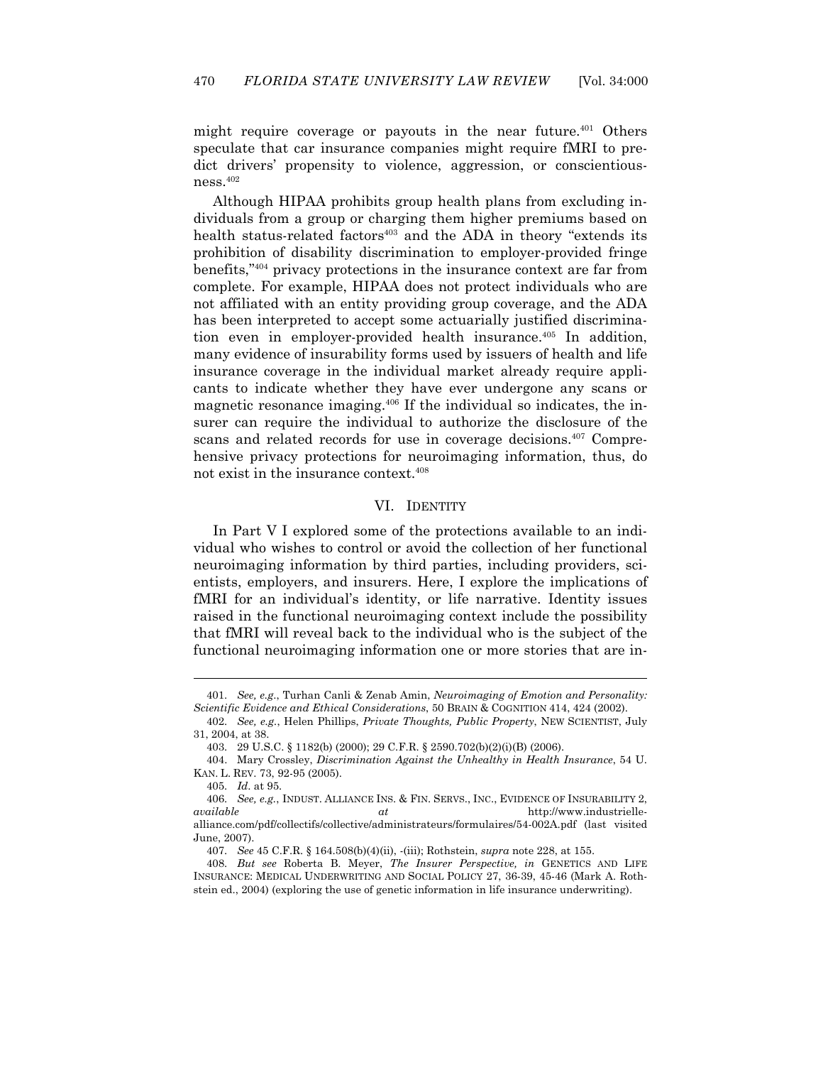might require coverage or payouts in the near future.[401] Others speculate that car insurance companies might require fMRI to predict drivers' propensity to violence, aggression, or conscientiousness.[402]

Although HIPAA prohibits group health plans from excluding individuals from a group or charging them higher premiums based on health status-related factors[403] and the ADA in theory "extends its prohibition of disability discrimination to employer-provided fringe benefits,"[404] privacy protections in the insurance context are far from complete. For example, HIPAA does not protect individuals who are not affiliated with an entity providing group coverage, and the ADA has been interpreted to accept some actuarially justified discrimination even in employer-provided health insurance.[405] In addition, many evidence of insurability forms used by issuers of health and life insurance coverage in the individual market already require applicants to indicate whether they have ever undergone any scans or magnetic resonance imaging.[406] If the individual so indicates, the insurer can require the individual to authorize the disclosure of the scans and related records for use in coverage decisions.[407] Comprehensive privacy protections for neuroimaging information, thus, do not exist in the insurance context.[408]

## VI. IDENTITY

In Part V I explored some of the protections available to an individual who wishes to control or avoid the collection of her functional neuroimaging information by third parties, including providers, scientists, employers, and insurers. Here, I explore the implications of fMRI for an individual's identity, or life narrative. Identity issues raised in the functional neuroimaging context include the possibility that fMRI will reveal back to the individual who is the subject of the functional neuroimaging information one or more stories that are in-

---

401. *See, e.g.*, Turhan Canli & Zenab Amin, *Neuroimaging of Emotion and Personality: Scientific Evidence and Ethical Considerations*, 50 BRAIN & COGNITION 414, 424 (2002).

402. *See, e.g.*, Helen Phillips, *Private Thoughts, Public Property*, NEW SCIENTIST, July 31, 2004, at 38.

403. 29 U.S.C. § 1182(b) (2000); 29 C.F.R. § 2590.702(b)(2)(i)(B) (2006).

404. Mary Crossley, *Discrimination Against the Unhealthy in Health Insurance*, 54 U. KAN. L. REV. 73, 92-95 (2005).

405. *Id.* at 95.

406. *See, e.g.*, INDUST. ALLIANCE INS. & FIN. SERVS., INC., EVIDENCE OF INSURABILITY 2, *available at* http://www.industrielle-alliance.com/pdf/collectifs/collective/administrateurs/formulaires/54-002A.pdf (last visited June, 2007).

407. *See* 45 C.F.R. § 164.508(b)(4)(ii), -(iii); Rothstein, *supra* note 228, at 155.

408. *But see* Roberta B. Meyer, *The Insurer Perspective, in* GENETICS AND LIFE INSURANCE: MEDICAL UNDERWRITING AND SOCIAL POLICY 27, 36-39, 45-46 (Mark A. Rothstein ed., 2004) (exploring the use of genetic information in life insurance underwriting).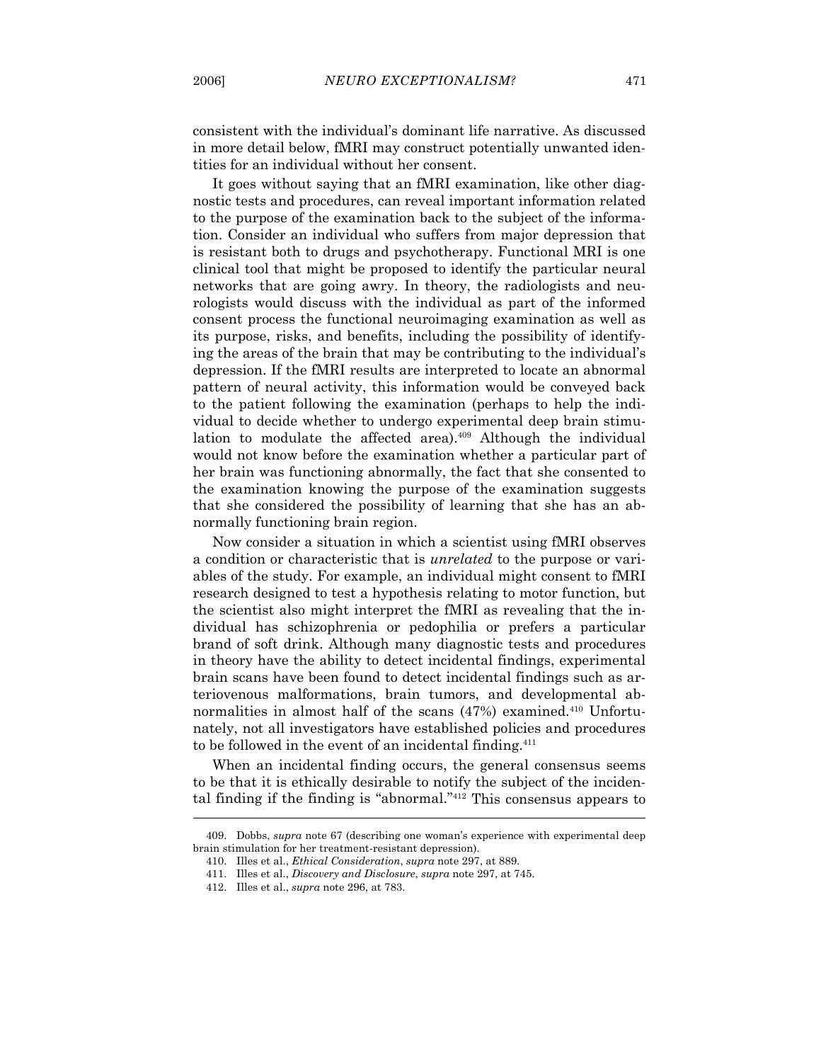consistent with the individual's dominant life narrative. As discussed in more detail below, fMRI may construct potentially unwanted identities for an individual without her consent.

It goes without saying that an fMRI examination, like other diagnostic tests and procedures, can reveal important information related to the purpose of the examination back to the subject of the information. Consider an individual who suffers from major depression that is resistant both to drugs and psychotherapy. Functional MRI is one clinical tool that might be proposed to identify the particular neural networks that are going awry. In theory, the radiologists and neurologists would discuss with the individual as part of the informed consent process the functional neuroimaging examination as well as its purpose, risks, and benefits, including the possibility of identifying the areas of the brain that may be contributing to the individual's depression. If the fMRI results are interpreted to locate an abnormal pattern of neural activity, this information would be conveyed back to the patient following the examination (perhaps to help the individual to decide whether to undergo experimental deep brain stimulation to modulate the affected area).[409] Although the individual would not know before the examination whether a particular part of her brain was functioning abnormally, the fact that she consented to the examination knowing the purpose of the examination suggests that she considered the possibility of learning that she has an abnormally functioning brain region.

Now consider a situation in which a scientist using fMRI observes a condition or characteristic that is *unrelated* to the purpose or variables of the study. For example, an individual might consent to fMRI research designed to test a hypothesis relating to motor function, but the scientist also might interpret the fMRI as revealing that the individual has schizophrenia or pedophilia or prefers a particular brand of soft drink. Although many diagnostic tests and procedures in theory have the ability to detect incidental findings, experimental brain scans have been found to detect incidental findings such as arteriovenous malformations, brain tumors, and developmental abnormalities in almost half of the scans (47%) examined.[410] Unfortunately, not all investigators have established policies and procedures to be followed in the event of an incidental finding.[411]

When an incidental finding occurs, the general consensus seems to be that it is ethically desirable to notify the subject of the incidental finding if the finding is "abnormal."[412] This consensus appears to

---

409. Dobbs, *supra* note 67 (describing one woman's experience with experimental deep brain stimulation for her treatment-resistant depression).

410. Illes et al., *Ethical Consideration*, *supra* note 297, at 889.

411. Illes et al., *Discovery and Disclosure*, *supra* note 297, at 745.

412. Illes et al., *supra* note 296, at 783.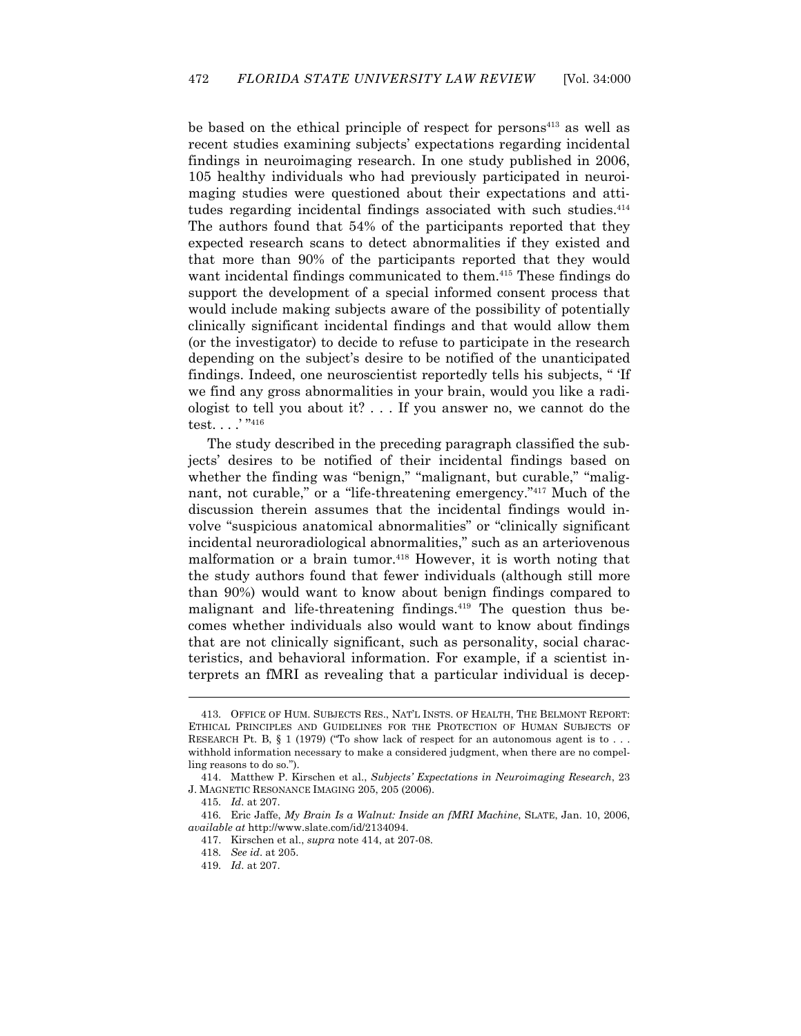be based on the ethical principle of respect for persons[413] as well as recent studies examining subjects' expectations regarding incidental findings in neuroimaging research. In one study published in 2006, 105 healthy individuals who had previously participated in neuroimaging studies were questioned about their expectations and attitudes regarding incidental findings associated with such studies.[414] The authors found that 54% of the participants reported that they expected research scans to detect abnormalities if they existed and that more than 90% of the participants reported that they would want incidental findings communicated to them.[415] These findings do support the development of a special informed consent process that would include making subjects aware of the possibility of potentially clinically significant incidental findings and that would allow them (or the investigator) to decide to refuse to participate in the research depending on the subject's desire to be notified of the unanticipated findings. Indeed, one neuroscientist reportedly tells his subjects, " 'If we find any gross abnormalities in your brain, would you like a radiologist to tell you about it? . . . If you answer no, we cannot do the test. . . .' "[416]

The study described in the preceding paragraph classified the subjects' desires to be notified of their incidental findings based on whether the finding was "benign," "malignant, but curable," "malignant, not curable," or a "life-threatening emergency."[417] Much of the discussion therein assumes that the incidental findings would involve "suspicious anatomical abnormalities" or "clinically significant incidental neuroradiological abnormalities," such as an arteriovenous malformation or a brain tumor.[418] However, it is worth noting that the study authors found that fewer individuals (although still more than 90%) would want to know about benign findings compared to malignant and life-threatening findings.[419] The question thus becomes whether individuals also would want to know about findings that are not clinically significant, such as personality, social characteristics, and behavioral information. For example, if a scientist interprets an fMRI as revealing that a particular individual is decep-

---

413. OFFICE OF HUM. SUBJECTS RES., NAT'L INSTS. OF HEALTH, THE BELMONT REPORT: ETHICAL PRINCIPLES AND GUIDELINES FOR THE PROTECTION OF HUMAN SUBJECTS OF RESEARCH Pt. B, § 1 (1979) ("To show lack of respect for an autonomous agent is to . . . withhold information necessary to make a considered judgment, when there are no compelling reasons to do so.").

414. Matthew P. Kirschen et al., *Subjects' Expectations in Neuroimaging Research*, 23 J. MAGNETIC RESONANCE IMAGING 205, 205 (2006).

415. *Id.* at 207.

416. Eric Jaffe, *My Brain Is a Walnut: Inside an fMRI Machine*, SLATE, Jan. 10, 2006, *available at* http://www.slate.com/id/2134094.

417. Kirschen et al., *supra* note 414, at 207-08.

418. *See id.* at 205.

419. *Id.* at 207.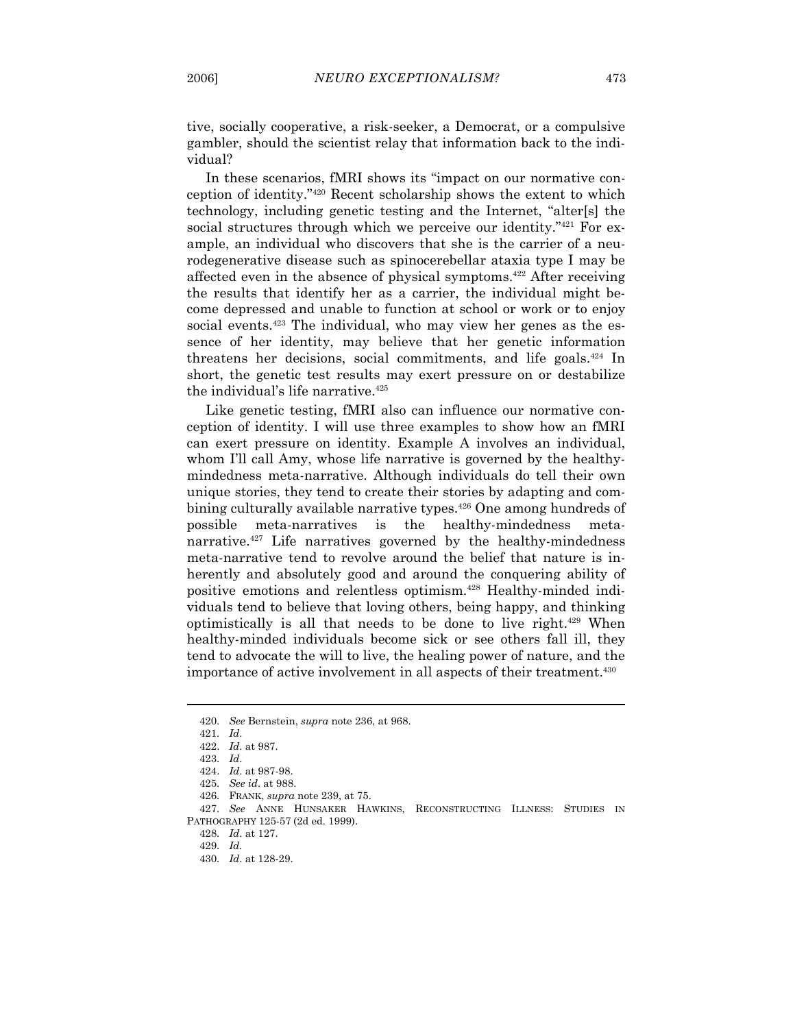tive, socially cooperative, a risk-seeker, a Democrat, or a compulsive gambler, should the scientist relay that information back to the individual?

In these scenarios, fMRI shows its "impact on our normative conception of identity."[420] Recent scholarship shows the extent to which technology, including genetic testing and the Internet, "alter[s] the social structures through which we perceive our identity."[421] For example, an individual who discovers that she is the carrier of a neurodegenerative disease such as spinocerebellar ataxia type I may be affected even in the absence of physical symptoms.[422] After receiving the results that identify her as a carrier, the individual might become depressed and unable to function at school or work or to enjoy social events.[423] The individual, who may view her genes as the essence of her identity, may believe that her genetic information threatens her decisions, social commitments, and life goals.[424] In short, the genetic test results may exert pressure on or destabilize the individual's life narrative.[425]

Like genetic testing, fMRI also can influence our normative conception of identity. I will use three examples to show how an fMRI can exert pressure on identity. Example A involves an individual, whom I'll call Amy, whose life narrative is governed by the healthy-mindedness meta-narrative. Although individuals do tell their own unique stories, they tend to create their stories by adapting and combining culturally available narrative types.[426] One among hundreds of possible meta-narratives is the healthy-mindedness meta-narrative.[427] Life narratives governed by the healthy-mindedness meta-narrative tend to revolve around the belief that nature is inherently and absolutely good and around the conquering ability of positive emotions and relentless optimism.[428] Healthy-minded individuals tend to believe that loving others, being happy, and thinking optimistically is all that needs to be done to live right.[429] When healthy-minded individuals become sick or see others fall ill, they tend to advocate the will to live, the healing power of nature, and the importance of active involvement in all aspects of their treatment.[430]

---

420. *See* Bernstein, *supra* note 236, at 968.

421. *Id*.

422. *Id*. at 987.

423. *Id*.

424. *Id*. at 987-98.

425. *See id*. at 988.

426. FRANK, *supra* note 239, at 75.

427. *See* ANNE HUNSAKER HAWKINS, RECONSTRUCTING ILLNESS: STUDIES IN PATHOGRAPHY 125-57 (2d ed. 1999).

428. *Id*. at 127.

429. *Id.*

430. *Id*. at 128-29.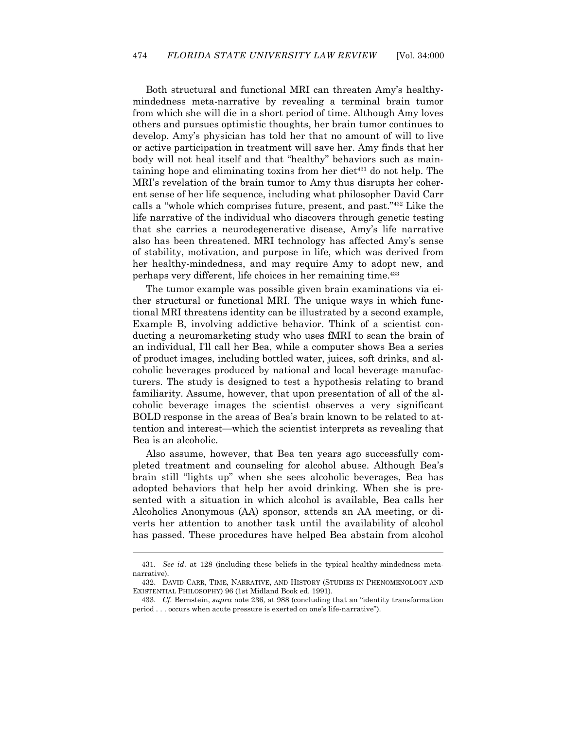Both structural and functional MRI can threaten Amy's healthy-mindedness meta-narrative by revealing a terminal brain tumor from which she will die in a short period of time. Although Amy loves others and pursues optimistic thoughts, her brain tumor continues to develop. Amy's physician has told her that no amount of will to live or active participation in treatment will save her. Amy finds that her body will not heal itself and that "healthy" behaviors such as maintaining hope and eliminating toxins from her diet[431] do not help. The MRI's revelation of the brain tumor to Amy thus disrupts her coherent sense of her life sequence, including what philosopher David Carr calls a "whole which comprises future, present, and past."[432] Like the life narrative of the individual who discovers through genetic testing that she carries a neurodegenerative disease, Amy's life narrative also has been threatened. MRI technology has affected Amy's sense of stability, motivation, and purpose in life, which was derived from her healthy-mindedness, and may require Amy to adopt new, and perhaps very different, life choices in her remaining time.[433]

The tumor example was possible given brain examinations via either structural or functional MRI. The unique ways in which functional MRI threatens identity can be illustrated by a second example, Example B, involving addictive behavior. Think of a scientist conducting a neuromarketing study who uses fMRI to scan the brain of an individual, I'll call her Bea, while a computer shows Bea a series of product images, including bottled water, juices, soft drinks, and alcoholic beverages produced by national and local beverage manufacturers. The study is designed to test a hypothesis relating to brand familiarity. Assume, however, that upon presentation of all of the alcoholic beverage images the scientist observes a very significant BOLD response in the areas of Bea's brain known to be related to attention and interest—which the scientist interprets as revealing that Bea is an alcoholic.

Also assume, however, that Bea ten years ago successfully completed treatment and counseling for alcohol abuse. Although Bea's brain still "lights up" when she sees alcoholic beverages, Bea has adopted behaviors that help her avoid drinking. When she is presented with a situation in which alcohol is available, Bea calls her Alcoholics Anonymous (AA) sponsor, attends an AA meeting, or diverts her attention to another task until the availability of alcohol has passed. These procedures have helped Bea abstain from alcohol

---

431. *See id.* at 128 (including these beliefs in the typical healthy-mindedness meta-narrative).

432. DAVID CARR, TIME, NARRATIVE, AND HISTORY (STUDIES IN PHENOMENOLOGY AND EXISTENTIAL PHILOSOPHY) 96 (1st Midland Book ed. 1991).

433. *Cf.* Bernstein, *supra* note 236, at 988 (concluding that an "identity transformation period . . . occurs when acute pressure is exerted on one's life-narrative").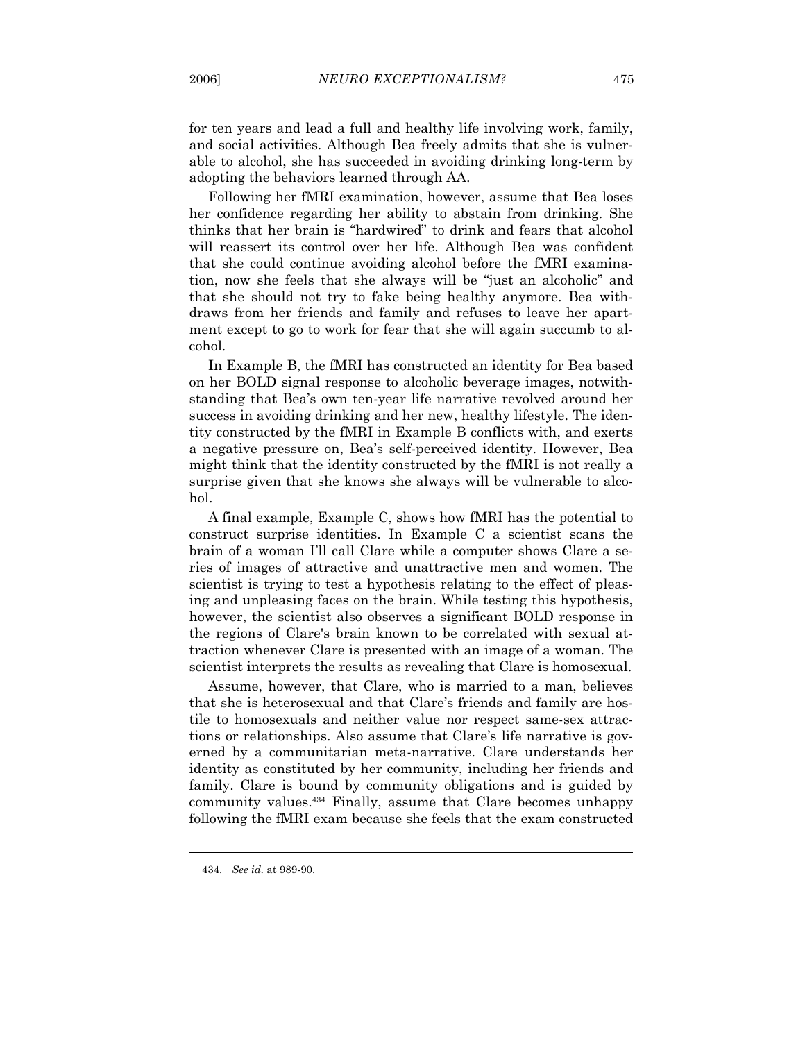for ten years and lead a full and healthy life involving work, family, and social activities. Although Bea freely admits that she is vulnerable to alcohol, she has succeeded in avoiding drinking long-term by adopting the behaviors learned through AA.

Following her fMRI examination, however, assume that Bea loses her confidence regarding her ability to abstain from drinking. She thinks that her brain is "hardwired" to drink and fears that alcohol will reassert its control over her life. Although Bea was confident that she could continue avoiding alcohol before the fMRI examination, now she feels that she always will be "just an alcoholic" and that she should not try to fake being healthy anymore. Bea withdraws from her friends and family and refuses to leave her apartment except to go to work for fear that she will again succumb to alcohol.

In Example B, the fMRI has constructed an identity for Bea based on her BOLD signal response to alcoholic beverage images, notwithstanding that Bea's own ten-year life narrative revolved around her success in avoiding drinking and her new, healthy lifestyle. The identity constructed by the fMRI in Example B conflicts with, and exerts a negative pressure on, Bea's self-perceived identity. However, Bea might think that the identity constructed by the fMRI is not really a surprise given that she knows she always will be vulnerable to alcohol.

A final example, Example C, shows how fMRI has the potential to construct surprise identities. In Example C a scientist scans the brain of a woman I'll call Clare while a computer shows Clare a series of images of attractive and unattractive men and women. The scientist is trying to test a hypothesis relating to the effect of pleasing and unpleasing faces on the brain. While testing this hypothesis, however, the scientist also observes a significant BOLD response in the regions of Clare's brain known to be correlated with sexual attraction whenever Clare is presented with an image of a woman. The scientist interprets the results as revealing that Clare is homosexual.

Assume, however, that Clare, who is married to a man, believes that she is heterosexual and that Clare's friends and family are hostile to homosexuals and neither value nor respect same-sex attractions or relationships. Also assume that Clare's life narrative is governed by a communitarian meta-narrative. Clare understands her identity as constituted by her community, including her friends and family. Clare is bound by community obligations and is guided by community values.[434] Finally, assume that Clare becomes unhappy following the fMRI exam because she feels that the exam constructed

---

434. *See id.* at 989-90.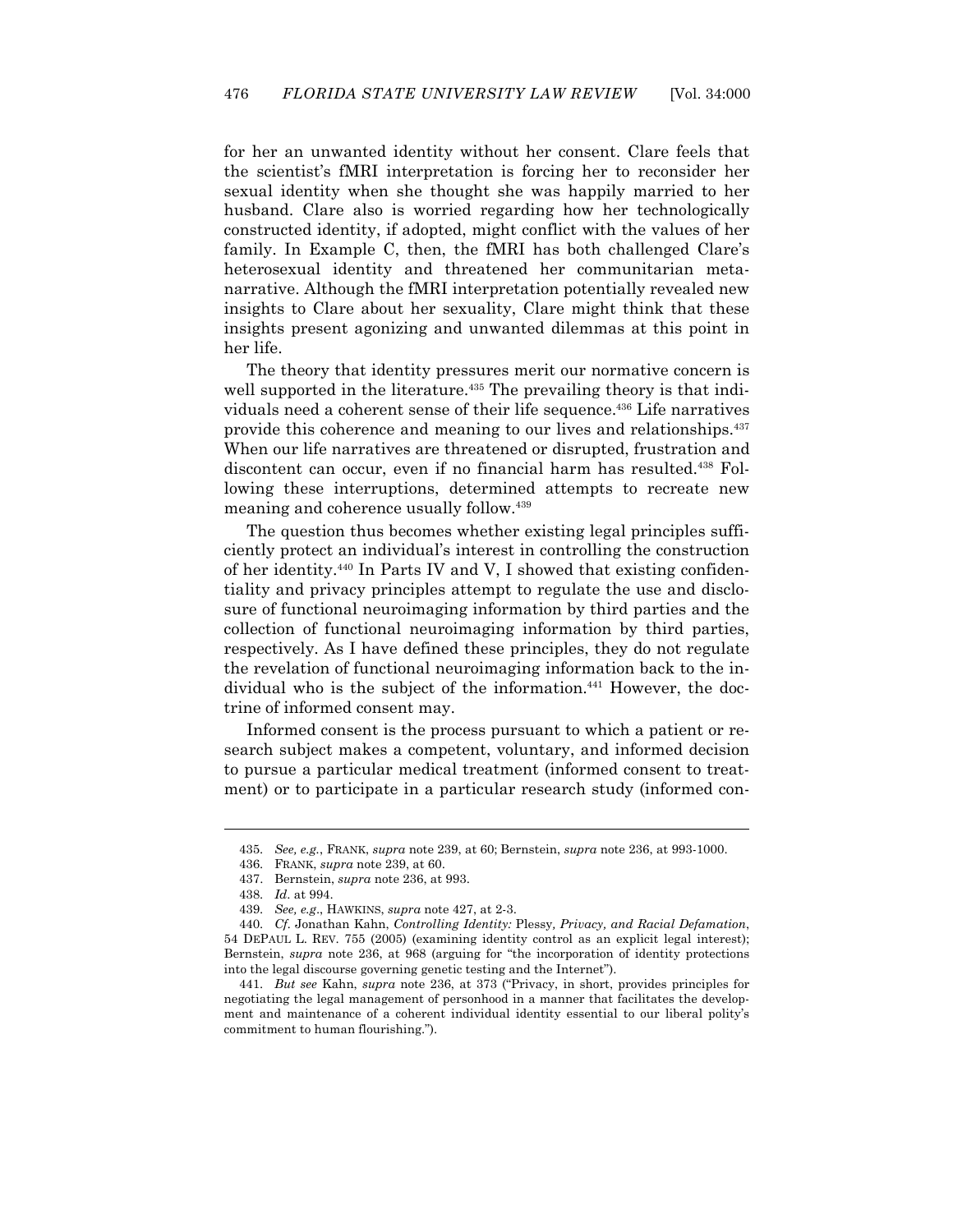for her an unwanted identity without her consent. Clare feels that the scientist's fMRI interpretation is forcing her to reconsider her sexual identity when she thought she was happily married to her husband. Clare also is worried regarding how her technologically constructed identity, if adopted, might conflict with the values of her family. In Example C, then, the fMRI has both challenged Clare's heterosexual identity and threatened her communitarian meta-narrative. Although the fMRI interpretation potentially revealed new insights to Clare about her sexuality, Clare might think that these insights present agonizing and unwanted dilemmas at this point in her life.

The theory that identity pressures merit our normative concern is well supported in the literature.[435] The prevailing theory is that individuals need a coherent sense of their life sequence.[436] Life narratives provide this coherence and meaning to our lives and relationships.[437] When our life narratives are threatened or disrupted, frustration and discontent can occur, even if no financial harm has resulted.[438] Following these interruptions, determined attempts to recreate new meaning and coherence usually follow.[439]

The question thus becomes whether existing legal principles sufficiently protect an individual's interest in controlling the construction of her identity.[440] In Parts IV and V, I showed that existing confidentiality and privacy principles attempt to regulate the use and disclosure of functional neuroimaging information by third parties and the collection of functional neuroimaging information by third parties, respectively. As I have defined these principles, they do not regulate the revelation of functional neuroimaging information back to the individual who is the subject of the information.[441] However, the doctrine of informed consent may.

Informed consent is the process pursuant to which a patient or research subject makes a competent, voluntary, and informed decision to pursue a particular medical treatment (informed consent to treatment) or to participate in a particular research study (informed con-

---

435. *See, e.g.*, FRANK, *supra* note 239, at 60; Bernstein, *supra* note 236, at 993-1000.

436. FRANK, *supra* note 239, at 60.

437. Bernstein, *supra* note 236, at 993.

438. *Id*. at 994.

439. *See, e.g*., HAWKINS, *supra* note 427, at 2-3.

440. *Cf.* Jonathan Kahn, *Controlling Identity:* Plessy*, Privacy, and Racial Defamation*, 54 DEPAUL L. REV. 755 (2005) (examining identity control as an explicit legal interest); Bernstein, *supra* note 236, at 968 (arguing for "the incorporation of identity protections into the legal discourse governing genetic testing and the Internet").

441. *But see* Kahn, *supra* note 236, at 373 ("Privacy, in short, provides principles for negotiating the legal management of personhood in a manner that facilitates the development and maintenance of a coherent individual identity essential to our liberal polity's commitment to human flourishing.").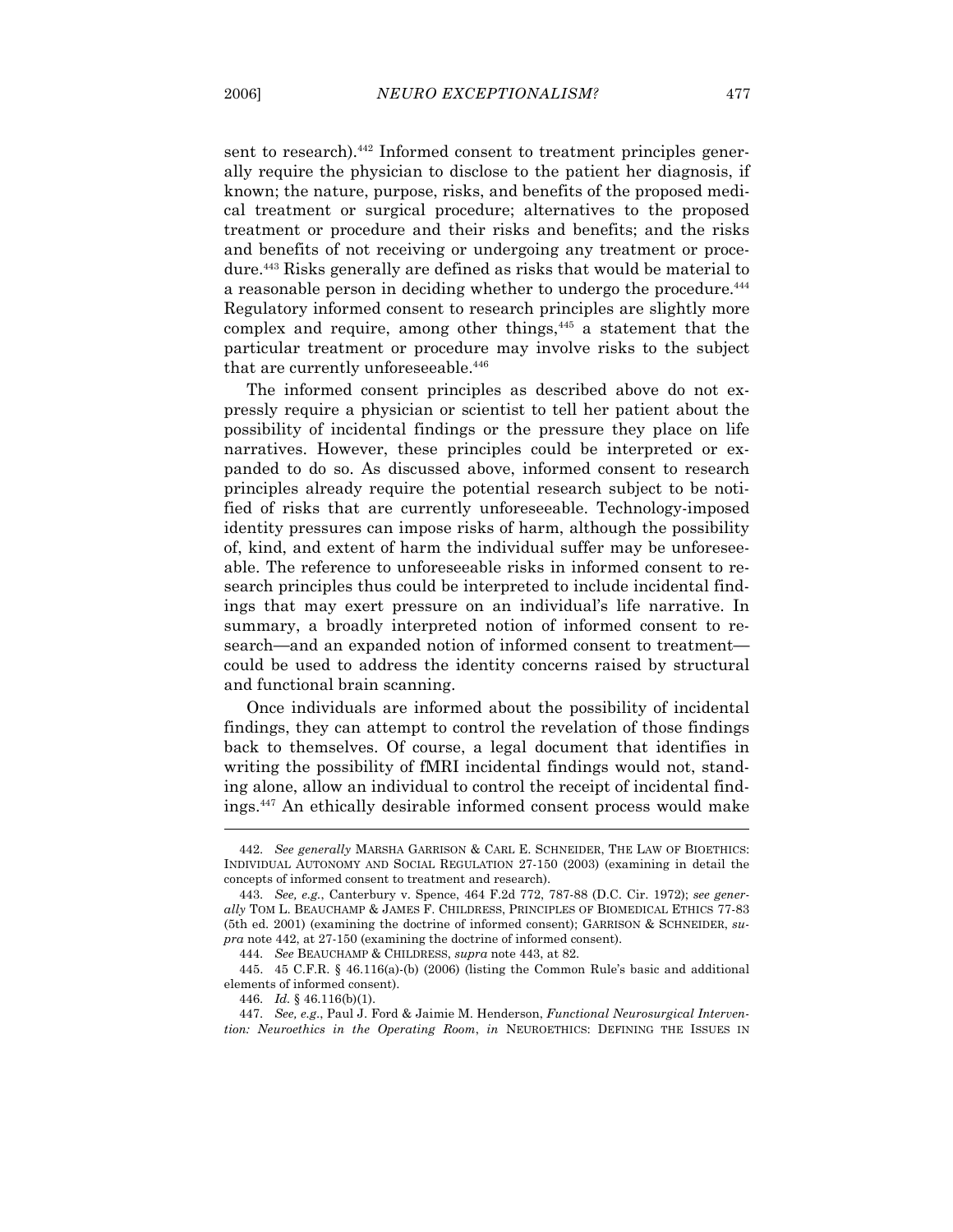sent to research).[442] Informed consent to treatment principles generally require the physician to disclose to the patient her diagnosis, if known; the nature, purpose, risks, and benefits of the proposed medical treatment or surgical procedure; alternatives to the proposed treatment or procedure and their risks and benefits; and the risks and benefits of not receiving or undergoing any treatment or procedure.[443] Risks generally are defined as risks that would be material to a reasonable person in deciding whether to undergo the procedure.[444] Regulatory informed consent to research principles are slightly more complex and require, among other things,[445] a statement that the particular treatment or procedure may involve risks to the subject that are currently unforeseeable.[446]

The informed consent principles as described above do not expressly require a physician or scientist to tell her patient about the possibility of incidental findings or the pressure they place on life narratives. However, these principles could be interpreted or expanded to do so. As discussed above, informed consent to research principles already require the potential research subject to be notified of risks that are currently unforeseeable. Technology-imposed identity pressures can impose risks of harm, although the possibility of, kind, and extent of harm the individual suffer may be unforeseeable. The reference to unforeseeable risks in informed consent to research principles thus could be interpreted to include incidental findings that may exert pressure on an individual's life narrative. In summary, a broadly interpreted notion of informed consent to research—and an expanded notion of informed consent to treatment—could be used to address the identity concerns raised by structural and functional brain scanning.

Once individuals are informed about the possibility of incidental findings, they can attempt to control the revelation of those findings back to themselves. Of course, a legal document that identifies in writing the possibility of fMRI incidental findings would not, standing alone, allow an individual to control the receipt of incidental findings.[447] An ethically desirable informed consent process would make

---

442. *See generally* MARSHA GARRISON & CARL E. SCHNEIDER, THE LAW OF BIOETHICS: INDIVIDUAL AUTONOMY AND SOCIAL REGULATION 27-150 (2003) (examining in detail the concepts of informed consent to treatment and research).

443. *See, e.g.*, Canterbury v. Spence, 464 F.2d 772, 787-88 (D.C. Cir. 1972); *see generally* TOM L. BEAUCHAMP & JAMES F. CHILDRESS, PRINCIPLES OF BIOMEDICAL ETHICS 77-83 (5th ed. 2001) (examining the doctrine of informed consent); GARRISON & SCHNEIDER, *supra* note 442, at 27-150 (examining the doctrine of informed consent).

444. *See* BEAUCHAMP & CHILDRESS, *supra* note 443, at 82.

445. 45 C.F.R. § 46.116(a)-(b) (2006) (listing the Common Rule's basic and additional elements of informed consent).

446. *Id.* § 46.116(b)(1).

447. *See, e.g.*, Paul J. Ford & Jaimie M. Henderson, *Functional Neurosurgical Intervention: Neuroethics in the Operating Room*, *in* NEUROETHICS: DEFINING THE ISSUES IN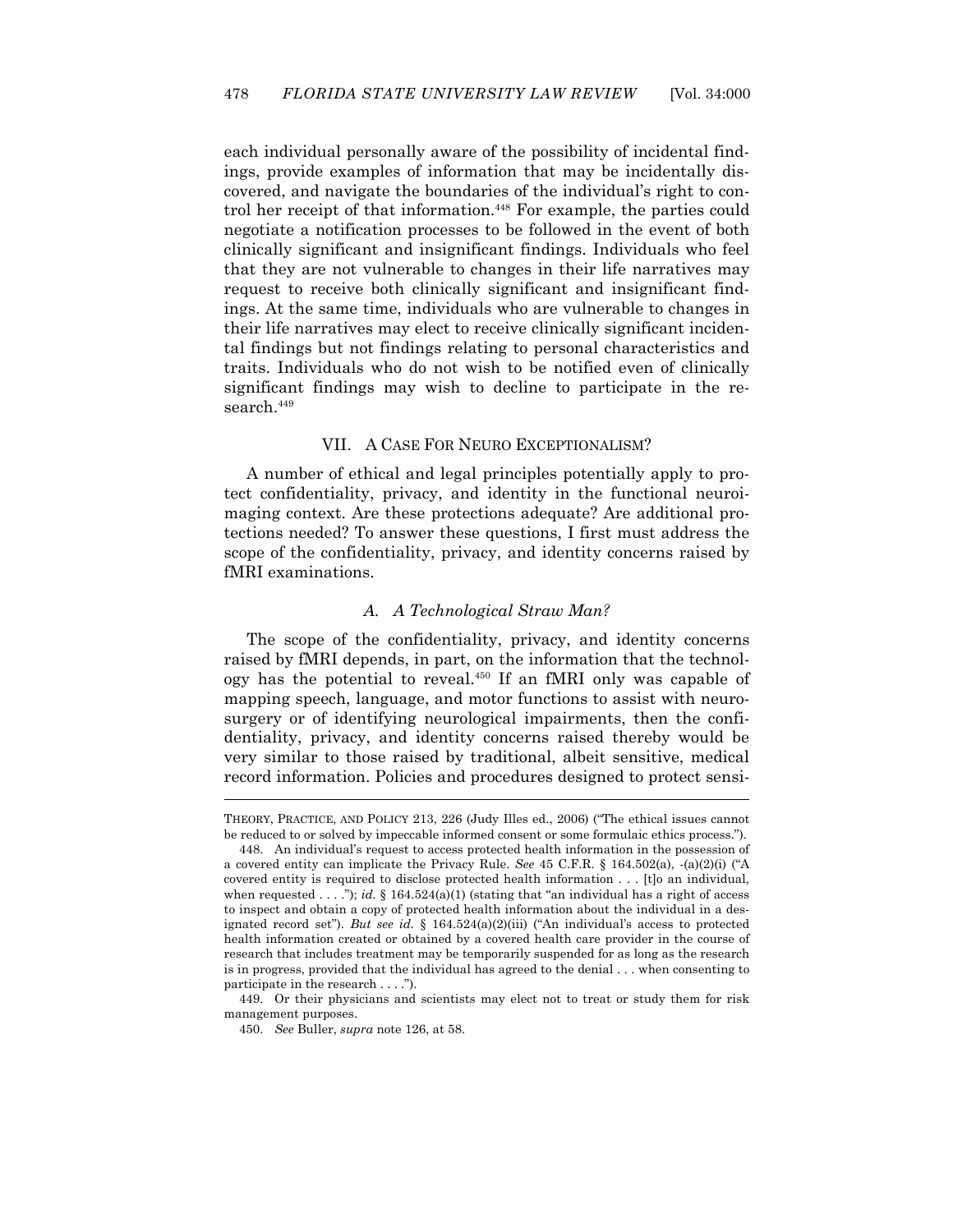each individual personally aware of the possibility of incidental findings, provide examples of information that may be incidentally discovered, and navigate the boundaries of the individual's right to control her receipt of that information.[448] For example, the parties could negotiate a notification processes to be followed in the event of both clinically significant and insignificant findings. Individuals who feel that they are not vulnerable to changes in their life narratives may request to receive both clinically significant and insignificant findings. At the same time, individuals who are vulnerable to changes in their life narratives may elect to receive clinically significant incidental findings but not findings relating to personal characteristics and traits. Individuals who do not wish to be notified even of clinically significant findings may wish to decline to participate in the research.[449]

## VII. A CASE FOR NEURO EXCEPTIONALISM?

A number of ethical and legal principles potentially apply to protect confidentiality, privacy, and identity in the functional neuroimaging context. Are these protections adequate? Are additional protections needed? To answer these questions, I first must address the scope of the confidentiality, privacy, and identity concerns raised by fMRI examinations.

### *A. A Technological Straw Man?*

The scope of the confidentiality, privacy, and identity concerns raised by fMRI depends, in part, on the information that the technology has the potential to reveal.[450] If an fMRI only was capable of mapping speech, language, and motor functions to assist with neurosurgery or of identifying neurological impairments, then the confidentiality, privacy, and identity concerns raised thereby would be very similar to those raised by traditional, albeit sensitive, medical record information. Policies and procedures designed to protect sensi-

---

THEORY, PRACTICE, AND POLICY 213, 226 (Judy Illes ed., 2006) ("The ethical issues cannot be reduced to or solved by impeccable informed consent or some formulaic ethics process.").

448. An individual's request to access protected health information in the possession of a covered entity can implicate the Privacy Rule. *See* 45 C.F.R. § 164.502(a), -(a)(2)(i) ("A covered entity is required to disclose protected health information . . . [t]o an individual, when requested . . . ."); *id.* § 164.524(a)(1) (stating that "an individual has a right of access to inspect and obtain a copy of protected health information about the individual in a designated record set"). *But see id.* § 164.524(a)(2)(iii) ("An individual's access to protected health information created or obtained by a covered health care provider in the course of research that includes treatment may be temporarily suspended for as long as the research is in progress, provided that the individual has agreed to the denial . . . when consenting to participate in the research . . . .").

449. Or their physicians and scientists may elect not to treat or study them for risk management purposes.

450. *See* Buller, *supra* note 126, at 58.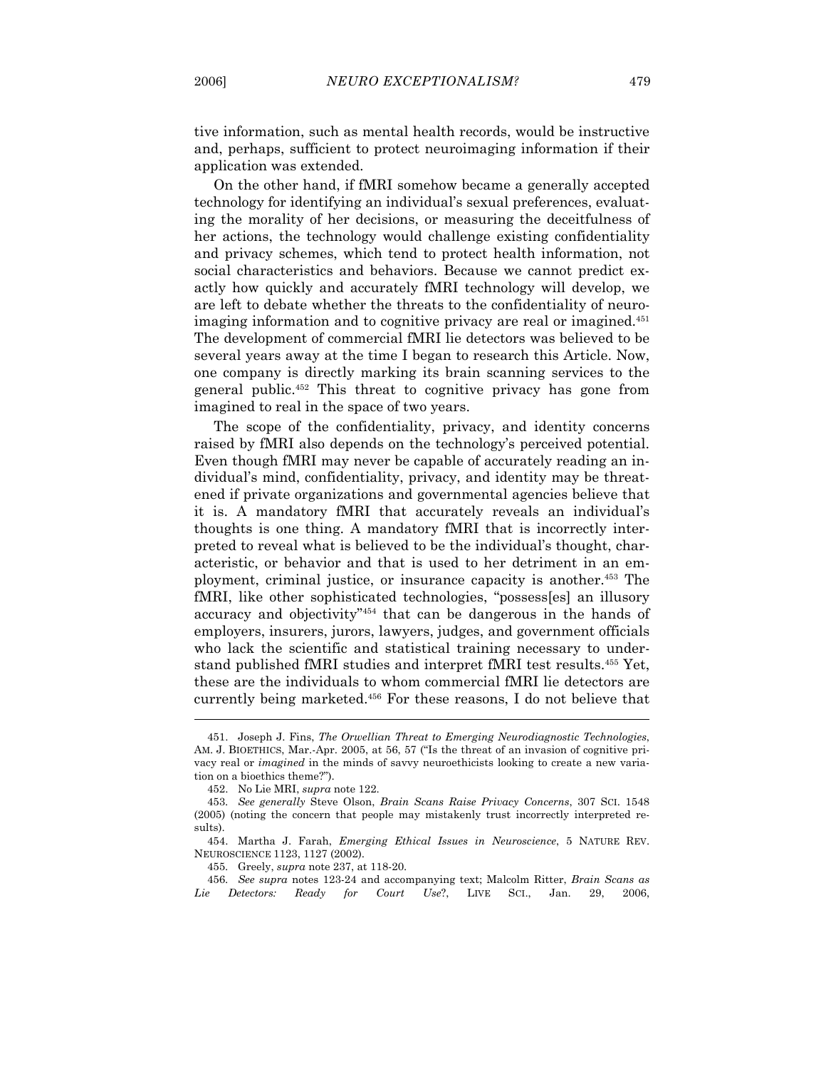tive information, such as mental health records, would be instructive and, perhaps, sufficient to protect neuroimaging information if their application was extended.

On the other hand, if fMRI somehow became a generally accepted technology for identifying an individual's sexual preferences, evaluating the morality of her decisions, or measuring the deceitfulness of her actions, the technology would challenge existing confidentiality and privacy schemes, which tend to protect health information, not social characteristics and behaviors. Because we cannot predict exactly how quickly and accurately fMRI technology will develop, we are left to debate whether the threats to the confidentiality of neuroimaging information and to cognitive privacy are real or imagined.[451] The development of commercial fMRI lie detectors was believed to be several years away at the time I began to research this Article. Now, one company is directly marking its brain scanning services to the general public.[452] This threat to cognitive privacy has gone from imagined to real in the space of two years.

The scope of the confidentiality, privacy, and identity concerns raised by fMRI also depends on the technology's perceived potential. Even though fMRI may never be capable of accurately reading an individual's mind, confidentiality, privacy, and identity may be threatened if private organizations and governmental agencies believe that it is. A mandatory fMRI that accurately reveals an individual's thoughts is one thing. A mandatory fMRI that is incorrectly interpreted to reveal what is believed to be the individual's thought, characteristic, or behavior and that is used to her detriment in an employment, criminal justice, or insurance capacity is another.[453] The fMRI, like other sophisticated technologies, "possess[es] an illusory accuracy and objectivity"[454] that can be dangerous in the hands of employers, insurers, jurors, lawyers, judges, and government officials who lack the scientific and statistical training necessary to understand published fMRI studies and interpret fMRI test results.[455] Yet, these are the individuals to whom commercial fMRI lie detectors are currently being marketed.[456] For these reasons, I do not believe that

---

451. Joseph J. Fins, *The Orwellian Threat to Emerging Neurodiagnostic Technologies*, AM. J. BIOETHICS, Mar.-Apr. 2005, at 56, 57 ("Is the threat of an invasion of cognitive privacy real or *imagined* in the minds of savvy neuroethicists looking to create a new variation on a bioethics theme?").

452. No Lie MRI, *supra* note 122.

453. *See generally* Steve Olson, *Brain Scans Raise Privacy Concerns*, 307 SCI. 1548 (2005) (noting the concern that people may mistakenly trust incorrectly interpreted results).

454. Martha J. Farah, *Emerging Ethical Issues in Neuroscience*, 5 NATURE REV. NEUROSCIENCE 1123, 1127 (2002).

455. Greely, *supra* note 237, at 118-20.

456. *See supra* notes 123-24 and accompanying text; Malcolm Ritter, *Brain Scans as Lie Detectors: Ready for Court Use*?, LIVE SCI., Jan. 29, 2006,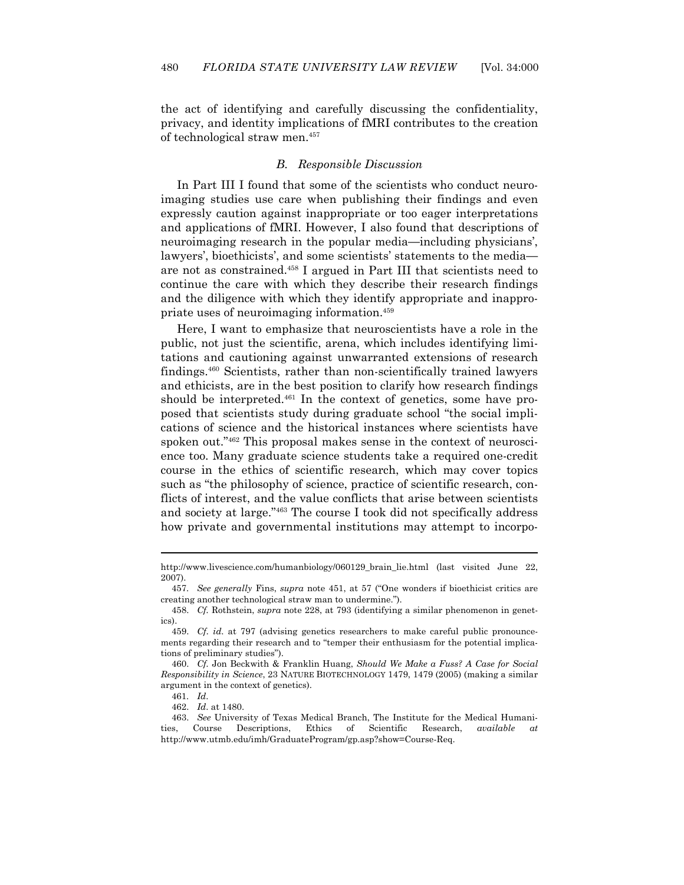the act of identifying and carefully discussing the confidentiality, privacy, and identity implications of fMRI contributes to the creation of technological straw men.[457]

### *B. Responsible Discussion*

In Part III I found that some of the scientists who conduct neuroimaging studies use care when publishing their findings and even expressly caution against inappropriate or too eager interpretations and applications of fMRI. However, I also found that descriptions of neuroimaging research in the popular media—including physicians', lawyers', bioethicists', and some scientists' statements to the media—are not as constrained.[458] I argued in Part III that scientists need to continue the care with which they describe their research findings and the diligence with which they identify appropriate and inappropriate uses of neuroimaging information.[459]

Here, I want to emphasize that neuroscientists have a role in the public, not just the scientific, arena, which includes identifying limitations and cautioning against unwarranted extensions of research findings.[460] Scientists, rather than non-scientifically trained lawyers and ethicists, are in the best position to clarify how research findings should be interpreted.[461] In the context of genetics, some have proposed that scientists study during graduate school "the social implications of science and the historical instances where scientists have spoken out."[462] This proposal makes sense in the context of neuroscience too. Many graduate science students take a required one-credit course in the ethics of scientific research, which may cover topics such as "the philosophy of science, practice of scientific research, conflicts of interest, and the value conflicts that arise between scientists and society at large."[463] The course I took did not specifically address how private and governmental institutions may attempt to incorpo-

---

http://www.livescience.com/humanbiology/060129_brain_lie.html (last visited June 22, 2007).

457. *See generally* Fins, *supra* note 451, at 57 ("One wonders if bioethicist critics are creating another technological straw man to undermine.").

458. *Cf.* Rothstein, *supra* note 228, at 793 (identifying a similar phenomenon in genetics).

459. *Cf. id.* at 797 (advising genetics researchers to make careful public pronouncements regarding their research and to "temper their enthusiasm for the potential implications of preliminary studies").

460. *Cf.* Jon Beckwith & Franklin Huang, *Should We Make a Fuss? A Case for Social Responsibility in Science*, 23 NATURE BIOTECHNOLOGY 1479, 1479 (2005) (making a similar argument in the context of genetics).

461. *Id.*

462. *Id.* at 1480.

463. *See* University of Texas Medical Branch, The Institute for the Medical Humanities, Course Descriptions, Ethics of Scientific Research, *available at* http://www.utmb.edu/imh/GraduateProgram/gp.asp?show=Course-Req.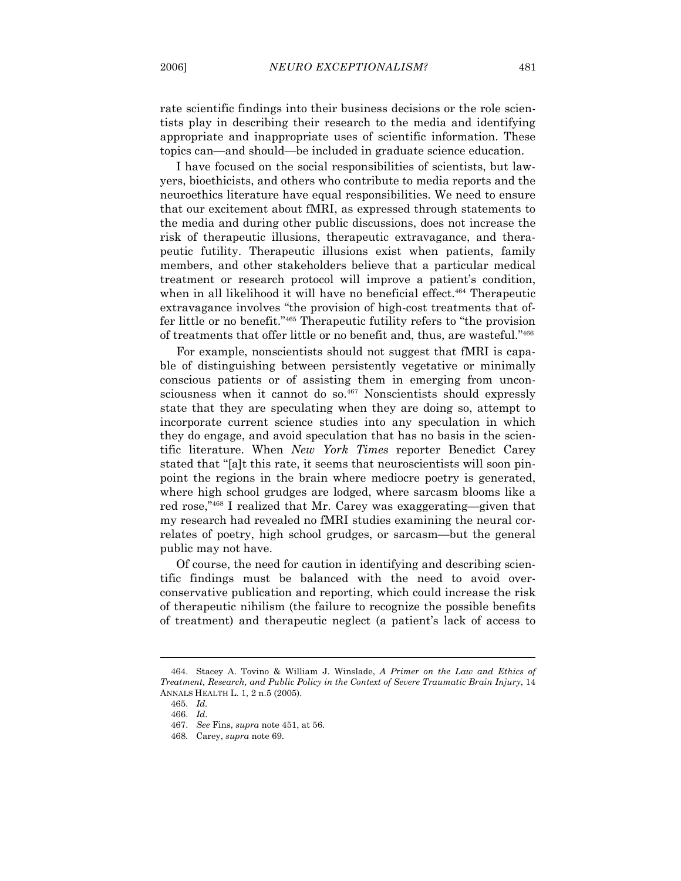rate scientific findings into their business decisions or the role scientists play in describing their research to the media and identifying appropriate and inappropriate uses of scientific information. These topics can—and should—be included in graduate science education.

I have focused on the social responsibilities of scientists, but lawyers, bioethicists, and others who contribute to media reports and the neuroethics literature have equal responsibilities. We need to ensure that our excitement about fMRI, as expressed through statements to the media and during other public discussions, does not increase the risk of therapeutic illusions, therapeutic extravagance, and therapeutic futility. Therapeutic illusions exist when patients, family members, and other stakeholders believe that a particular medical treatment or research protocol will improve a patient's condition, when in all likelihood it will have no beneficial effect.[464] Therapeutic extravagance involves "the provision of high-cost treatments that offer little or no benefit."[465] Therapeutic futility refers to "the provision of treatments that offer little or no benefit and, thus, are wasteful."[466]

For example, nonscientists should not suggest that fMRI is capable of distinguishing between persistently vegetative or minimally conscious patients or of assisting them in emerging from unconsciousness when it cannot do so.[467] Nonscientists should expressly state that they are speculating when they are doing so, attempt to incorporate current science studies into any speculation in which they do engage, and avoid speculation that has no basis in the scientific literature. When *New York Times* reporter Benedict Carey stated that "[a]t this rate, it seems that neuroscientists will soon pinpoint the regions in the brain where mediocre poetry is generated, where high school grudges are lodged, where sarcasm blooms like a red rose,"[468] I realized that Mr. Carey was exaggerating—given that my research had revealed no fMRI studies examining the neural correlates of poetry, high school grudges, or sarcasm—but the general public may not have.

Of course, the need for caution in identifying and describing scientific findings must be balanced with the need to avoid overconservative publication and reporting, which could increase the risk of therapeutic nihilism (the failure to recognize the possible benefits of treatment) and therapeutic neglect (a patient's lack of access to

---

464. Stacey A. Tovino & William J. Winslade, *A Primer on the Law and Ethics of Treatment, Research, and Public Policy in the Context of Severe Traumatic Brain Injury*, 14 ANNALS HEALTH L. 1, 2 n.5 (2005).

465. *Id.*

466. *Id.*

467. *See* Fins, *supra* note 451, at 56.

468. Carey, *supra* note 69.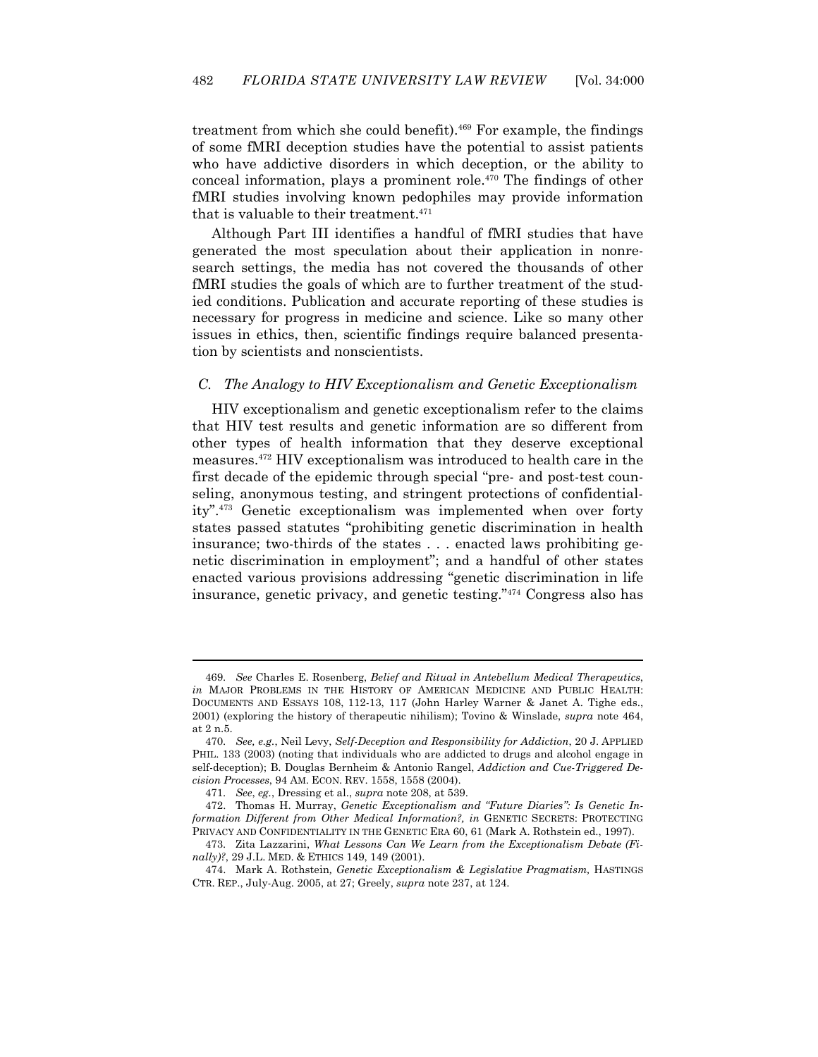treatment from which she could benefit).[469] For example, the findings of some fMRI deception studies have the potential to assist patients who have addictive disorders in which deception, or the ability to conceal information, plays a prominent role.[470] The findings of other fMRI studies involving known pedophiles may provide information that is valuable to their treatment.[471]

Although Part III identifies a handful of fMRI studies that have generated the most speculation about their application in nonresearch settings, the media has not covered the thousands of other fMRI studies the goals of which are to further treatment of the studied conditions. Publication and accurate reporting of these studies is necessary for progress in medicine and science. Like so many other issues in ethics, then, scientific findings require balanced presentation by scientists and nonscientists.

### *C. The Analogy to HIV Exceptionalism and Genetic Exceptionalism*

HIV exceptionalism and genetic exceptionalism refer to the claims that HIV test results and genetic information are so different from other types of health information that they deserve exceptional measures.[472] HIV exceptionalism was introduced to health care in the first decade of the epidemic through special "pre- and post-test counseling, anonymous testing, and stringent protections of confidentiality".[473] Genetic exceptionalism was implemented when over forty states passed statutes "prohibiting genetic discrimination in health insurance; two-thirds of the states . . . enacted laws prohibiting genetic discrimination in employment"; and a handful of other states enacted various provisions addressing "genetic discrimination in life insurance, genetic privacy, and genetic testing."[474] Congress also has

---

469. *See* Charles E. Rosenberg, *Belief and Ritual in Antebellum Medical Therapeutics*, *in* MAJOR PROBLEMS IN THE HISTORY OF AMERICAN MEDICINE AND PUBLIC HEALTH: DOCUMENTS AND ESSAYS 108, 112-13, 117 (John Harley Warner & Janet A. Tighe eds., 2001) (exploring the history of therapeutic nihilism); Tovino & Winslade, *supra* note 464, at 2 n.5.

470. *See, e.g.*, Neil Levy, *Self-Deception and Responsibility for Addiction*, 20 J. APPLIED PHIL. 133 (2003) (noting that individuals who are addicted to drugs and alcohol engage in self-deception); B. Douglas Bernheim & Antonio Rangel, *Addiction and Cue-Triggered Decision Processes*, 94 AM. ECON. REV. 1558, 1558 (2004).

471. *See*, *eg.*, Dressing et al., *supra* note 208, at 539.

472. Thomas H. Murray, *Genetic Exceptionalism and "Future Diaries": Is Genetic Information Different from Other Medical Information?, in* GENETIC SECRETS: PROTECTING PRIVACY AND CONFIDENTIALITY IN THE GENETIC ERA 60, 61 (Mark A. Rothstein ed., 1997).

473. Zita Lazzarini, *What Lessons Can We Learn from the Exceptionalism Debate (Finally)?*, 29 J.L. MED. & ETHICS 149, 149 (2001).

474. Mark A. Rothstein*, Genetic Exceptionalism & Legislative Pragmatism,* HASTINGS CTR. REP., July-Aug. 2005, at 27; Greely, *supra* note 237, at 124.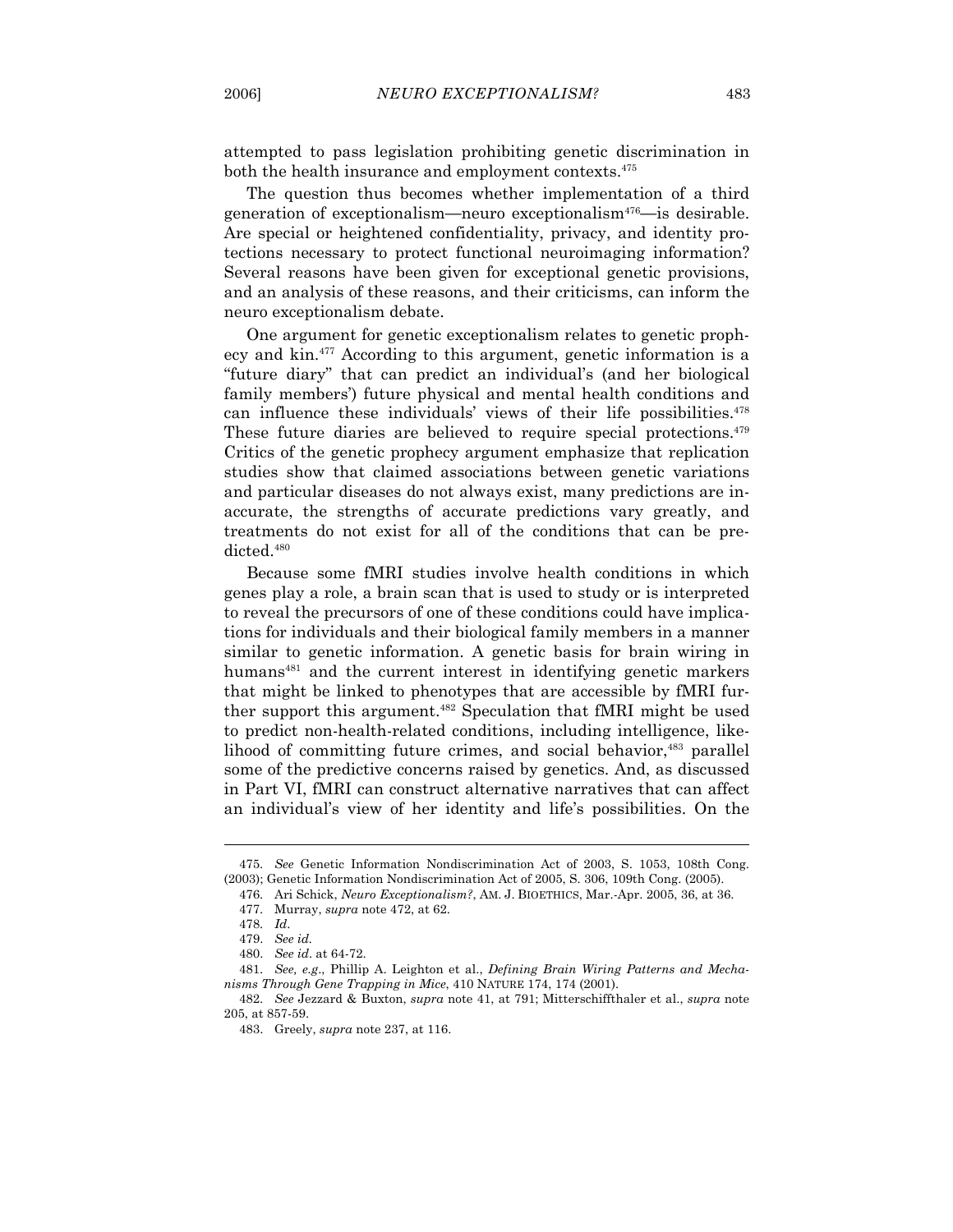attempted to pass legislation prohibiting genetic discrimination in both the health insurance and employment contexts.[475]

The question thus becomes whether implementation of a third generation of exceptionalism—neuro exceptionalism[476]—is desirable. Are special or heightened confidentiality, privacy, and identity protections necessary to protect functional neuroimaging information? Several reasons have been given for exceptional genetic provisions, and an analysis of these reasons, and their criticisms, can inform the neuro exceptionalism debate.

One argument for genetic exceptionalism relates to genetic prophecy and kin.[477] According to this argument, genetic information is a "future diary" that can predict an individual's (and her biological family members') future physical and mental health conditions and can influence these individuals' views of their life possibilities.[478] These future diaries are believed to require special protections.[479] Critics of the genetic prophecy argument emphasize that replication studies show that claimed associations between genetic variations and particular diseases do not always exist, many predictions are inaccurate, the strengths of accurate predictions vary greatly, and treatments do not exist for all of the conditions that can be predicted.[480]

Because some fMRI studies involve health conditions in which genes play a role, a brain scan that is used to study or is interpreted to reveal the precursors of one of these conditions could have implications for individuals and their biological family members in a manner similar to genetic information. A genetic basis for brain wiring in humans[481] and the current interest in identifying genetic markers that might be linked to phenotypes that are accessible by fMRI further support this argument.[482] Speculation that fMRI might be used to predict non-health-related conditions, including intelligence, likelihood of committing future crimes, and social behavior,[483] parallel some of the predictive concerns raised by genetics. And, as discussed in Part VI, fMRI can construct alternative narratives that can affect an individual's view of her identity and life's possibilities. On the

---

475. *See* Genetic Information Nondiscrimination Act of 2003, S. 1053, 108th Cong. (2003); Genetic Information Nondiscrimination Act of 2005, S. 306, 109th Cong. (2005).

476. Ari Schick, *Neuro Exceptionalism?*, AM. J. BIOETHICS, Mar.-Apr. 2005, 36, at 36.

477. Murray, *supra* note 472, at 62.

478. *Id*.

479. *See id.*

480. *See id*. at 64-72.

481. *See, e.g.*, Phillip A. Leighton et al., *Defining Brain Wiring Patterns and Mechanisms Through Gene Trapping in Mice*, 410 NATURE 174, 174 (2001).

482. *See* Jezzard & Buxton, *supra* note 41, at 791; Mitterschiffthaler et al., *supra* note 205, at 857-59.

483. Greely, *supra* note 237, at 116.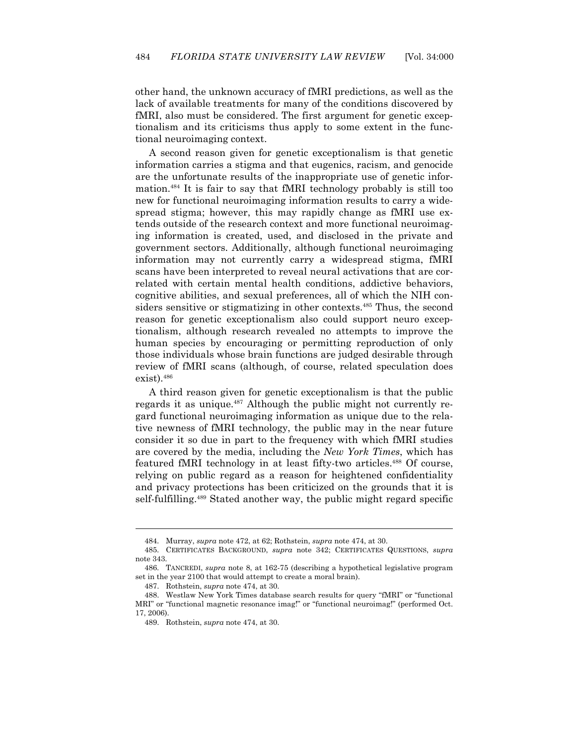other hand, the unknown accuracy of fMRI predictions, as well as the lack of available treatments for many of the conditions discovered by fMRI, also must be considered. The first argument for genetic exceptionalism and its criticisms thus apply to some extent in the functional neuroimaging context.

A second reason given for genetic exceptionalism is that genetic information carries a stigma and that eugenics, racism, and genocide are the unfortunate results of the inappropriate use of genetic information.[484] It is fair to say that fMRI technology probably is still too new for functional neuroimaging information results to carry a widespread stigma; however, this may rapidly change as fMRI use extends outside of the research context and more functional neuroimaging information is created, used, and disclosed in the private and government sectors. Additionally, although functional neuroimaging information may not currently carry a widespread stigma, fMRI scans have been interpreted to reveal neural activations that are correlated with certain mental health conditions, addictive behaviors, cognitive abilities, and sexual preferences, all of which the NIH considers sensitive or stigmatizing in other contexts.[485] Thus, the second reason for genetic exceptionalism also could support neuro exceptionalism, although research revealed no attempts to improve the human species by encouraging or permitting reproduction of only those individuals whose brain functions are judged desirable through review of fMRI scans (although, of course, related speculation does exist).[486]

A third reason given for genetic exceptionalism is that the public regards it as unique.[487] Although the public might not currently regard functional neuroimaging information as unique due to the relative newness of fMRI technology, the public may in the near future consider it so due in part to the frequency with which fMRI studies are covered by the media, including the *New York Times*, which has featured fMRI technology in at least fifty-two articles.[488] Of course, relying on public regard as a reason for heightened confidentiality and privacy protections has been criticized on the grounds that it is self-fulfilling.[489] Stated another way, the public might regard specific

---

484. Murray, *supra* note 472, at 62; Rothstein, *supra* note 474, at 30.

485. CERTIFICATES BACKGROUND, *supra* note 342; CERTIFICATES QUESTIONS, *supra* note 343.

486. TANCREDI, *supra* note 8, at 162-75 (describing a hypothetical legislative program set in the year 2100 that would attempt to create a moral brain).

487. Rothstein, *supra* note 474, at 30.

488. Westlaw New York Times database search results for query "fMRI" or "functional MRI" or "functional magnetic resonance imag!" or "functional neuroimag!" (performed Oct. 17, 2006).

489. Rothstein, *supra* note 474, at 30.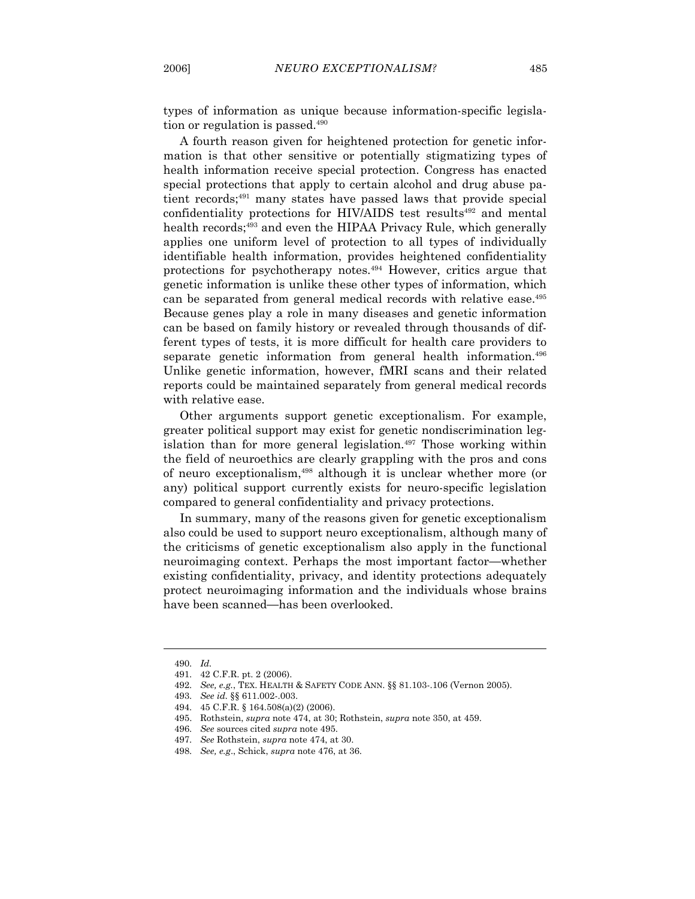types of information as unique because information-specific legislation or regulation is passed.[490]

A fourth reason given for heightened protection for genetic information is that other sensitive or potentially stigmatizing types of health information receive special protection. Congress has enacted special protections that apply to certain alcohol and drug abuse patient records;[491] many states have passed laws that provide special confidentiality protections for HIV/AIDS test results[492] and mental health records;[493] and even the HIPAA Privacy Rule, which generally applies one uniform level of protection to all types of individually identifiable health information, provides heightened confidentiality protections for psychotherapy notes.[494] However, critics argue that genetic information is unlike these other types of information, which can be separated from general medical records with relative ease.[495] Because genes play a role in many diseases and genetic information can be based on family history or revealed through thousands of different types of tests, it is more difficult for health care providers to separate genetic information from general health information.[496] Unlike genetic information, however, fMRI scans and their related reports could be maintained separately from general medical records with relative ease.

Other arguments support genetic exceptionalism. For example, greater political support may exist for genetic nondiscrimination legislation than for more general legislation.[497] Those working within the field of neuroethics are clearly grappling with the pros and cons of neuro exceptionalism,[498] although it is unclear whether more (or any) political support currently exists for neuro-specific legislation compared to general confidentiality and privacy protections.

In summary, many of the reasons given for genetic exceptionalism also could be used to support neuro exceptionalism, although many of the criticisms of genetic exceptionalism also apply in the functional neuroimaging context. Perhaps the most important factor—whether existing confidentiality, privacy, and identity protections adequately protect neuroimaging information and the individuals whose brains have been scanned—has been overlooked.

---

490. *Id.*

491. 42 C.F.R. pt. 2 (2006).

492. *See, e.g.*, TEX. HEALTH & SAFETY CODE ANN. §§ 81.103-.106 (Vernon 2005).

493. *See id.* §§ 611.002-.003.

494. 45 C.F.R. § 164.508(a)(2) (2006).

495. Rothstein, *supra* note 474, at 30; Rothstein, *supra* note 350, at 459.

496. *See* sources cited *supra* note 495.

497. *See* Rothstein, *supra* note 474, at 30.

498. *See, e.g.*, Schick, *supra* note 476, at 36.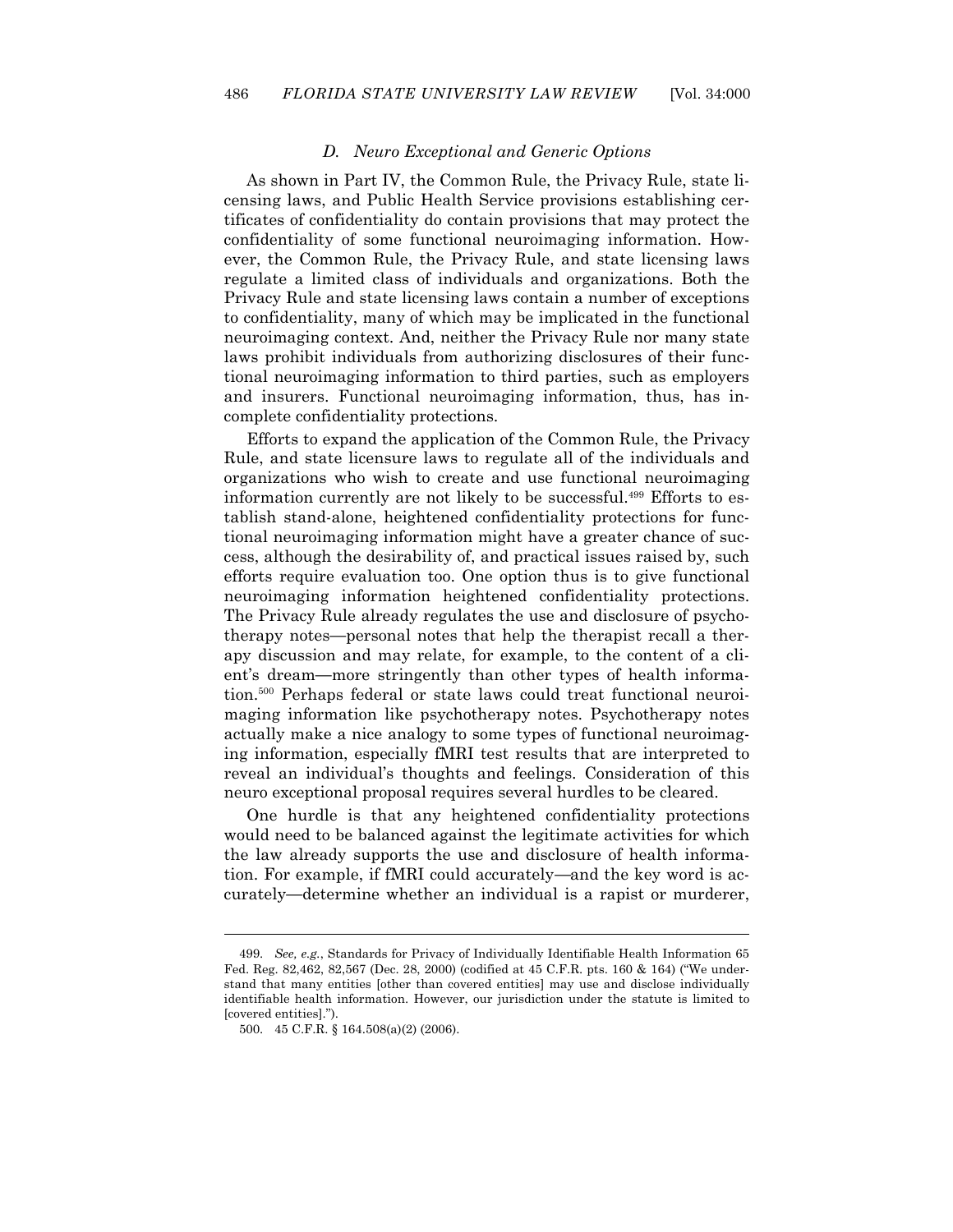### *D. Neuro Exceptional and Generic Options*

As shown in Part IV, the Common Rule, the Privacy Rule, state licensing laws, and Public Health Service provisions establishing certificates of confidentiality do contain provisions that may protect the confidentiality of some functional neuroimaging information. However, the Common Rule, the Privacy Rule, and state licensing laws regulate a limited class of individuals and organizations. Both the Privacy Rule and state licensing laws contain a number of exceptions to confidentiality, many of which may be implicated in the functional neuroimaging context. And, neither the Privacy Rule nor many state laws prohibit individuals from authorizing disclosures of their functional neuroimaging information to third parties, such as employers and insurers. Functional neuroimaging information, thus, has incomplete confidentiality protections.

Efforts to expand the application of the Common Rule, the Privacy Rule, and state licensure laws to regulate all of the individuals and organizations who wish to create and use functional neuroimaging information currently are not likely to be successful.[499] Efforts to establish stand-alone, heightened confidentiality protections for functional neuroimaging information might have a greater chance of success, although the desirability of, and practical issues raised by, such efforts require evaluation too. One option thus is to give functional neuroimaging information heightened confidentiality protections. The Privacy Rule already regulates the use and disclosure of psychotherapy notes—personal notes that help the therapist recall a therapy discussion and may relate, for example, to the content of a client's dream—more stringently than other types of health information.[500] Perhaps federal or state laws could treat functional neuroimaging information like psychotherapy notes. Psychotherapy notes actually make a nice analogy to some types of functional neuroimaging information, especially fMRI test results that are interpreted to reveal an individual's thoughts and feelings. Consideration of this neuro exceptional proposal requires several hurdles to be cleared.

One hurdle is that any heightened confidentiality protections would need to be balanced against the legitimate activities for which the law already supports the use and disclosure of health information. For example, if fMRI could accurately—and the key word is accurately—determine whether an individual is a rapist or murderer,

---

499. *See, e.g.*, Standards for Privacy of Individually Identifiable Health Information 65 Fed. Reg. 82,462, 82,567 (Dec. 28, 2000) (codified at 45 C.F.R. pts. 160 & 164) ("We understand that many entities [other than covered entities] may use and disclose individually identifiable health information. However, our jurisdiction under the statute is limited to [covered entities].").

500. 45 C.F.R. § 164.508(a)(2) (2006).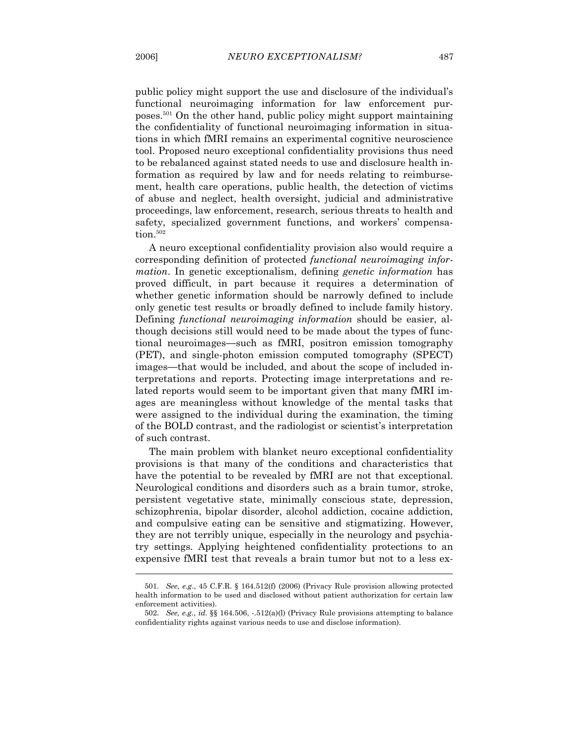public policy might support the use and disclosure of the individual's functional neuroimaging information for law enforcement purposes.[501] On the other hand, public policy might support maintaining the confidentiality of functional neuroimaging information in situations in which fMRI remains an experimental cognitive neuroscience tool. Proposed neuro exceptional confidentiality provisions thus need to be rebalanced against stated needs to use and disclosure health information as required by law and for needs relating to reimbursement, health care operations, public health, the detection of victims of abuse and neglect, health oversight, judicial and administrative proceedings, law enforcement, research, serious threats to health and safety, specialized government functions, and workers' compensation.[502]

A neuro exceptional confidentiality provision also would require a corresponding definition of protected *functional neuroimaging information*. In genetic exceptionalism, defining *genetic information* has proved difficult, in part because it requires a determination of whether genetic information should be narrowly defined to include only genetic test results or broadly defined to include family history. Defining *functional neuroimaging information* should be easier, although decisions still would need to be made about the types of functional neuroimages—such as fMRI, positron emission tomography (PET), and single-photon emission computed tomography (SPECT) images—that would be included, and about the scope of included interpretations and reports. Protecting image interpretations and related reports would seem to be important given that many fMRI images are meaningless without knowledge of the mental tasks that were assigned to the individual during the examination, the timing of the BOLD contrast, and the radiologist or scientist's interpretation of such contrast.

The main problem with blanket neuro exceptional confidentiality provisions is that many of the conditions and characteristics that have the potential to be revealed by fMRI are not that exceptional. Neurological conditions and disorders such as a brain tumor, stroke, persistent vegetative state, minimally conscious state, depression, schizophrenia, bipolar disorder, alcohol addiction, cocaine addiction, and compulsive eating can be sensitive and stigmatizing. However, they are not terribly unique, especially in the neurology and psychiatry settings. Applying heightened confidentiality protections to an expensive fMRI test that reveals a brain tumor but not to a less ex-

---

501. *See, e.g.*, 45 C.F.R. § 164.512(f) (2006) (Privacy Rule provision allowing protected health information to be used and disclosed without patient authorization for certain law enforcement activities).

502. *See, e.g.*, *id.* §§ 164.506, -.512(a)(l) (Privacy Rule provisions attempting to balance confidentiality rights against various needs to use and disclose information).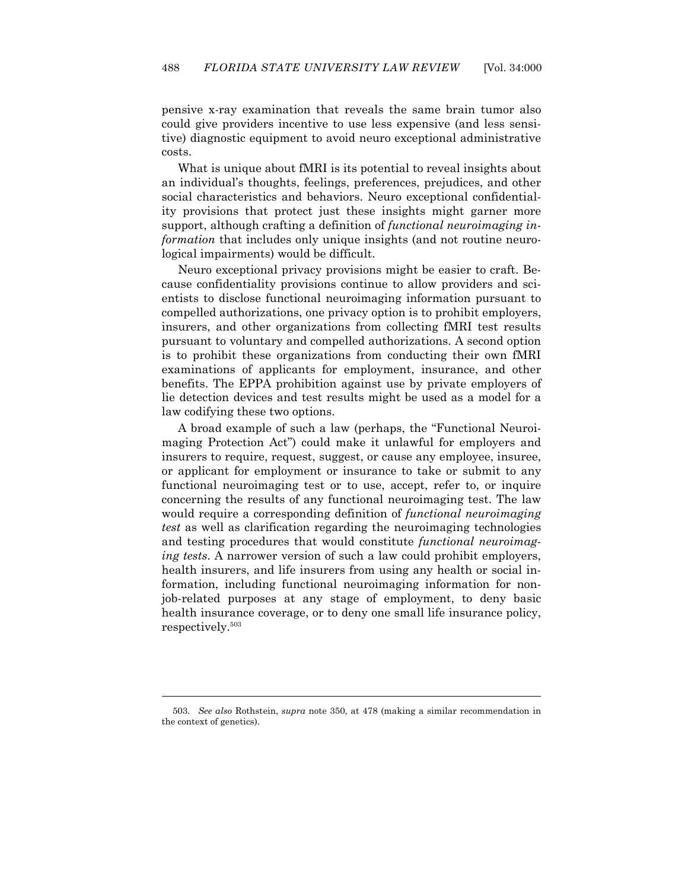pensive x-ray examination that reveals the same brain tumor also could give providers incentive to use less expensive (and less sensitive) diagnostic equipment to avoid neuro exceptional administrative costs.

What is unique about fMRI is its potential to reveal insights about an individual's thoughts, feelings, preferences, prejudices, and other social characteristics and behaviors. Neuro exceptional confidentiality provisions that protect just these insights might garner more support, although crafting a definition of *functional neuroimaging information* that includes only unique insights (and not routine neurological impairments) would be difficult.

Neuro exceptional privacy provisions might be easier to craft. Because confidentiality provisions continue to allow providers and scientists to disclose functional neuroimaging information pursuant to compelled authorizations, one privacy option is to prohibit employers, insurers, and other organizations from collecting fMRI test results pursuant to voluntary and compelled authorizations. A second option is to prohibit these organizations from conducting their own fMRI examinations of applicants for employment, insurance, and other benefits. The EPPA prohibition against use by private employers of lie detection devices and test results might be used as a model for a law codifying these two options.

A broad example of such a law (perhaps, the "Functional Neuroimaging Protection Act") could make it unlawful for employers and insurers to require, request, suggest, or cause any employee, insuree, or applicant for employment or insurance to take or submit to any functional neuroimaging test or to use, accept, refer to, or inquire concerning the results of any functional neuroimaging test. The law would require a corresponding definition of *functional neuroimaging test* as well as clarification regarding the neuroimaging technologies and testing procedures that would constitute *functional neuroimaging tests*. A narrower version of such a law could prohibit employers, health insurers, and life insurers from using any health or social information, including functional neuroimaging information for non-job-related purposes at any stage of employment, to deny basic health insurance coverage, or to deny one small life insurance policy, respectively.[503]

---

503. *See also* Rothstein, *supra* note 350, at 478 (making a similar recommendation in the context of genetics).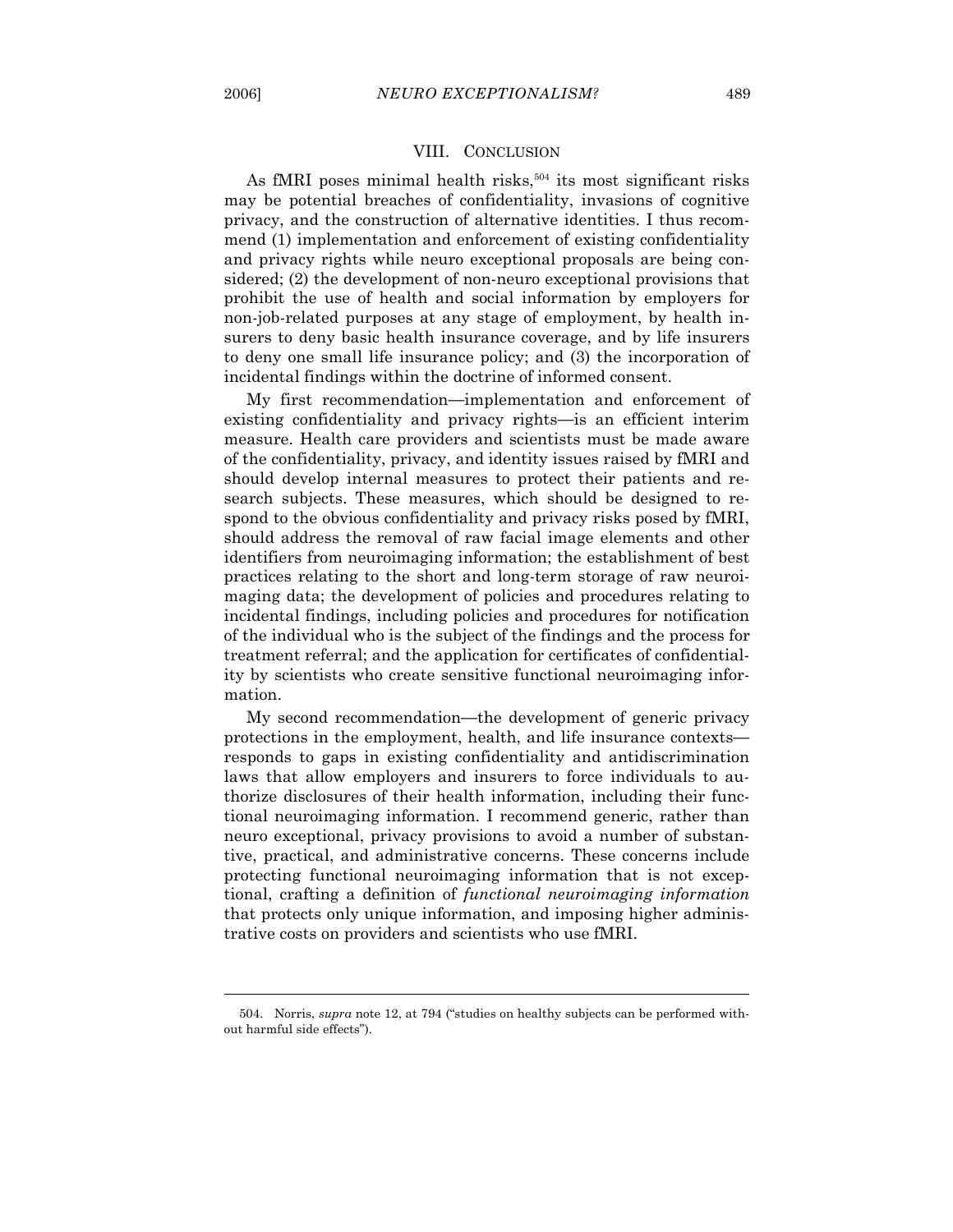## VIII. CONCLUSION

As fMRI poses minimal health risks,[504] its most significant risks may be potential breaches of confidentiality, invasions of cognitive privacy, and the construction of alternative identities. I thus recommend (1) implementation and enforcement of existing confidentiality and privacy rights while neuro exceptional proposals are being considered; (2) the development of non-neuro exceptional provisions that prohibit the use of health and social information by employers for non-job-related purposes at any stage of employment, by health insurers to deny basic health insurance coverage, and by life insurers to deny one small life insurance policy; and (3) the incorporation of incidental findings within the doctrine of informed consent.

My first recommendation—implementation and enforcement of existing confidentiality and privacy rights—is an efficient interim measure. Health care providers and scientists must be made aware of the confidentiality, privacy, and identity issues raised by fMRI and should develop internal measures to protect their patients and research subjects. These measures, which should be designed to respond to the obvious confidentiality and privacy risks posed by fMRI, should address the removal of raw facial image elements and other identifiers from neuroimaging information; the establishment of best practices relating to the short and long-term storage of raw neuroimaging data; the development of policies and procedures relating to incidental findings, including policies and procedures for notification of the individual who is the subject of the findings and the process for treatment referral; and the application for certificates of confidentiality by scientists who create sensitive functional neuroimaging information.

My second recommendation—the development of generic privacy protections in the employment, health, and life insurance contexts—responds to gaps in existing confidentiality and antidiscrimination laws that allow employers and insurers to force individuals to authorize disclosures of their health information, including their functional neuroimaging information. I recommend generic, rather than neuro exceptional, privacy provisions to avoid a number of substantive, practical, and administrative concerns. These concerns include protecting functional neuroimaging information that is not exceptional, crafting a definition of *functional neuroimaging information* that protects only unique information, and imposing higher administrative costs on providers and scientists who use fMRI.

---

504. Norris, *supra* note 12, at 794 ("studies on healthy subjects can be performed without harmful side effects").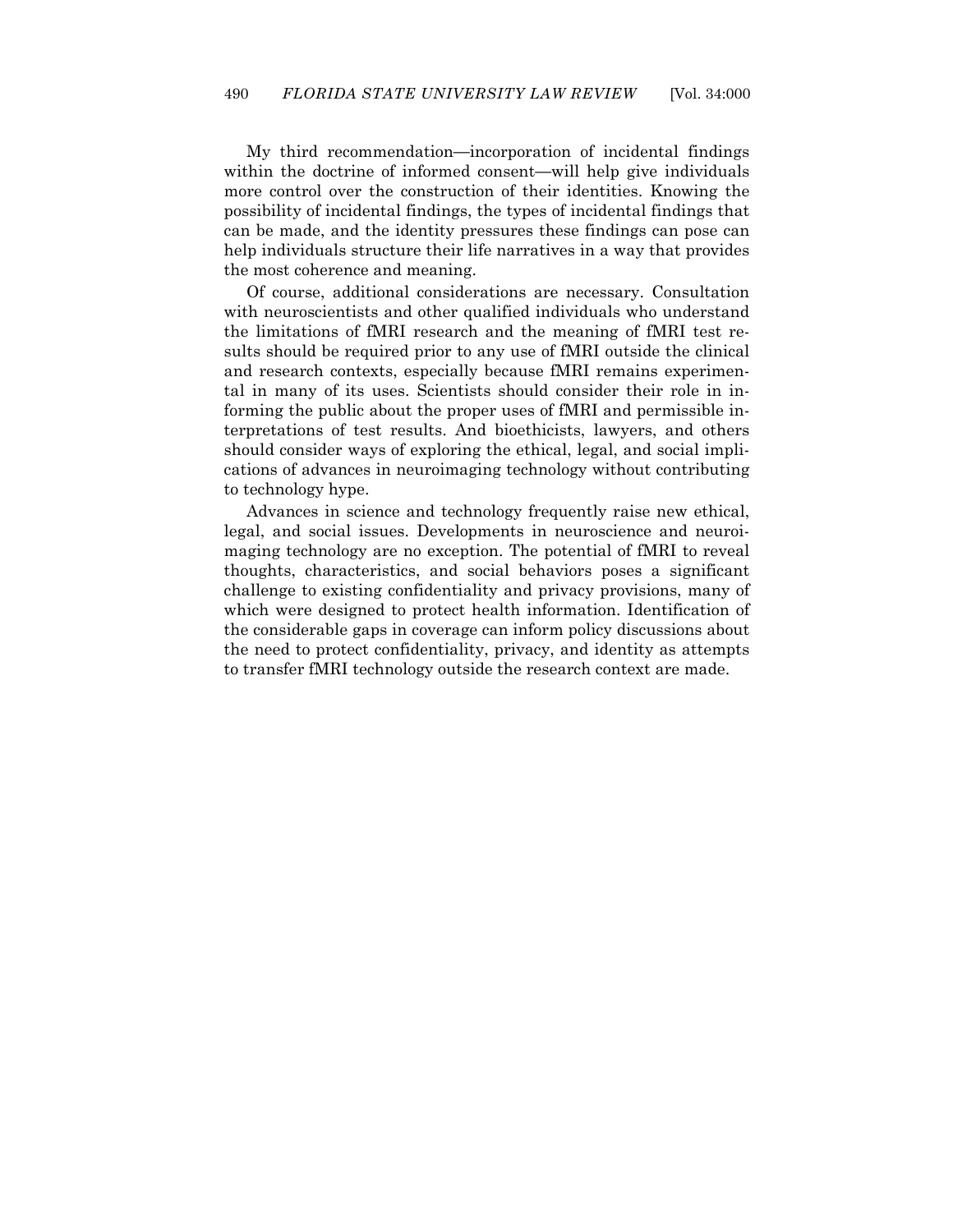My third recommendation—incorporation of incidental findings within the doctrine of informed consent—will help give individuals more control over the construction of their identities. Knowing the possibility of incidental findings, the types of incidental findings that can be made, and the identity pressures these findings can pose can help individuals structure their life narratives in a way that provides the most coherence and meaning.

Of course, additional considerations are necessary. Consultation with neuroscientists and other qualified individuals who understand the limitations of fMRI research and the meaning of fMRI test results should be required prior to any use of fMRI outside the clinical and research contexts, especially because fMRI remains experimental in many of its uses. Scientists should consider their role in informing the public about the proper uses of fMRI and permissible interpretations of test results. And bioethicists, lawyers, and others should consider ways of exploring the ethical, legal, and social implications of advances in neuroimaging technology without contributing to technology hype.

Advances in science and technology frequently raise new ethical, legal, and social issues. Developments in neuroscience and neuroimaging technology are no exception. The potential of fMRI to reveal thoughts, characteristics, and social behaviors poses a significant challenge to existing confidentiality and privacy provisions, many of which were designed to protect health information. Identification of the considerable gaps in coverage can inform policy discussions about the need to protect confidentiality, privacy, and identity as attempts to transfer fMRI technology outside the research context are made.